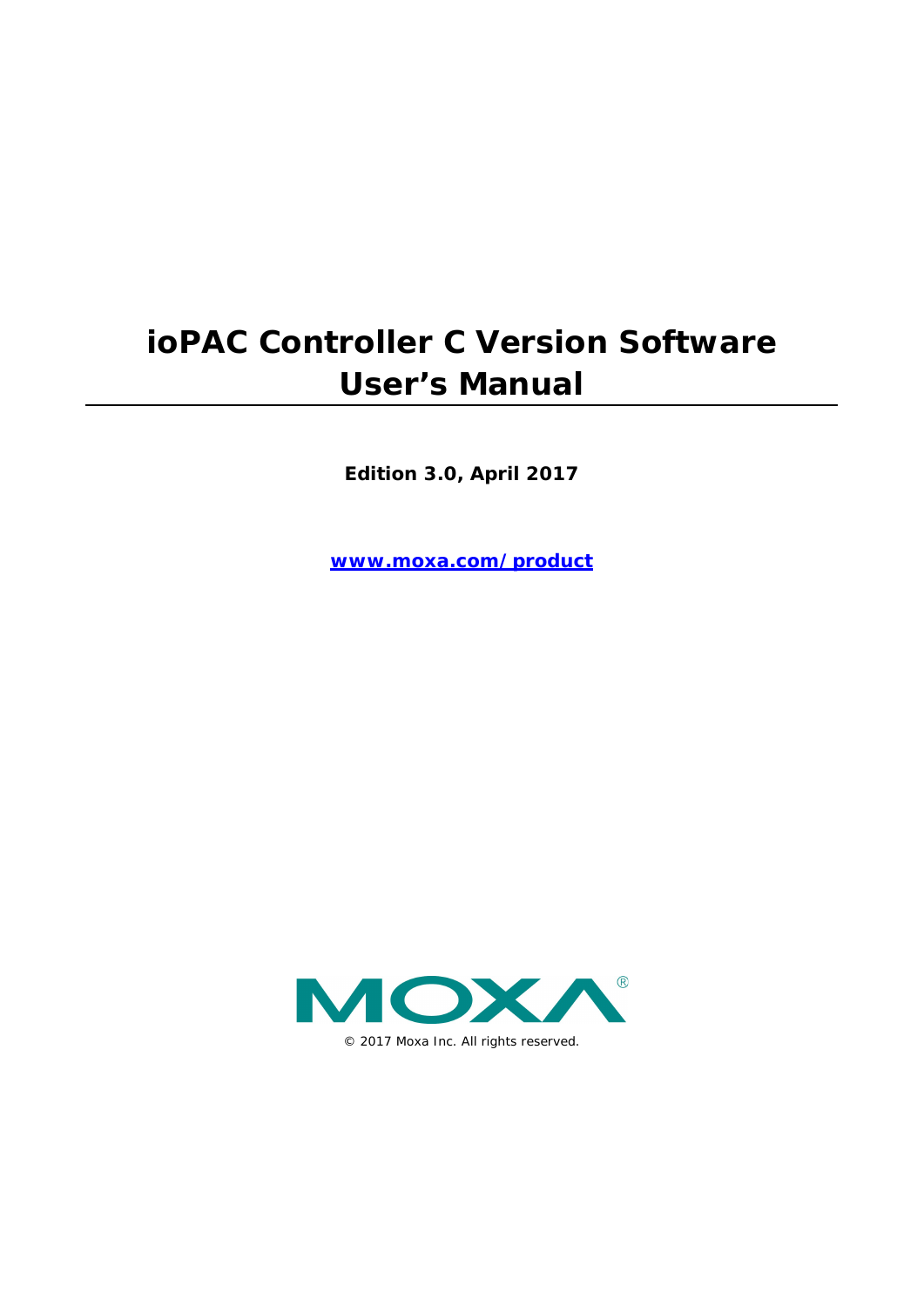# ioPAC Controller C Version Software User's Manual

**Edition 3.0, April 2017**

**www.moxa.com/product**

MOXA®

© 2017 Moxa Inc. All rights reserved.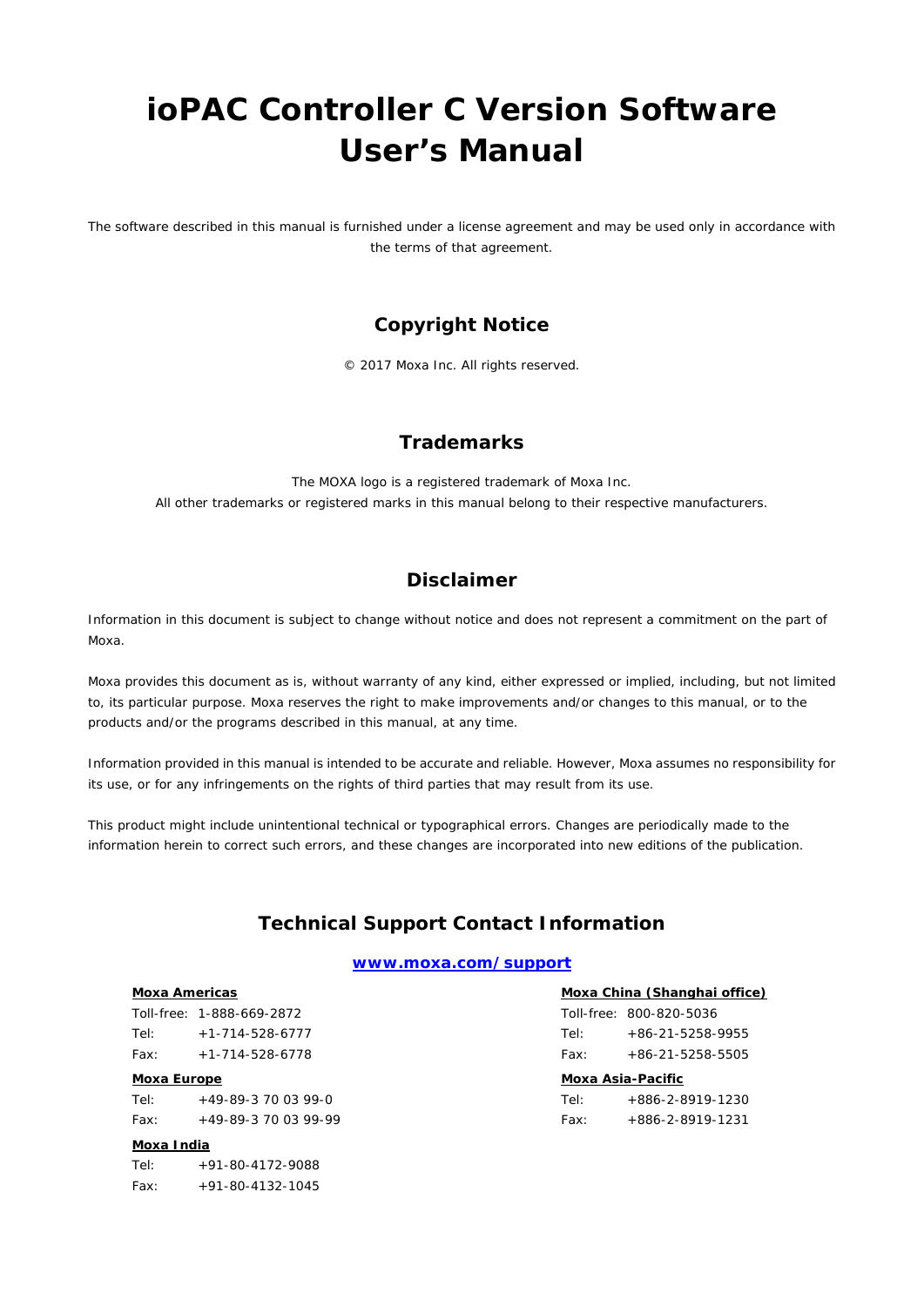# ioPAC Controller C Version Software User's Manual

The software described in this manual is furnished under a license agreement and may be used only in accordance with the terms of that agreement.

## Copyright Notice

© 2017 Moxa Inc. All rights reserved.

## Trademarks

The MOXA logo is a registered trademark of Moxa Inc.
All other trademarks or registered marks in this manual belong to their respective manufacturers.

## Disclaimer

Information in this document is subject to change without notice and does not represent a commitment on the part of Moxa.

Moxa provides this document as is, without warranty of any kind, either expressed or implied, including, but not limited to, its particular purpose. Moxa reserves the right to make improvements and/or changes to this manual, or to the products and/or the programs described in this manual, at any time.

Information provided in this manual is intended to be accurate and reliable. However, Moxa assumes no responsibility for its use, or for any infringements on the rights of third parties that may result from its use.

This product might include unintentional technical or typographical errors. Changes are periodically made to the information herein to correct such errors, and these changes are incorporated into new editions of the publication.

## Technical Support Contact Information

**www.moxa.com/support**

**Moxa Americas**
Toll-free: 1-888-669-2872
Tel: +1-714-528-6777
Fax: +1-714-528-6778

**Moxa Europe**
Tel: +49-89-3 70 03 99-0
Fax: +49-89-3 70 03 99-99

**Moxa India**
Tel: +91-80-4172-9088
Fax: +91-80-4132-1045

**Moxa China (Shanghai office)**
Toll-free: 800-820-5036
Tel: +86-21-5258-9955
Fax: +86-21-5258-5505

**Moxa Asia-Pacific**
Tel: +886-2-8919-1230
Fax: +886-2-8919-1231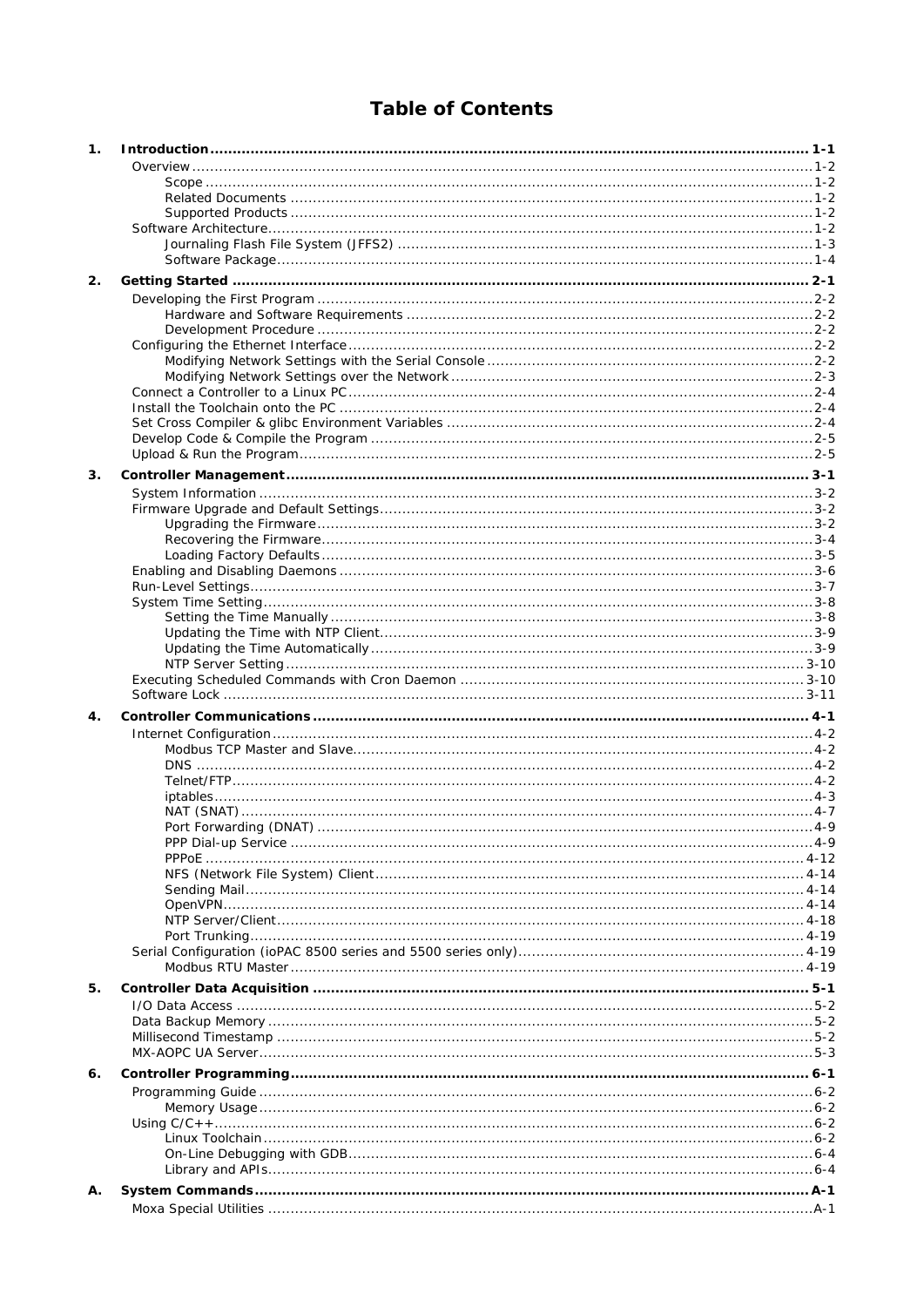# Table of Contents

**1. Introduction** ..... 1-1

- Overview ..... 1-2
  - Scope ..... 1-2
  - Related Documents ..... 1-2
  - Supported Products ..... 1-2
- Software Architecture ..... 1-2
  - Journaling Flash File System (JFFS2) ..... 1-3
  - Software Package ..... 1-4

**2. Getting Started** ..... 2-1

- Developing the First Program ..... 2-2
  - Hardware and Software Requirements ..... 2-2
  - Development Procedure ..... 2-2
- Configuring the Ethernet Interface ..... 2-2
  - Modifying Network Settings with the Serial Console ..... 2-2
  - Modifying Network Settings over the Network ..... 2-3
- Connect a Controller to a Linux PC ..... 2-4
- Install the Toolchain onto the PC ..... 2-4
- Set Cross Compiler & glibc Environment Variables ..... 2-4
- Develop Code & Compile the Program ..... 2-5
- Upload & Run the Program ..... 2-5

**3. Controller Management** ..... 3-1

- System Information ..... 3-2
- Firmware Upgrade and Default Settings ..... 3-2
  - Upgrading the Firmware ..... 3-2
  - Recovering the Firmware ..... 3-4
  - Loading Factory Defaults ..... 3-5
- Enabling and Disabling Daemons ..... 3-6
- Run-Level Settings ..... 3-7
- System Time Setting ..... 3-8
  - Setting the Time Manually ..... 3-8
  - Updating the Time with NTP Client ..... 3-9
  - Updating the Time Automatically ..... 3-9
  - NTP Server Setting ..... 3-10
- Executing Scheduled Commands with Cron Daemon ..... 3-10
- Software Lock ..... 3-11

**4. Controller Communications** ..... 4-1

- Internet Configuration ..... 4-2
  - Modbus TCP Master and Slave ..... 4-2
  - DNS ..... 4-2
  - Telnet/FTP ..... 4-2
  - iptables ..... 4-3
  - NAT (SNAT) ..... 4-7
  - Port Forwarding (DNAT) ..... 4-9
  - PPP Dial-up Service ..... 4-9
  - PPPoE ..... 4-12
  - NFS (Network File System) Client ..... 4-14
  - Sending Mail ..... 4-14
  - OpenVPN ..... 4-14
  - NTP Server/Client ..... 4-18
  - Port Trunking ..... 4-19
- Serial Configuration (ioPAC 8500 series and 5500 series only) ..... 4-19
  - Modbus RTU Master ..... 4-19

**5. Controller Data Acquisition** ..... 5-1

- I/O Data Access ..... 5-2
- Data Backup Memory ..... 5-2
- Millisecond Timestamp ..... 5-2
- MX-AOPC UA Server ..... 5-3

**6. Controller Programming** ..... 6-1

- Programming Guide ..... 6-2
  - Memory Usage ..... 6-2
- Using C/C++ ..... 6-2
  - Linux Toolchain ..... 6-2
  - On-Line Debugging with GDB ..... 6-4
  - Library and APIs ..... 6-4

**A. System Commands** ..... A-1

- Moxa Special Utilities ..... A-1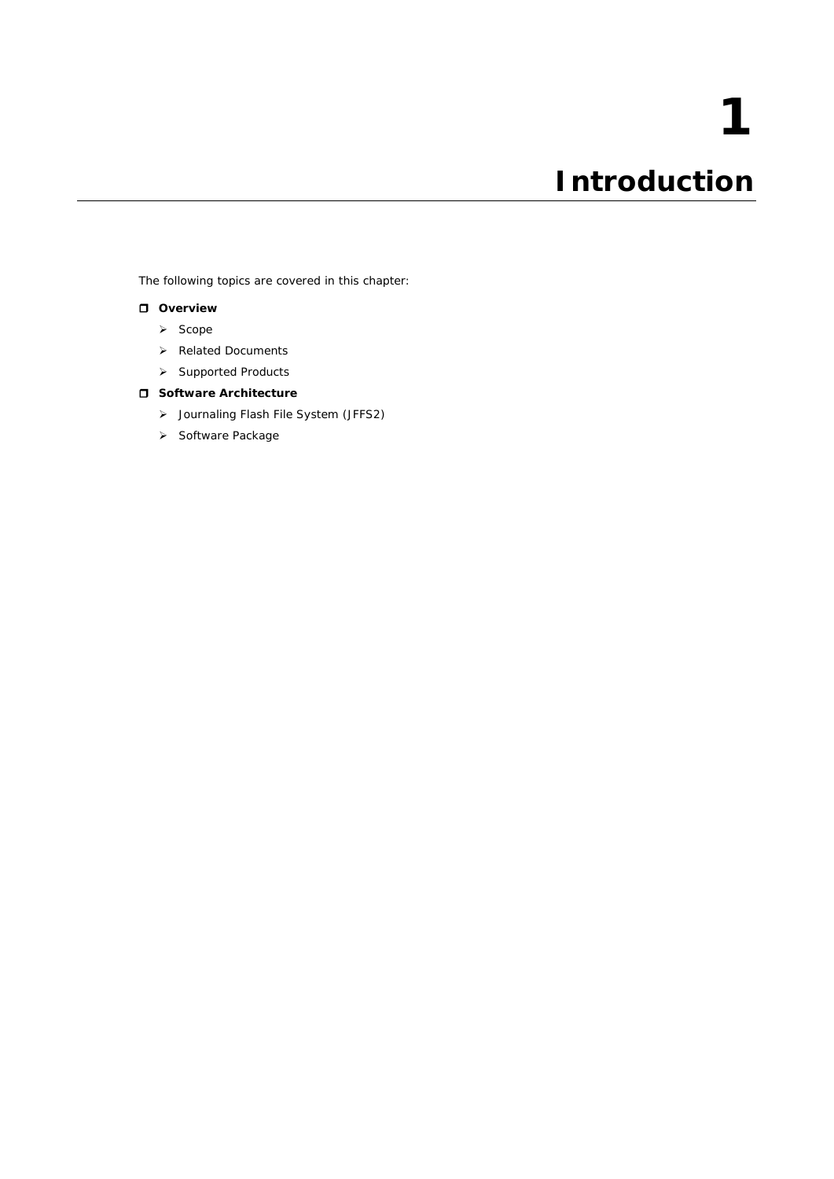# 1

# Introduction

The following topics are covered in this chapter:

- **Overview**
  - Scope
  - Related Documents
  - Supported Products
- **Software Architecture**
  - Journaling Flash File System (JFFS2)
  - Software Package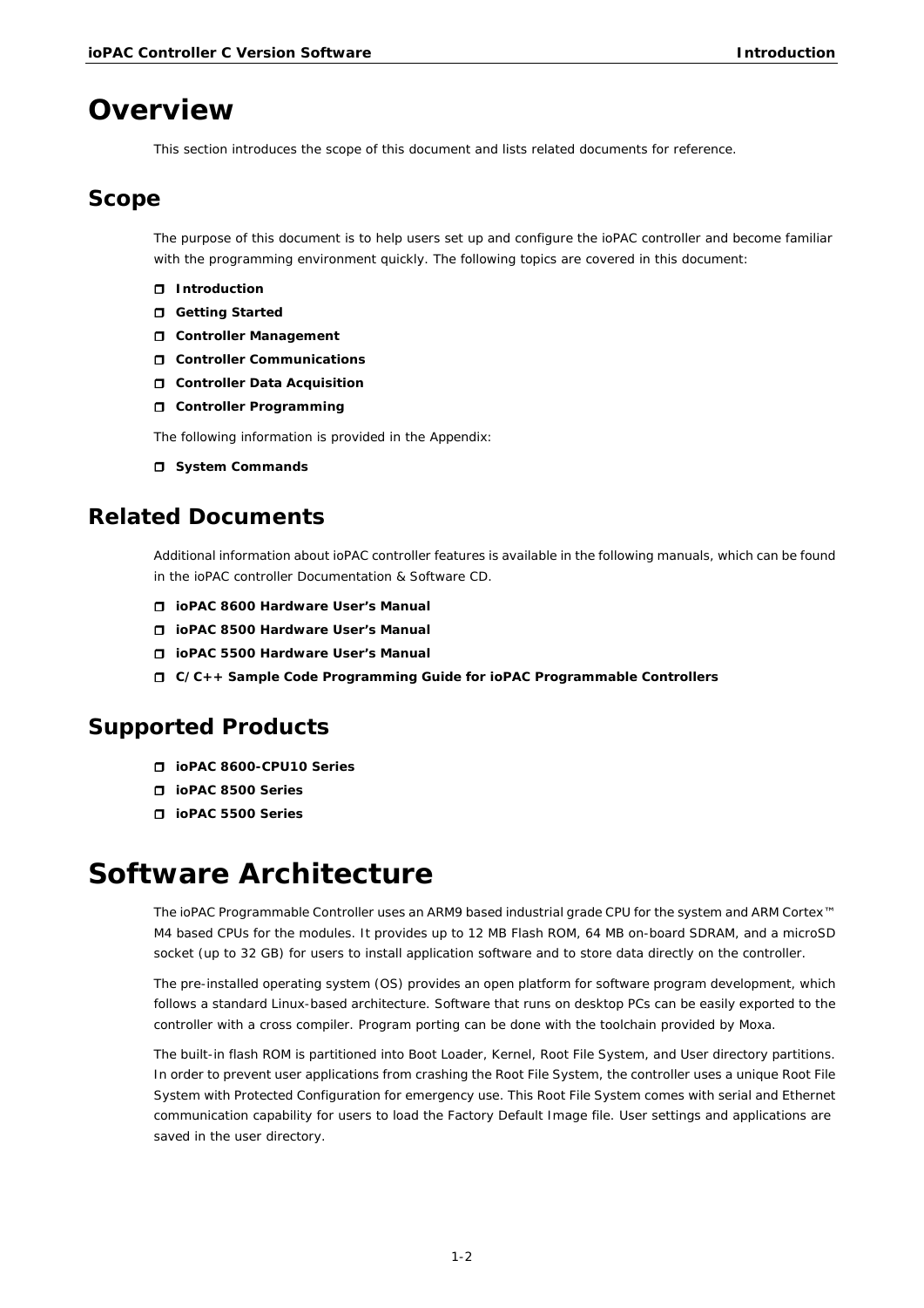# Overview

This section introduces the scope of this document and lists related documents for reference.

## Scope

The purpose of this document is to help users set up and configure the ioPAC controller and become familiar with the programming environment quickly. The following topics are covered in this document:

- **Introduction**
- **Getting Started**
- **Controller Management**
- **Controller Communications**
- **Controller Data Acquisition**
- **Controller Programming**

The following information is provided in the Appendix:

- **System Commands**

## Related Documents

Additional information about ioPAC controller features is available in the following manuals, which can be found in the ioPAC controller Documentation & Software CD.

- **ioPAC 8600 Hardware User's Manual**
- **ioPAC 8500 Hardware User's Manual**
- **ioPAC 5500 Hardware User's Manual**
- **C/C++ Sample Code Programming Guide for ioPAC Programmable Controllers**

## Supported Products

- **ioPAC 8600-CPU10 Series**
- **ioPAC 8500 Series**
- **ioPAC 5500 Series**

# Software Architecture

The ioPAC Programmable Controller uses an ARM9 based industrial grade CPU for the system and ARM Cortex™ M4 based CPUs for the modules. It provides up to 12 MB Flash ROM, 64 MB on-board SDRAM, and a microSD socket (up to 32 GB) for users to install application software and to store data directly on the controller.

The pre-installed operating system (OS) provides an open platform for software program development, which follows a standard Linux-based architecture. Software that runs on desktop PCs can be easily exported to the controller with a cross compiler. Program porting can be done with the toolchain provided by Moxa.

The built-in flash ROM is partitioned into Boot Loader, Kernel, Root File System, and User directory partitions. In order to prevent user applications from crashing the Root File System, the controller uses a unique Root File System with Protected Configuration for emergency use. This Root File System comes with serial and Ethernet communication capability for users to load the Factory Default Image file. User settings and applications are saved in the user directory.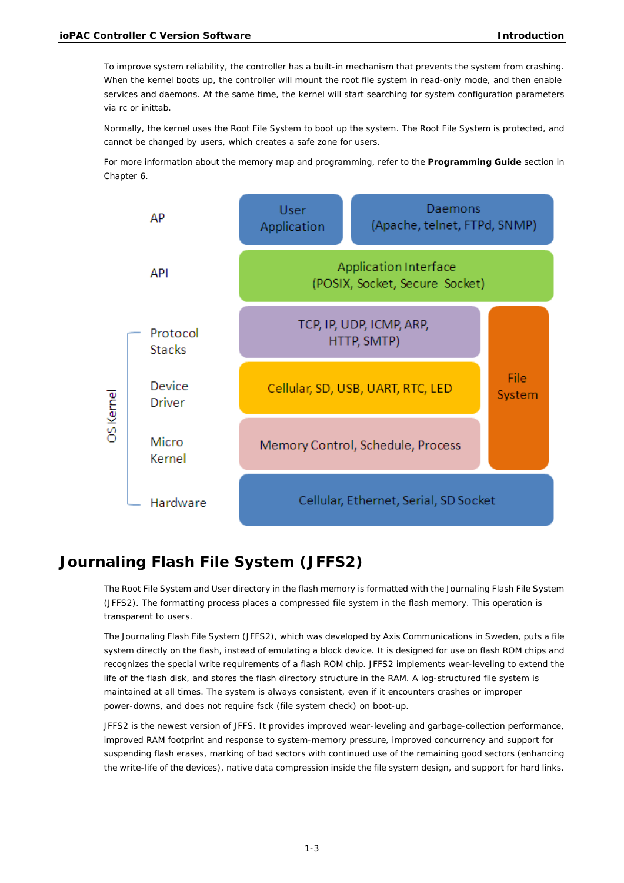To improve system reliability, the controller has a built-in mechanism that prevents the system from crashing. When the kernel boots up, the controller will mount the root file system in read-only mode, and then enable services and daemons. At the same time, the kernel will start searching for system configuration parameters via rc or inittab.

Normally, the kernel uses the Root File System to boot up the system. The Root File System is protected, and cannot be changed by users, which creates a safe zone for users.

For more information about the memory map and programming, refer to the **Programming Guide** section in Chapter 6.

| Layer | | | |
|---|---|---|---|
| AP | User Application | Daemons (Apache, telnet, FTPd, SNMP) | |
| API | Application Interface (POSIX, Socket, Secure Socket) | | |
| OS Kernel – Protocol Stacks | TCP, IP, UDP, ICMP, ARP, HTTP, SMTP) | | File System |
| OS Kernel – Device Driver | Cellular, SD, USB, UART, RTC, LED | | File System |
| OS Kernel – Micro Kernel | Memory Control, Schedule, Process | | File System |
| OS Kernel – Hardware | Cellular, Ethernet, Serial, SD Socket | | |

# Journaling Flash File System (JFFS2)

The Root File System and User directory in the flash memory is formatted with the Journaling Flash File System (JFFS2). The formatting process places a compressed file system in the flash memory. This operation is transparent to users.

The Journaling Flash File System (JFFS2), which was developed by Axis Communications in Sweden, puts a file system directly on the flash, instead of emulating a block device. It is designed for use on flash ROM chips and recognizes the special write requirements of a flash ROM chip. JFFS2 implements wear-leveling to extend the life of the flash disk, and stores the flash directory structure in the RAM. A log-structured file system is maintained at all times. The system is always consistent, even if it encounters crashes or improper power-downs, and does not require fsck (file system check) on boot-up.

JFFS2 is the newest version of JFFS. It provides improved wear-leveling and garbage-collection performance, improved RAM footprint and response to system-memory pressure, improved concurrency and support for suspending flash erases, marking of bad sectors with continued use of the remaining good sectors (enhancing the write-life of the devices), native data compression inside the file system design, and support for hard links.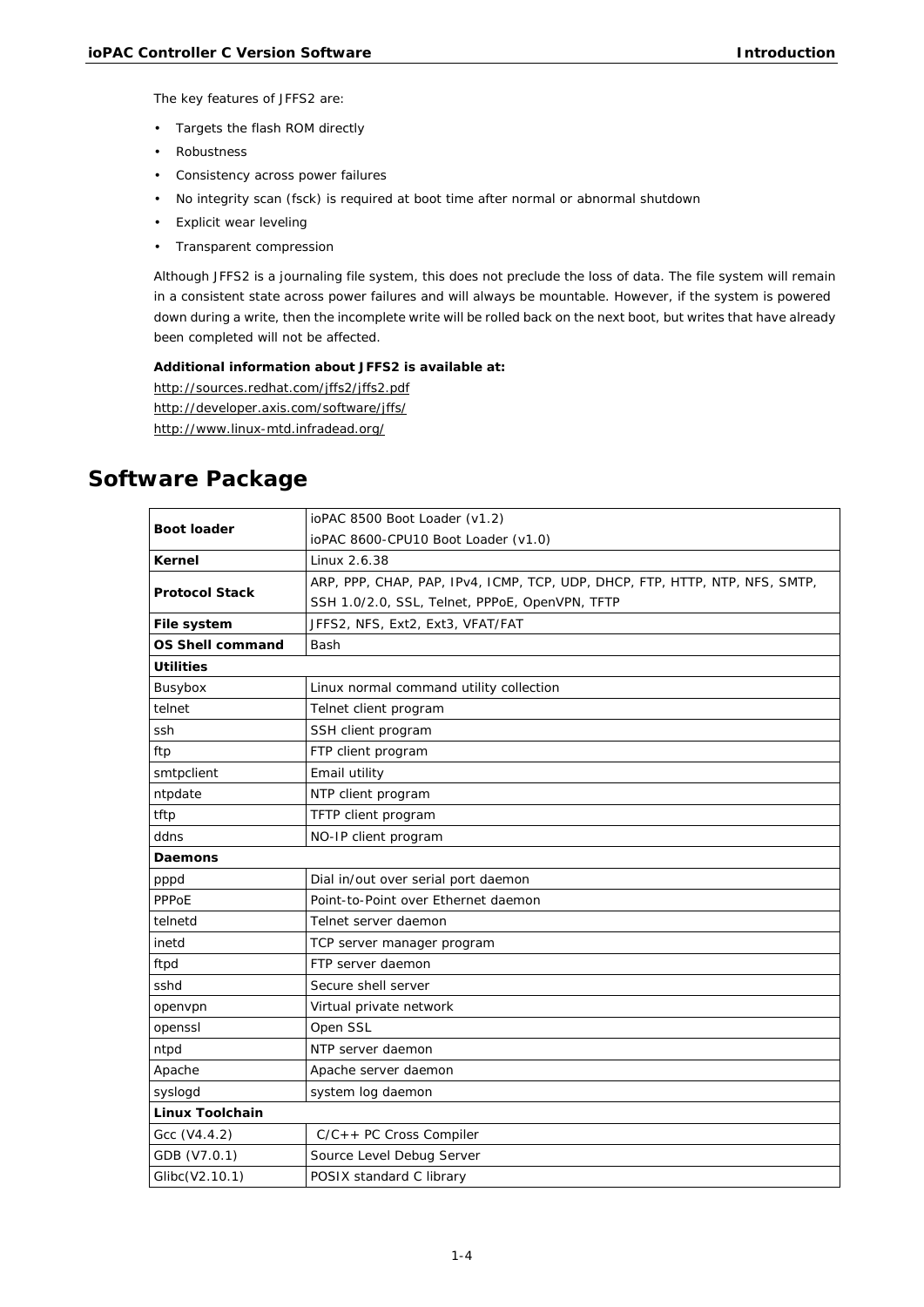The key features of JFFS2 are:

- Targets the flash ROM directly
- Robustness
- Consistency across power failures
- No integrity scan (fsck) is required at boot time after normal or abnormal shutdown
- Explicit wear leveling
- Transparent compression

Although JFFS2 is a journaling file system, this does not preclude the loss of data. The file system will remain in a consistent state across power failures and will always be mountable. However, if the system is powered down during a write, then the incomplete write will be rolled back on the next boot, but writes that have already been completed will not be affected.

**Additional information about JFFS2 is available at:**

http://sources.redhat.com/jffs2/jffs2.pdf
http://developer.axis.com/software/jffs/
http://www.linux-mtd.infradead.org/

## Software Package

| | |
|---|---|
| **Boot loader** | ioPAC 8500 Boot Loader (v1.2)<br>ioPAC 8600-CPU10 Boot Loader (v1.0) |
| **Kernel** | Linux 2.6.38 |
| **Protocol Stack** | ARP, PPP, CHAP, PAP, IPv4, ICMP, TCP, UDP, DHCP, FTP, HTTP, NTP, NFS, SMTP, SSH 1.0/2.0, SSL, Telnet, PPPoE, OpenVPN, TFTP |
| **File system** | JFFS2, NFS, Ext2, Ext3, VFAT/FAT |
| **OS Shell command** | Bash |
| **Utilities** | |
| Busybox | Linux normal command utility collection |
| telnet | Telnet client program |
| ssh | SSH client program |
| ftp | FTP client program |
| smtpclient | Email utility |
| ntpdate | NTP client program |
| tftp | TFTP client program |
| ddns | NO-IP client program |
| **Daemons** | |
| pppd | Dial in/out over serial port daemon |
| PPPoE | Point-to-Point over Ethernet daemon |
| telnetd | Telnet server daemon |
| inetd | TCP server manager program |
| ftpd | FTP server daemon |
| sshd | Secure shell server |
| openvpn | Virtual private network |
| openssl | Open SSL |
| ntpd | NTP server daemon |
| Apache | Apache server daemon |
| syslogd | system log daemon |
| **Linux Toolchain** | |
| Gcc (V4.4.2) | C/C++ PC Cross Compiler |
| GDB (V7.0.1) | Source Level Debug Server |
| Glibc(V2.10.1) | POSIX standard C library |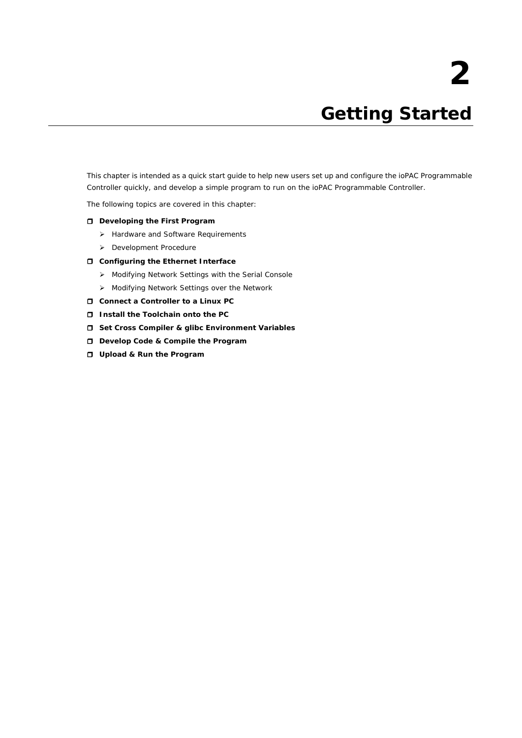# 2

# Getting Started

This chapter is intended as a quick start guide to help new users set up and configure the ioPAC Programmable Controller quickly, and develop a simple program to run on the ioPAC Programmable Controller.

The following topics are covered in this chapter:

- **Developing the First Program**
  - Hardware and Software Requirements
  - Development Procedure
- **Configuring the Ethernet Interface**
  - Modifying Network Settings with the Serial Console
  - Modifying Network Settings over the Network
- **Connect a Controller to a Linux PC**
- **Install the Toolchain onto the PC**
- **Set Cross Compiler & glibc Environment Variables**
- **Develop Code & Compile the Program**
- **Upload & Run the Program**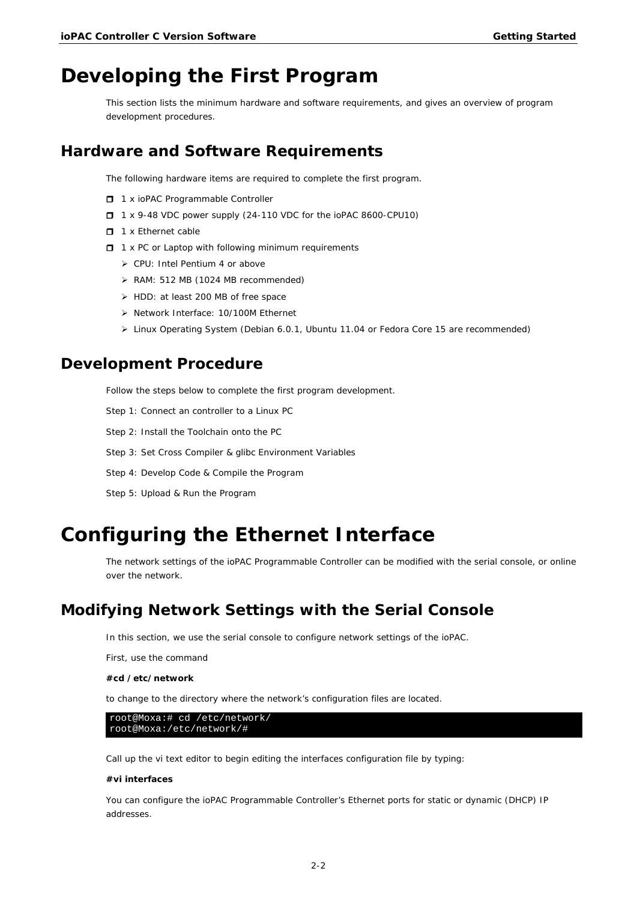# Developing the First Program

This section lists the minimum hardware and software requirements, and gives an overview of program development procedures.

## Hardware and Software Requirements

The following hardware items are required to complete the first program.

- 1 x ioPAC Programmable Controller
- 1 x 9-48 VDC power supply (24-110 VDC for the ioPAC 8600-CPU10)
- 1 x Ethernet cable
- 1 x PC or Laptop with following minimum requirements
  - CPU: Intel Pentium 4 or above
  - RAM: 512 MB (1024 MB recommended)
  - HDD: at least 200 MB of free space
  - Network Interface: 10/100M Ethernet
  - Linux Operating System (Debian 6.0.1, Ubuntu 11.04 or Fedora Core 15 are recommended)

## Development Procedure

Follow the steps below to complete the first program development.

Step 1: Connect an controller to a Linux PC

Step 2: Install the Toolchain onto the PC

Step 3: Set Cross Compiler & glibc Environment Variables

Step 4: Develop Code & Compile the Program

Step 5: Upload & Run the Program

# Configuring the Ethernet Interface

The network settings of the ioPAC Programmable Controller can be modified with the serial console, or online over the network.

## Modifying Network Settings with the Serial Console

In this section, we use the serial console to configure network settings of the ioPAC.

First, use the command

**#cd /etc/network**

to change to the directory where the network's configuration files are located.

```
root@Moxa:# cd /etc/network/
root@Moxa:/etc/network/#
```

Call up the vi text editor to begin editing the interfaces configuration file by typing:

**#vi interfaces**

You can configure the ioPAC Programmable Controller's Ethernet ports for static or dynamic (DHCP) IP addresses.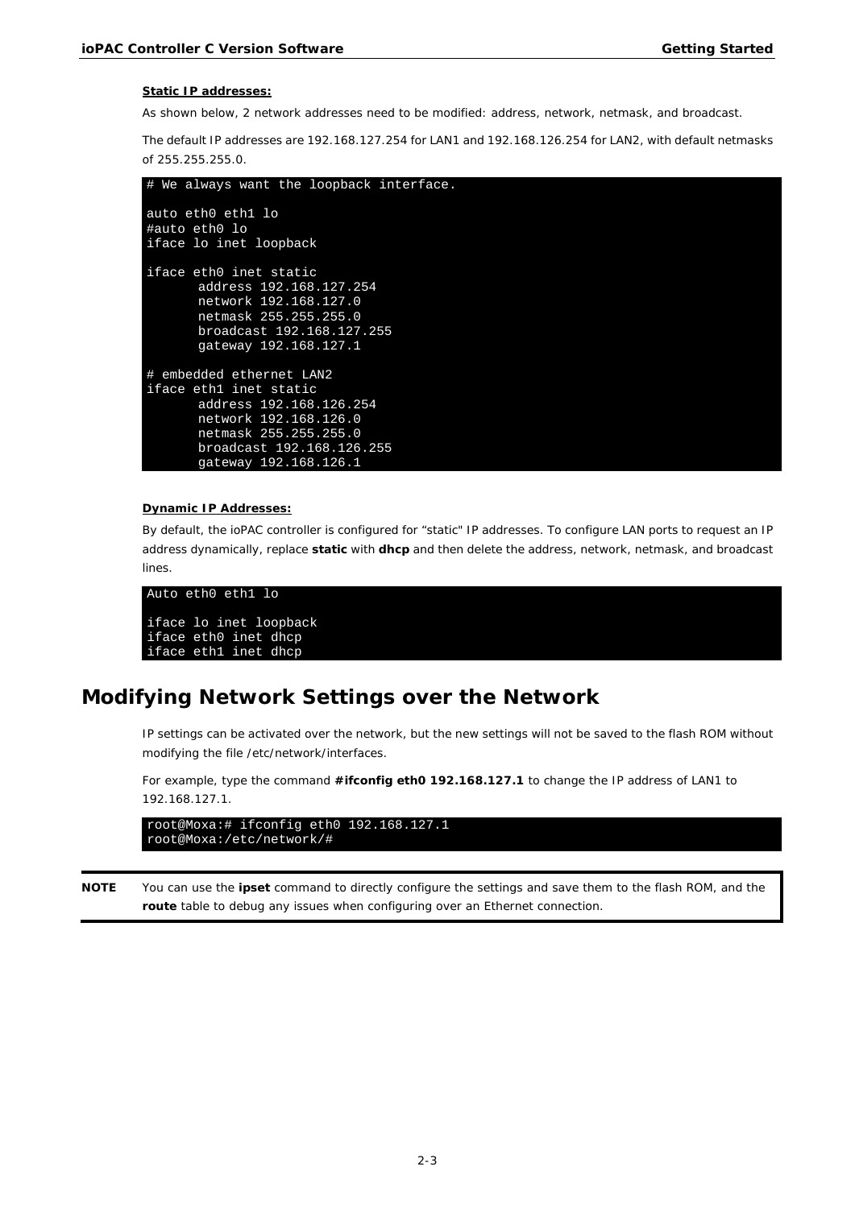**Static IP addresses:**

As shown below, 2 network addresses need to be modified: address, network, netmask, and broadcast.

The default IP addresses are 192.168.127.254 for LAN1 and 192.168.126.254 for LAN2, with default netmasks of 255.255.255.0.

```
# We always want the loopback interface.

auto eth0 eth1 lo
#auto eth0 lo
iface lo inet loopback

iface eth0 inet static
       address 192.168.127.254
       network 192.168.127.0
       netmask 255.255.255.0
       broadcast 192.168.127.255
       gateway 192.168.127.1

# embedded ethernet LAN2
iface eth1 inet static
       address 192.168.126.254
       network 192.168.126.0
       netmask 255.255.255.0
       broadcast 192.168.126.255
       gateway 192.168.126.1
```

**Dynamic IP Addresses:**

By default, the ioPAC controller is configured for "static" IP addresses. To configure LAN ports to request an IP address dynamically, replace **static** with **dhcp** and then delete the address, network, netmask, and broadcast lines.

```
Auto eth0 eth1 lo

iface lo inet loopback
iface eth0 inet dhcp
iface eth1 inet dhcp
```

## Modifying Network Settings over the Network

IP settings can be activated over the network, but the new settings will not be saved to the flash ROM without modifying the file /etc/network/interfaces.

For example, type the command **#ifconfig eth0 192.168.127.1** to change the IP address of LAN1 to 192.168.127.1.

```
root@Moxa:# ifconfig eth0 192.168.127.1
root@Moxa:/etc/network/#
```

**NOTE** You can use the **ipset** command to directly configure the settings and save them to the flash ROM, and the **route** table to debug any issues when configuring over an Ethernet connection.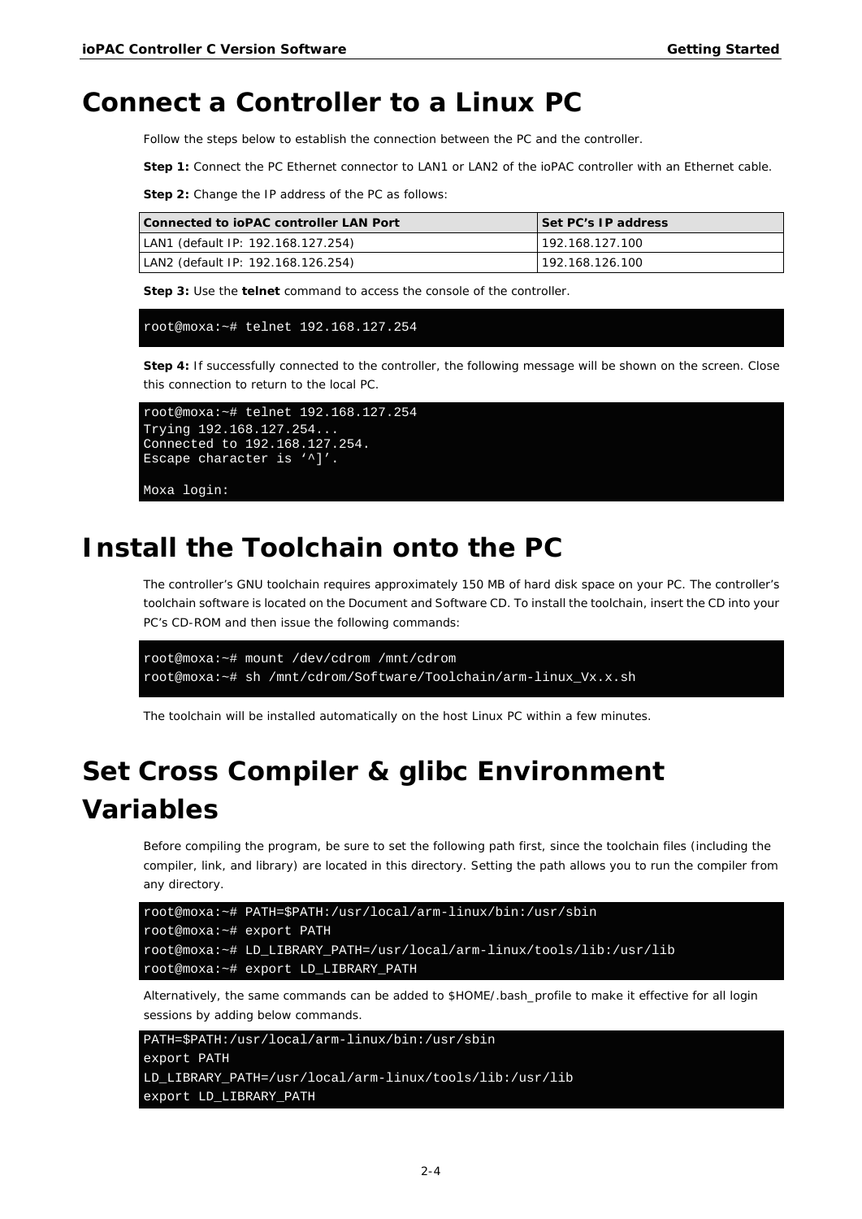# Connect a Controller to a Linux PC

Follow the steps below to establish the connection between the PC and the controller.

**Step 1:** Connect the PC Ethernet connector to LAN1 or LAN2 of the ioPAC controller with an Ethernet cable.

**Step 2:** Change the IP address of the PC as follows:

| Connected to ioPAC controller LAN Port | Set PC's IP address |
|---|---|
| LAN1 (default IP: 192.168.127.254) | 192.168.127.100 |
| LAN2 (default IP: 192.168.126.254) | 192.168.126.100 |

**Step 3:** Use the **telnet** command to access the console of the controller.

```
root@moxa:~# telnet 192.168.127.254
```

**Step 4:** If successfully connected to the controller, the following message will be shown on the screen. Close this connection to return to the local PC.

```
root@moxa:~# telnet 192.168.127.254
Trying 192.168.127.254...
Connected to 192.168.127.254.
Escape character is '^]'.

Moxa login:
```

# Install the Toolchain onto the PC

The controller's GNU toolchain requires approximately 150 MB of hard disk space on your PC. The controller's toolchain software is located on the Document and Software CD. To install the toolchain, insert the CD into your PC's CD-ROM and then issue the following commands:

```
root@moxa:~# mount /dev/cdrom /mnt/cdrom
root@moxa:~# sh /mnt/cdrom/Software/Toolchain/arm-linux_Vx.x.sh
```

The toolchain will be installed automatically on the host Linux PC within a few minutes.

# Set Cross Compiler & glibc Environment Variables

Before compiling the program, be sure to set the following path first, since the toolchain files (including the compiler, link, and library) are located in this directory. Setting the path allows you to run the compiler from any directory.

```
root@moxa:~# PATH=$PATH:/usr/local/arm-linux/bin:/usr/sbin
root@moxa:~# export PATH
root@moxa:~# LD_LIBRARY_PATH=/usr/local/arm-linux/tools/lib:/usr/lib
root@moxa:~# export LD_LIBRARY_PATH
```

Alternatively, the same commands can be added to $HOME/.bash_profile to make it effective for all login sessions by adding below commands.

```
PATH=$PATH:/usr/local/arm-linux/bin:/usr/sbin
export PATH
LD_LIBRARY_PATH=/usr/local/arm-linux/tools/lib:/usr/lib
export LD_LIBRARY_PATH
```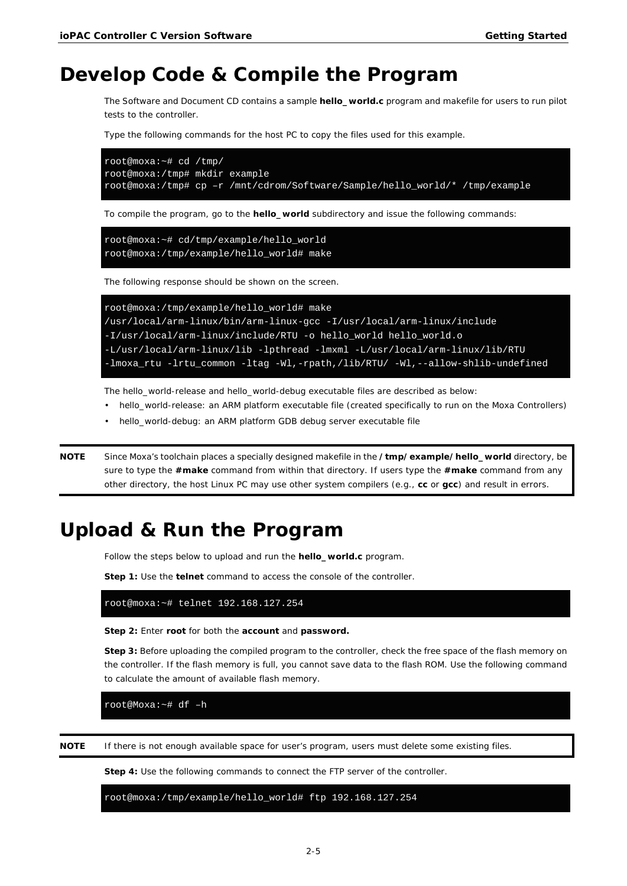# Develop Code & Compile the Program

The Software and Document CD contains a sample **hello_world.c** program and makefile for users to run pilot tests to the controller.

Type the following commands for the host PC to copy the files used for this example.

```
root@moxa:~# cd /tmp/
root@moxa:/tmp# mkdir example
root@moxa:/tmp# cp –r /mnt/cdrom/Software/Sample/hello_world/* /tmp/example
```

To compile the program, go to the **hello_world** subdirectory and issue the following commands:

```
root@moxa:~# cd/tmp/example/hello_world
root@moxa:/tmp/example/hello_world# make
```

The following response should be shown on the screen.

```
root@moxa:/tmp/example/hello_world# make
/usr/local/arm-linux/bin/arm-linux-gcc -I/usr/local/arm-linux/include
-I/usr/local/arm-linux/include/RTU -o hello_world hello_world.o
-L/usr/local/arm-linux/lib -lpthread -lmxml -L/usr/local/arm-linux/lib/RTU
-lmoxa_rtu -lrtu_common -ltag -Wl,-rpath,/lib/RTU/ -Wl,--allow-shlib-undefined
```

The hello_world-release and hello_world-debug executable files are described as below:

- hello_world-release: an ARM platform executable file (created specifically to run on the Moxa Controllers)
- hello_world-debug: an ARM platform GDB debug server executable file

**NOTE** Since Moxa's toolchain places a specially designed makefile in the **/tmp/example/hello_world** directory, be sure to type the **#make** command from within that directory. If users type the **#make** command from any other directory, the host Linux PC may use other system compilers (e.g., **cc** or **gcc**) and result in errors.

# Upload & Run the Program

Follow the steps below to upload and run the **hello_world.c** program.

**Step 1:** Use the **telnet** command to access the console of the controller.

```
root@moxa:~# telnet 192.168.127.254
```

**Step 2:** Enter **root** for both the **account** and **password.**

**Step 3:** Before uploading the compiled program to the controller, check the free space of the flash memory on the controller. If the flash memory is full, you cannot save data to the flash ROM. Use the following command to calculate the amount of available flash memory.

```
root@Moxa:~# df –h
```

**NOTE** If there is not enough available space for user's program, users must delete some existing files.

**Step 4:** Use the following commands to connect the FTP server of the controller.

```
root@moxa:/tmp/example/hello_world# ftp 192.168.127.254
```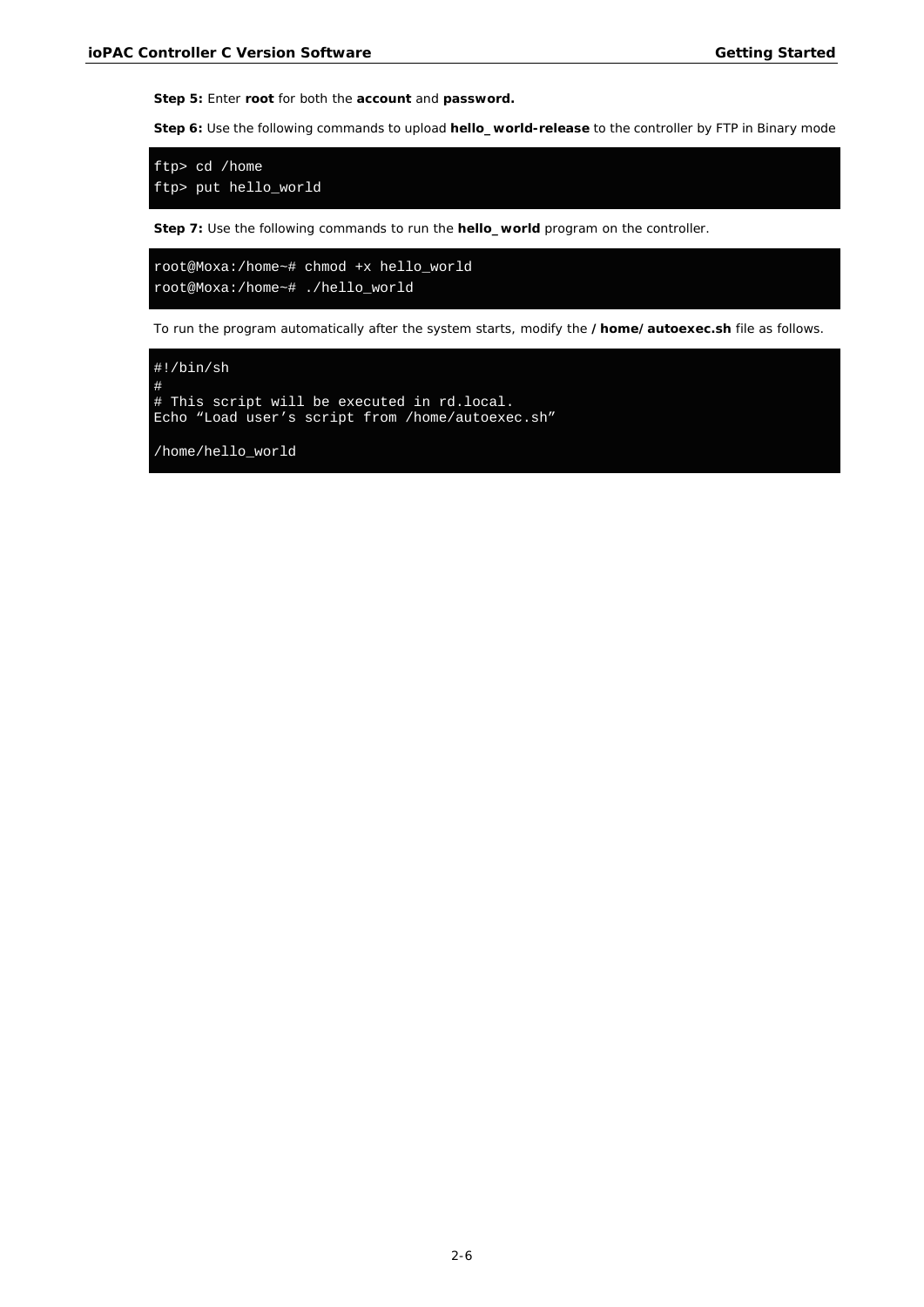**Step 5:** Enter **root** for both the **account** and **password.**

**Step 6:** Use the following commands to upload **hello_world-release** to the controller by FTP in Binary mode

```
ftp> cd /home
ftp> put hello_world
```

**Step 7:** Use the following commands to run the **hello_world** program on the controller.

```
root@Moxa:/home~# chmod +x hello_world
root@Moxa:/home~# ./hello_world
```

To run the program automatically after the system starts, modify the **/home/autoexec.sh** file as follows.

```
#!/bin/sh
#
# This script will be executed in rd.local.
Echo “Load user’s script from /home/autoexec.sh”

/home/hello_world
```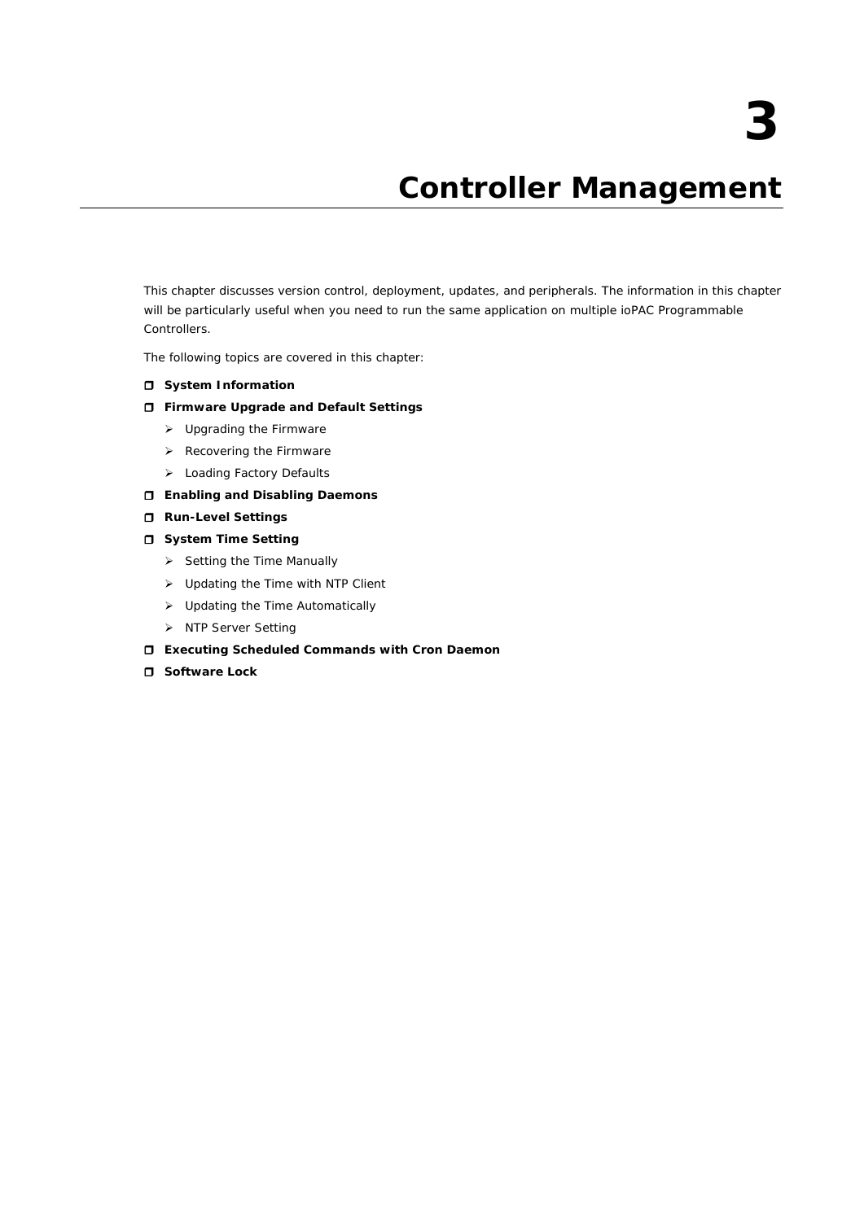# 3

# Controller Management

This chapter discusses version control, deployment, updates, and peripherals. The information in this chapter will be particularly useful when you need to run the same application on multiple ioPAC Programmable Controllers.

The following topics are covered in this chapter:

- **System Information**
- **Firmware Upgrade and Default Settings**
  - Upgrading the Firmware
  - Recovering the Firmware
  - Loading Factory Defaults
- **Enabling and Disabling Daemons**
- **Run-Level Settings**
- **System Time Setting**
  - Setting the Time Manually
  - Updating the Time with NTP Client
  - Updating the Time Automatically
  - NTP Server Setting
- **Executing Scheduled Commands with Cron Daemon**
- **Software Lock**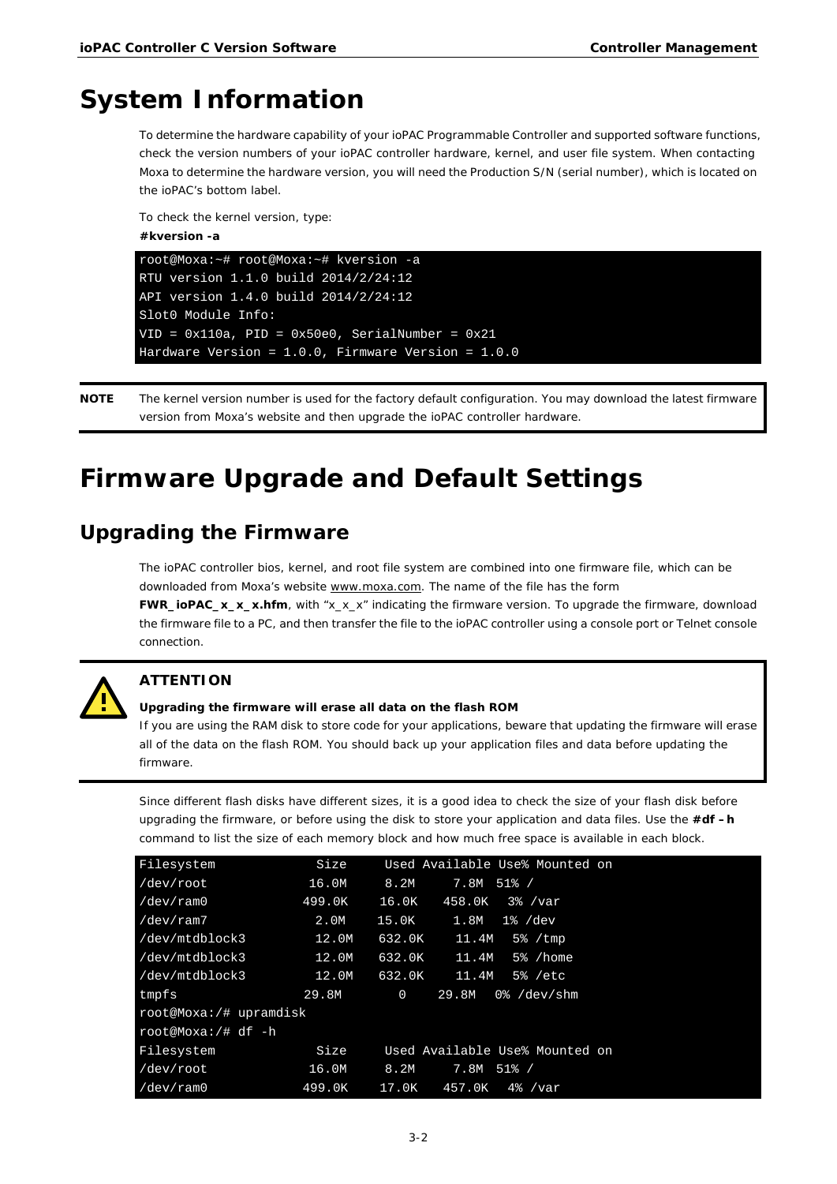# System Information

To determine the hardware capability of your ioPAC Programmable Controller and supported software functions, check the version numbers of your ioPAC controller hardware, kernel, and user file system. When contacting Moxa to determine the hardware version, you will need the Production S/N (serial number), which is located on the ioPAC's bottom label.

To check the kernel version, type:

**#kversion -a**

```
root@Moxa:~# root@Moxa:~# kversion -a
RTU version 1.1.0 build 2014/2/24:12
API version 1.4.0 build 2014/2/24:12
Slot0 Module Info:
VID = 0x110a, PID = 0x50e0, SerialNumber = 0x21
Hardware Version = 1.0.0, Firmware Version = 1.0.0
```

**NOTE** The kernel version number is used for the factory default configuration. You may download the latest firmware version from Moxa's website and then upgrade the ioPAC controller hardware.

# Firmware Upgrade and Default Settings

## Upgrading the Firmware

The ioPAC controller bios, kernel, and root file system are combined into one firmware file, which can be downloaded from Moxa's website www.moxa.com. The name of the file has the form **FWR_ioPAC_x_x_x.hfm**, with "x_x_x" indicating the firmware version. To upgrade the firmware, download the firmware file to a PC, and then transfer the file to the ioPAC controller using a console port or Telnet console connection.

**ATTENTION**

**Upgrading the firmware will erase all data on the flash ROM**

If you are using the RAM disk to store code for your applications, beware that updating the firmware will erase all of the data on the flash ROM. You should back up your application files and data before updating the firmware.

Since different flash disks have different sizes, it is a good idea to check the size of your flash disk before upgrading the firmware, or before using the disk to store your application and data files. Use the **#df –h** command to list the size of each memory block and how much free space is available in each block.

```
Filesystem            Size     Used Available Use% Mounted on
/dev/root            16.0M     8.2M     7.8M  51% /
/dev/ram0           499.0K    16.0K   458.0K   3% /var
/dev/ram7             2.0M    15.0K     1.8M   1% /dev
/dev/mtdblock3        12.0M   632.0K    11.4M   5% /tmp
/dev/mtdblock3        12.0M   632.0K    11.4M   5% /home
/dev/mtdblock3        12.0M   632.0K    11.4M   5% /etc
tmpfs               29.8M        0    29.8M   0% /dev/shm
root@Moxa:/# upramdisk
root@Moxa:/# df -h
Filesystem            Size     Used Available Use% Mounted on
/dev/root            16.0M     8.2M     7.8M  51% /
/dev/ram0           499.0K    17.0K   457.0K   4% /var
```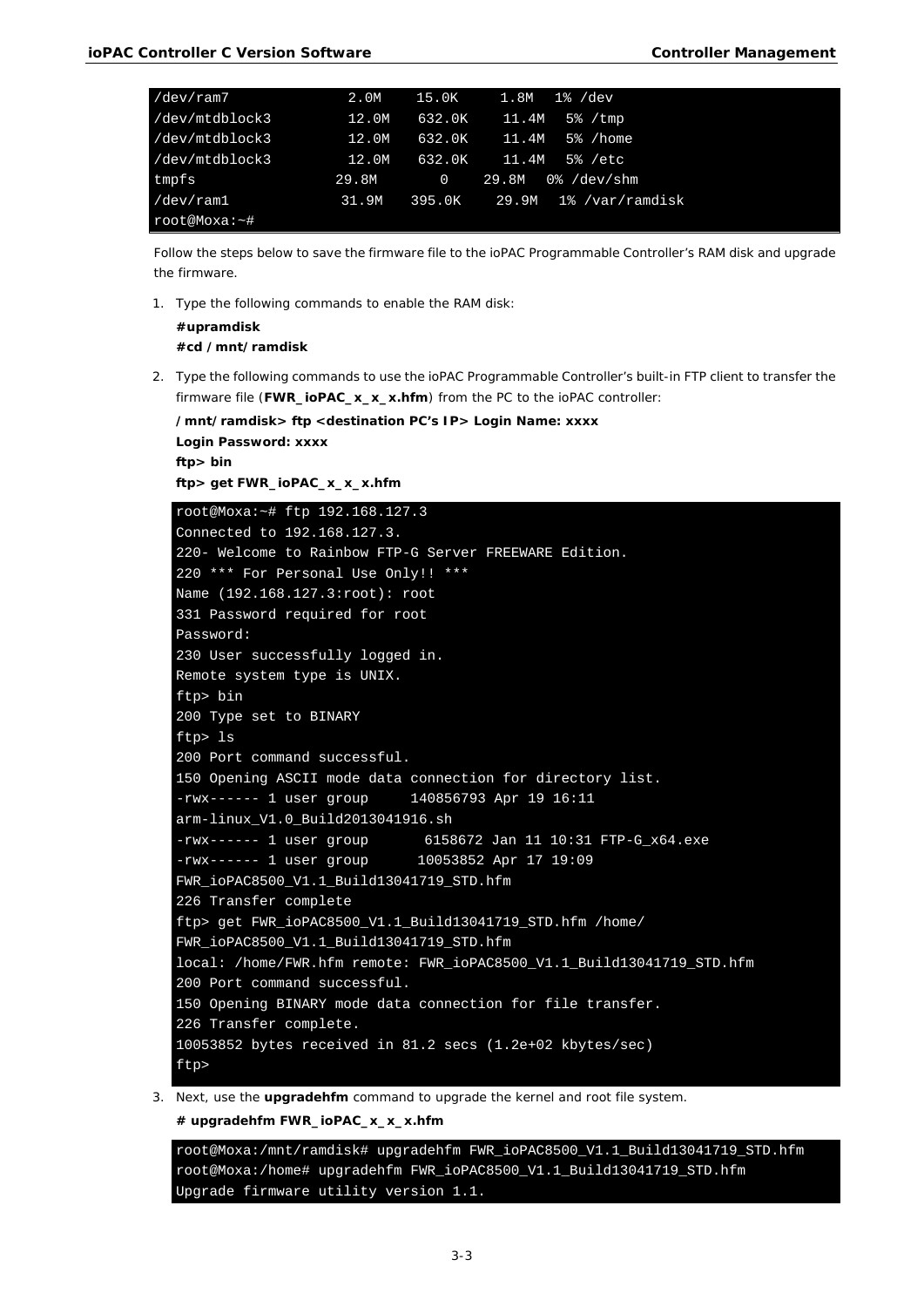```
/dev/ram7              2.0M    15.0K     1.8M   1% /dev
/dev/mtdblock3         12.0M   632.0K    11.4M   5% /tmp
/dev/mtdblock3         12.0M   632.0K    11.4M   5% /home
/dev/mtdblock3         12.0M   632.0K    11.4M   5% /etc
tmpfs                 29.8M        0    29.8M   0% /dev/shm
/dev/ram1              31.9M   395.0K    29.9M   1% /var/ramdisk
root@Moxa:~#
```

Follow the steps below to save the firmware file to the ioPAC Programmable Controller's RAM disk and upgrade the firmware.

1. Type the following commands to enable the RAM disk:

   **#upramdisk**
   **#cd /mnt/ramdisk**

2. Type the following commands to use the ioPAC Programmable Controller's built-in FTP client to transfer the firmware file (**FWR_ioPAC_x_x_x.hfm**) from the PC to the ioPAC controller:

   **/mnt/ramdisk> ftp <destination PC's IP> Login Name: xxxx**
   **Login Password: xxxx**
   **ftp> bin**
   **ftp> get FWR_ioPAC_x_x_x.hfm**

```
root@Moxa:~# ftp 192.168.127.3
Connected to 192.168.127.3.
220- Welcome to Rainbow FTP-G Server FREEWARE Edition.
220 *** For Personal Use Only!! ***
Name (192.168.127.3:root): root
331 Password required for root
Password:
230 User successfully logged in.
Remote system type is UNIX.
ftp> bin
200 Type set to BINARY
ftp> ls
200 Port command successful.
150 Opening ASCII mode data connection for directory list.
-rwx------ 1 user group     140856793 Apr 19 16:11
arm-linux_V1.0_Build2013041916.sh
-rwx------ 1 user group       6158672 Jan 11 10:31 FTP-G_x64.exe
-rwx------ 1 user group      10053852 Apr 17 19:09
FWR_ioPAC8500_V1.1_Build13041719_STD.hfm
226 Transfer complete
ftp> get FWR_ioPAC8500_V1.1_Build13041719_STD.hfm /home/
FWR_ioPAC8500_V1.1_Build13041719_STD.hfm
local: /home/FWR.hfm remote: FWR_ioPAC8500_V1.1_Build13041719_STD.hfm
200 Port command successful.
150 Opening BINARY mode data connection for file transfer.
226 Transfer complete.
10053852 bytes received in 81.2 secs (1.2e+02 kbytes/sec)
ftp>
```

3. Next, use the **upgradehfm** command to upgrade the kernel and root file system.

   **# upgradehfm FWR_ioPAC_x_x_x.hfm**

```
root@Moxa:/mnt/ramdisk# upgradehfm FWR_ioPAC8500_V1.1_Build13041719_STD.hfm
root@Moxa:/home# upgradehfm FWR_ioPAC8500_V1.1_Build13041719_STD.hfm
Upgrade firmware utility version 1.1.
```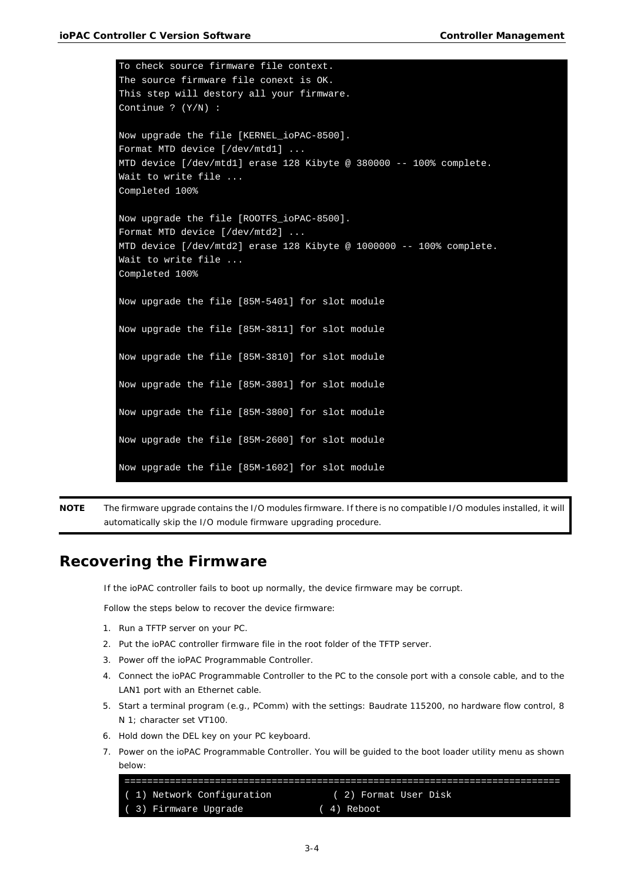```
To check source firmware file context.
The source firmware file conext is OK.
This step will destory all your firmware.
Continue ? (Y/N) :

Now upgrade the file [KERNEL_ioPAC-8500].
Format MTD device [/dev/mtd1] ...
MTD device [/dev/mtd1] erase 128 Kibyte @ 380000 -- 100% complete.
Wait to write file ...
Completed 100%

Now upgrade the file [ROOTFS_ioPAC-8500].
Format MTD device [/dev/mtd2] ...
MTD device [/dev/mtd2] erase 128 Kibyte @ 1000000 -- 100% complete.
Wait to write file ...
Completed 100%

Now upgrade the file [85M-5401] for slot module

Now upgrade the file [85M-3811] for slot module

Now upgrade the file [85M-3810] for slot module

Now upgrade the file [85M-3801] for slot module

Now upgrade the file [85M-3800] for slot module

Now upgrade the file [85M-2600] for slot module

Now upgrade the file [85M-1602] for slot module
```

**NOTE** The firmware upgrade contains the I/O modules firmware. If there is no compatible I/O modules installed, it will automatically skip the I/O module firmware upgrading procedure.

## Recovering the Firmware

If the ioPAC controller fails to boot up normally, the device firmware may be corrupt.

Follow the steps below to recover the device firmware:

1. Run a TFTP server on your PC.
2. Put the ioPAC controller firmware file in the root folder of the TFTP server.
3. Power off the ioPAC Programmable Controller.
4. Connect the ioPAC Programmable Controller to the PC to the console port with a console cable, and to the LAN1 port with an Ethernet cable.
5. Start a terminal program (e.g., PComm) with the settings: Baudrate 115200, no hardware flow control, 8 N 1; character set VT100.
6. Hold down the DEL key on your PC keyboard.
7. Power on the ioPAC Programmable Controller. You will be guided to the boot loader utility menu as shown below:

```
==============================================================================
( 1) Network Configuration           ( 2) Format User Disk
( 3) Firmware Upgrade              ( 4) Reboot
```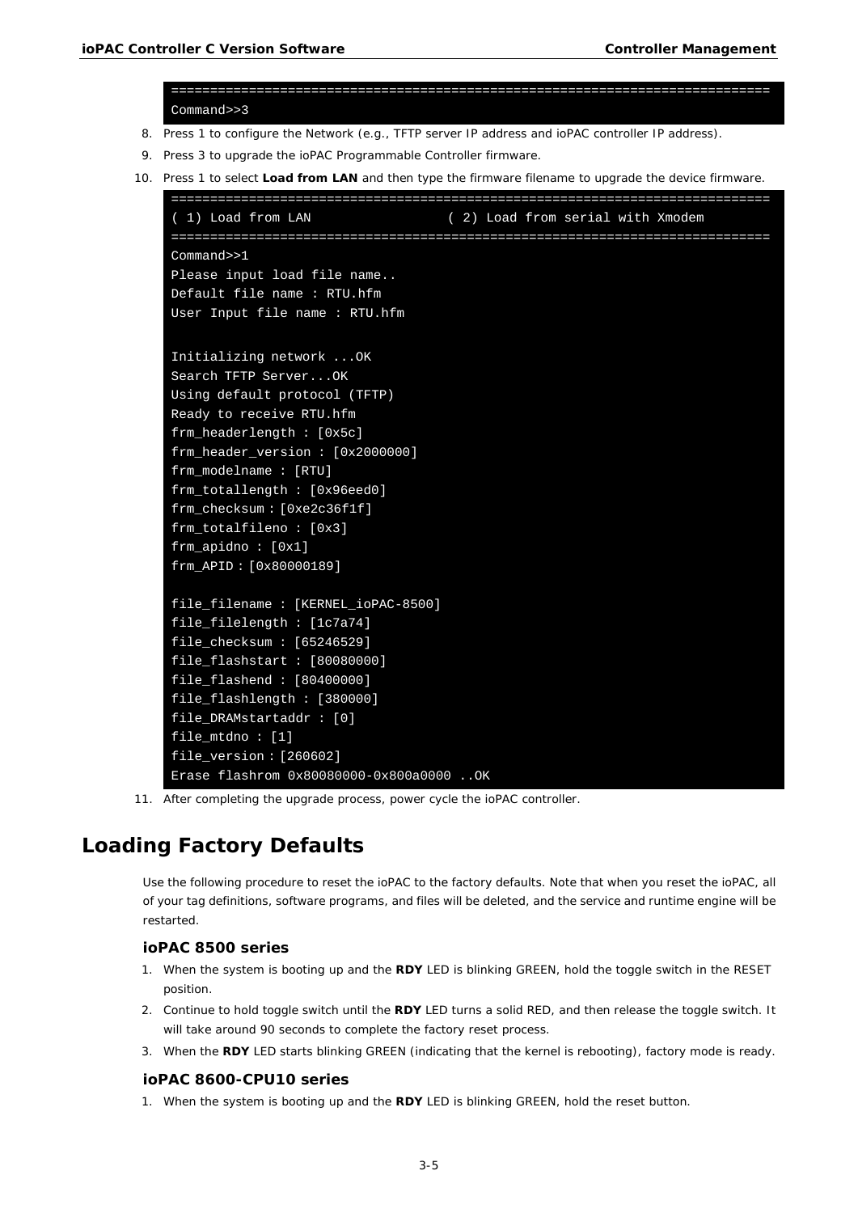```
===========================================================================
Command>>3
```

8. Press 1 to configure the Network (e.g., TFTP server IP address and ioPAC controller IP address).
9. Press 3 to upgrade the ioPAC Programmable Controller firmware.
10. Press 1 to select **Load from LAN** and then type the firmware filename to upgrade the device firmware.

```
===========================================================================
( 1) Load from LAN                 ( 2) Load from serial with Xmodem
===========================================================================
Command>>1
Please input load file name..
Default file name : RTU.hfm
User Input file name : RTU.hfm

Initializing network ...OK
Search TFTP Server...OK
Using default protocol (TFTP)
Ready to receive RTU.hfm
frm_headerlength : [0x5c]
frm_header_version : [0x2000000]
frm_modelname : [RTU]
frm_totallength : [0x96eed0]
frm_checksum : [0xe2c36f1f]
frm_totalfileno : [0x3]
frm_apidno : [0x1]
frm_APID : [0x80000189]

file_filename : [KERNEL_ioPAC-8500]
file_filelength : [1c7a74]
file_checksum : [65246529]
file_flashstart : [80080000]
file_flashend : [80400000]
file_flashlength : [380000]
file_DRAMstartaddr : [0]
file_mtdno : [1]
file_version : [260602]
Erase flashrom 0x80080000-0x800a0000 ..OK
```

11. After completing the upgrade process, power cycle the ioPAC controller.

## Loading Factory Defaults

Use the following procedure to reset the ioPAC to the factory defaults. Note that when you reset the ioPAC, all of your tag definitions, software programs, and files will be deleted, and the service and runtime engine will be restarted.

### ioPAC 8500 series

1. When the system is booting up and the **RDY** LED is blinking GREEN, hold the toggle switch in the RESET position.
2. Continue to hold toggle switch until the **RDY** LED turns a solid RED, and then release the toggle switch. It will take around 90 seconds to complete the factory reset process.
3. When the **RDY** LED starts blinking GREEN (indicating that the kernel is rebooting), factory mode is ready.

### ioPAC 8600-CPU10 series

1. When the system is booting up and the **RDY** LED is blinking GREEN, hold the reset button.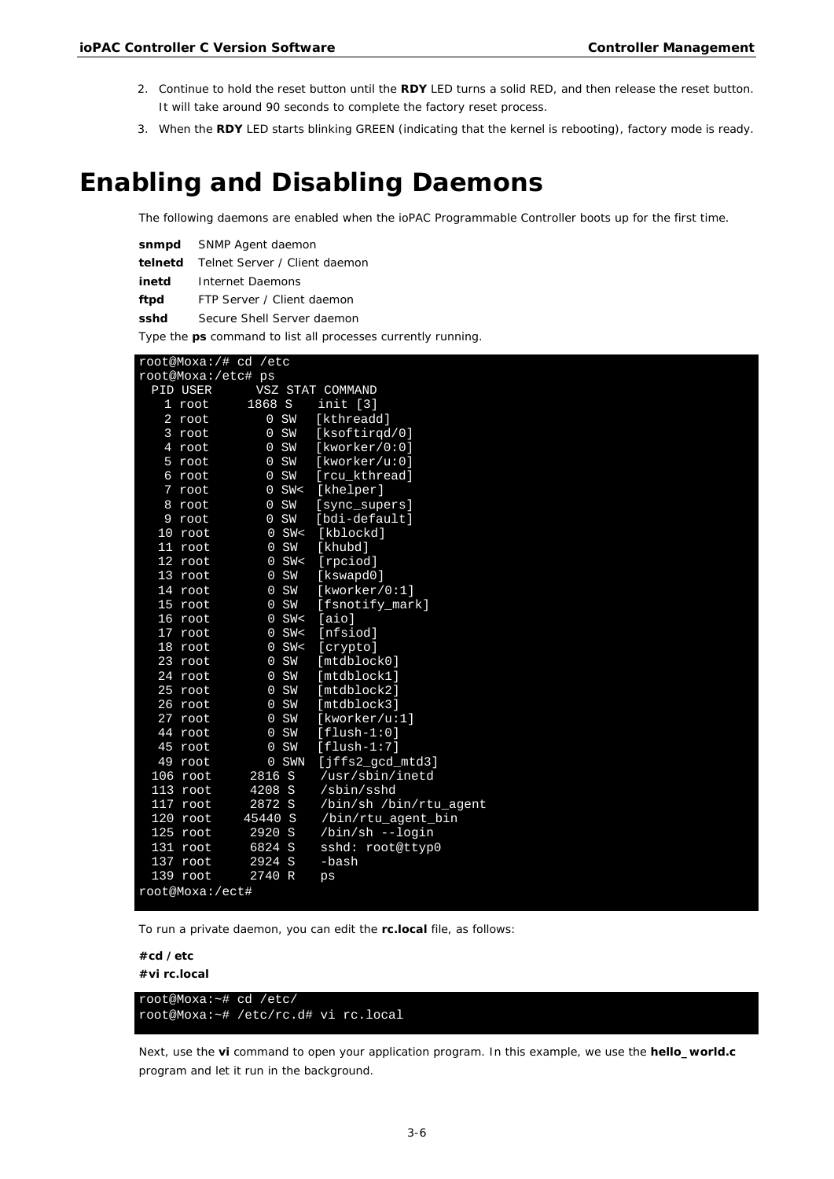2. Continue to hold the reset button until the **RDY** LED turns a solid RED, and then release the reset button. It will take around 90 seconds to complete the factory reset process.
3. When the **RDY** LED starts blinking GREEN (indicating that the kernel is rebooting), factory mode is ready.

# Enabling and Disabling Daemons

The following daemons are enabled when the ioPAC Programmable Controller boots up for the first time.

**snmpd** SNMP Agent daemon

**telnetd** Telnet Server / Client daemon

**inetd** Internet Daemons

**ftpd** FTP Server / Client daemon

**sshd** Secure Shell Server daemon

Type the **ps** command to list all processes currently running.

```
root@Moxa:/# cd /etc
root@Moxa:/etc# ps
  PID USER       VSZ STAT COMMAND
    1 root      1868 S    init [3]
    2 root         0 SW   [kthreadd]
    3 root         0 SW   [ksoftirqd/0]
    4 root         0 SW   [kworker/0:0]
    5 root         0 SW   [kworker/u:0]
    6 root         0 SW   [rcu_kthread]
    7 root         0 SW<  [khelper]
    8 root         0 SW   [sync_supers]
    9 root         0 SW   [bdi-default]
   10 root         0 SW<  [kblockd]
   11 root         0 SW   [khubd]
   12 root         0 SW<  [rpciod]
   13 root         0 SW   [kswapd0]
   14 root         0 SW   [kworker/0:1]
   15 root         0 SW   [fsnotify_mark]
   16 root         0 SW<  [aio]
   17 root         0 SW<  [nfsiod]
   18 root         0 SW<  [crypto]
   23 root         0 SW   [mtdblock0]
   24 root         0 SW   [mtdblock1]
   25 root         0 SW   [mtdblock2]
   26 root         0 SW   [mtdblock3]
   27 root         0 SW   [kworker/u:1]
   44 root         0 SW   [flush-1:0]
   45 root         0 SW   [flush-1:7]
   49 root         0 SWN  [jffs2_gcd_mtd3]
  106 root      2816 S    /usr/sbin/inetd
  113 root      4208 S    /sbin/sshd
  117 root      2872 S    /bin/sh /bin/rtu_agent
  120 root     45440 S    /bin/rtu_agent_bin
  125 root      2920 S    /bin/sh --login
  131 root      6824 S    sshd: root@ttyp0
  137 root      2924 S    -bash
  139 root      2740 R    ps
root@Moxa:/ect#
```

To run a private daemon, you can edit the **rc.local** file, as follows:

**#cd / etc**

**#vi rc.local**

```
root@Moxa:~# cd /etc/
root@Moxa:~# /etc/rc.d# vi rc.local
```

Next, use the **vi** command to open your application program. In this example, we use the **hello_world.c** program and let it run in the background.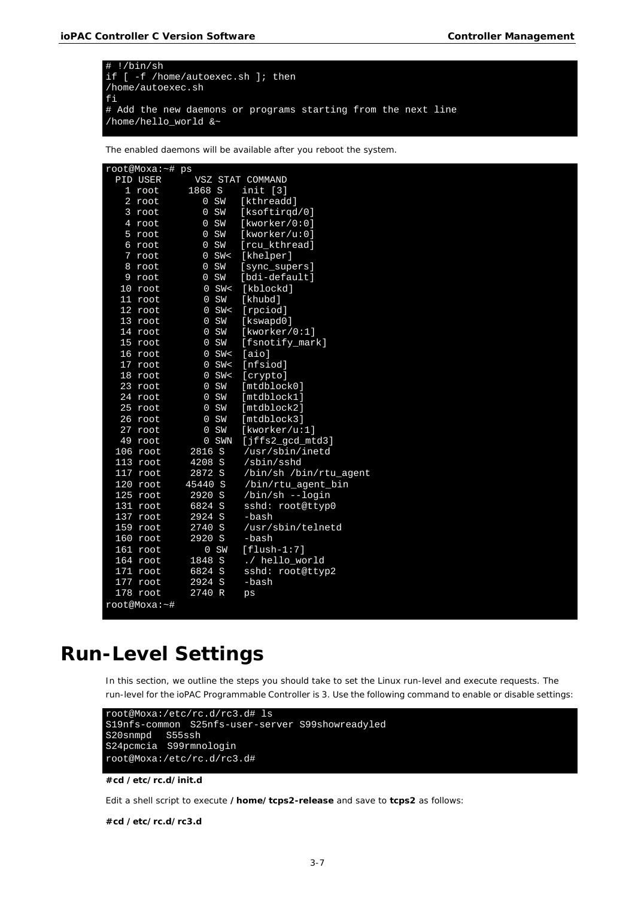```
# !/bin/sh
if [ -f /home/autoexec.sh ]; then
/home/autoexec.sh
fi
# Add the new daemons or programs starting from the next line
/home/hello_world &~
```

The enabled daemons will be available after you reboot the system.

```
root@Moxa:~# ps
  PID USER       VSZ STAT COMMAND
    1 root      1868 S    init [3]
    2 root         0 SW   [kthreadd]
    3 root         0 SW   [ksoftirqd/0]
    4 root         0 SW   [kworker/0:0]
    5 root         0 SW   [kworker/u:0]
    6 root         0 SW   [rcu_kthread]
    7 root         0 SW<  [khelper]
    8 root         0 SW   [sync_supers]
    9 root         0 SW   [bdi-default]
   10 root         0 SW<  [kblockd]
   11 root         0 SW   [khubd]
   12 root         0 SW<  [rpciod]
   13 root         0 SW   [kswapd0]
   14 root         0 SW   [kworker/0:1]
   15 root         0 SW   [fsnotify_mark]
   16 root         0 SW<  [aio]
   17 root         0 SW<  [nfsiod]
   18 root         0 SW<  [crypto]
   23 root         0 SW   [mtdblock0]
   24 root         0 SW   [mtdblock1]
   25 root         0 SW   [mtdblock2]
   26 root         0 SW   [mtdblock3]
   27 root         0 SW   [kworker/u:1]
   49 root         0 SWN  [jffs2_gcd_mtd3]
  106 root      2816 S    /usr/sbin/inetd
  113 root      4208 S    /sbin/sshd
  117 root      2872 S    /bin/sh /bin/rtu_agent
  120 root     45440 S    /bin/rtu_agent_bin
  125 root      2920 S    /bin/sh --login
  131 root      6824 S    sshd: root@ttyp0
  137 root      2924 S    -bash
  159 root      2740 S    /usr/sbin/telnetd
  160 root      2920 S    -bash
  161 root         0 SW   [flush-1:7]
  164 root      1848 S    ./ hello_world
  171 root      6824 S    sshd: root@ttyp2
  177 root      2924 S    -bash
  178 root      2740 R    ps
root@Moxa:~#
```

# Run-Level Settings

In this section, we outline the steps you should take to set the Linux run-level and execute requests. The run-level for the ioPAC Programmable Controller is 3. Use the following command to enable or disable settings:

```
root@Moxa:/etc/rc.d/rc3.d# ls
S19nfs-common  S25nfs-user-server S99showreadyled
S20snmpd   S55ssh
S24pcmcia  S99rmnologin
root@Moxa:/etc/rc.d/rc3.d#
```

**#cd /etc/rc.d/init.d**

Edit a shell script to execute **/home/tcps2-release** and save to **tcps2** as follows:

**#cd /etc/rc.d/rc3.d**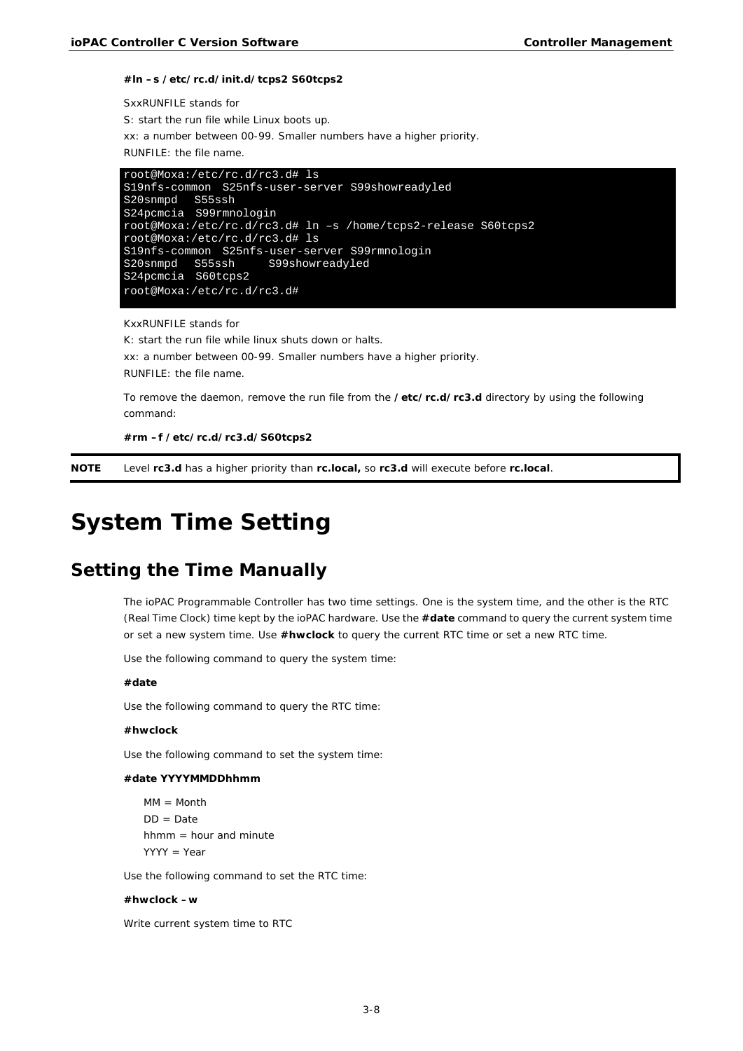**#ln –s /etc/rc.d/init.d/tcps2 S60tcps2**

SxxRUNFILE stands for

S: start the run file while Linux boots up.

xx: a number between 00-99. Smaller numbers have a higher priority.

RUNFILE: the file name.

```
root@Moxa:/etc/rc.d/rc3.d# ls
S19nfs-common  S25nfs-user-server S99showreadyled
S20snmpd   S55ssh
S24pcmcia  S99rmnologin
root@Moxa:/etc/rc.d/rc3.d# ln –s /home/tcps2-release S60tcps2
root@Moxa:/etc/rc.d/rc3.d# ls
S19nfs-common  S25nfs-user-server S99rmnologin
S20snmpd   S55ssh      S99showreadyled
S24pcmcia  S60tcps2
root@Moxa:/etc/rc.d/rc3.d#
```

KxxRUNFILE stands for

K: start the run file while linux shuts down or halts.

xx: a number between 00-99. Smaller numbers have a higher priority.

RUNFILE: the file name.

To remove the daemon, remove the run file from the **/etc/rc.d/rc3.d** directory by using the following command:

**#rm –f /etc/rc.d/rc3.d/S60tcps2**

**NOTE** Level **rc3.d** has a higher priority than **rc.local,** so **rc3.d** will execute before **rc.local**.

# System Time Setting

## Setting the Time Manually

The ioPAC Programmable Controller has two time settings. One is the system time, and the other is the RTC (Real Time Clock) time kept by the ioPAC hardware. Use the **#date** command to query the current system time or set a new system time. Use **#hwclock** to query the current RTC time or set a new RTC time.

Use the following command to query the system time:

**#date**

Use the following command to query the RTC time:

**#hwclock**

Use the following command to set the system time:

**#date YYYYMMDDhhmm**

MM = Month
DD = Date
hhmm = hour and minute
YYYY = Year

Use the following command to set the RTC time:

**#hwclock –w**

Write current system time to RTC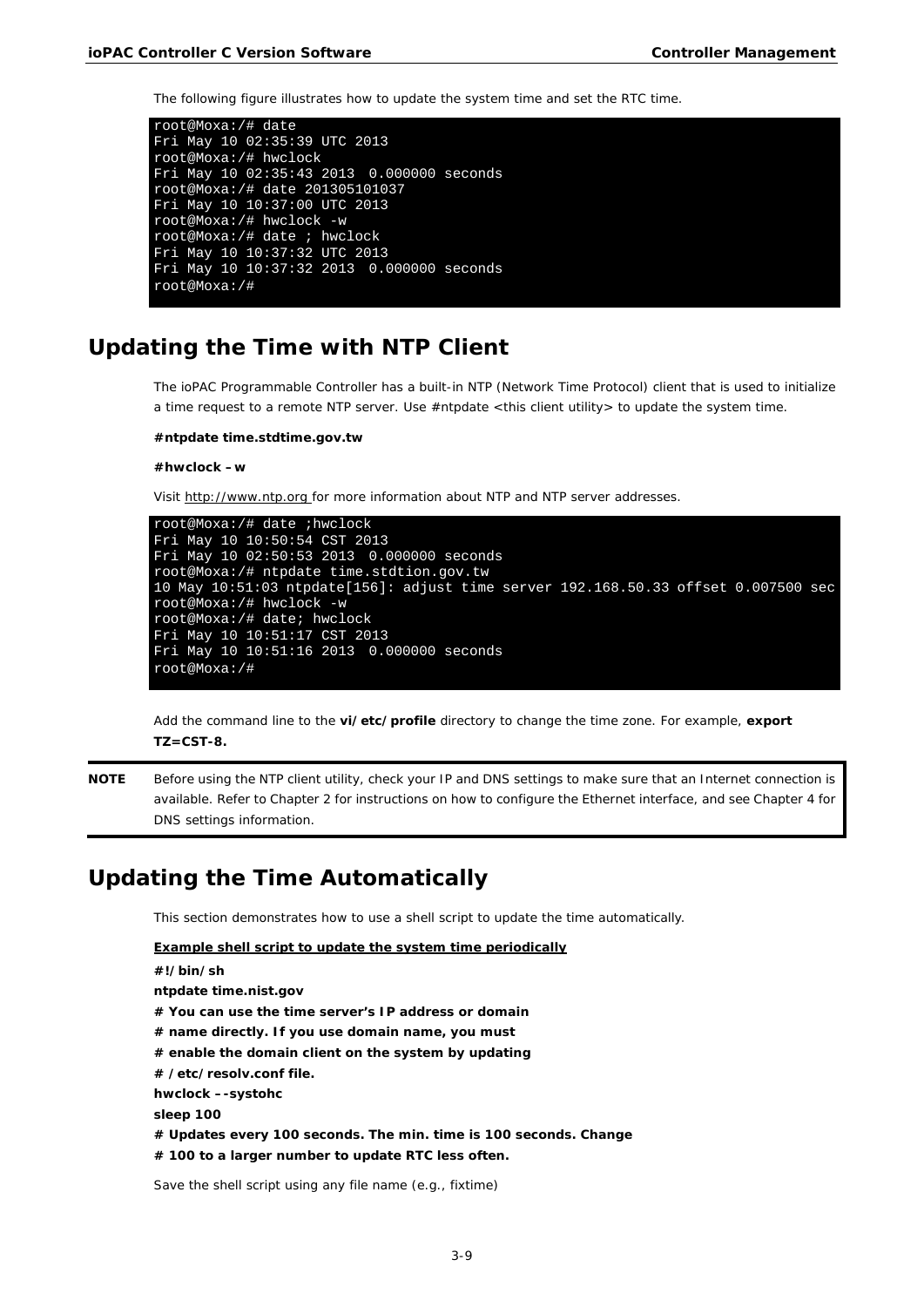The following figure illustrates how to update the system time and set the RTC time.

```
root@Moxa:/# date
Fri May 10 02:35:39 UTC 2013
root@Moxa:/# hwclock
Fri May 10 02:35:43 2013  0.000000 seconds
root@Moxa:/# date 201305101037
Fri May 10 10:37:00 UTC 2013
root@Moxa:/# hwclock -w
root@Moxa:/# date ; hwclock
Fri May 10 10:37:32 UTC 2013
Fri May 10 10:37:32 2013  0.000000 seconds
root@Moxa:/#
```

## Updating the Time with NTP Client

The ioPAC Programmable Controller has a built-in NTP (Network Time Protocol) client that is used to initialize a time request to a remote NTP server. Use #ntpdate <this client utility> to update the system time.

**#ntpdate time.stdtime.gov.tw**

**#hwclock –w**

Visit http://www.ntp.org for more information about NTP and NTP server addresses.

```
root@Moxa:/# date ;hwclock
Fri May 10 10:50:54 CST 2013
Fri May 10 02:50:53 2013  0.000000 seconds
root@Moxa:/# ntpdate time.stdtion.gov.tw
10 May 10:51:03 ntpdate[156]: adjust time server 192.168.50.33 offset 0.007500 sec
root@Moxa:/# hwclock -w
root@Moxa:/# date; hwclock
Fri May 10 10:51:17 CST 2013
Fri May 10 10:51:16 2013  0.000000 seconds
root@Moxa:/#
```

Add the command line to the **vi/etc/profile** directory to change the time zone. For example, **export TZ=CST-8.**

**NOTE** Before using the NTP client utility, check your IP and DNS settings to make sure that an Internet connection is available. Refer to Chapter 2 for instructions on how to configure the Ethernet interface, and see Chapter 4 for DNS settings information.

## Updating the Time Automatically

This section demonstrates how to use a shell script to update the time automatically.

**Example shell script to update the system time periodically**

**#!/bin/sh**

**ntpdate time.nist.gov**

**# You can use the time server's IP address or domain**

**# name directly. If you use domain name, you must**

**# enable the domain client on the system by updating**

**# /etc/resolv.conf file.**

**hwclock –-systohc**

**sleep 100**

**# Updates every 100 seconds. The min. time is 100 seconds. Change**

**# 100 to a larger number to update RTC less often.**

Save the shell script using any file name (e.g., fixtime)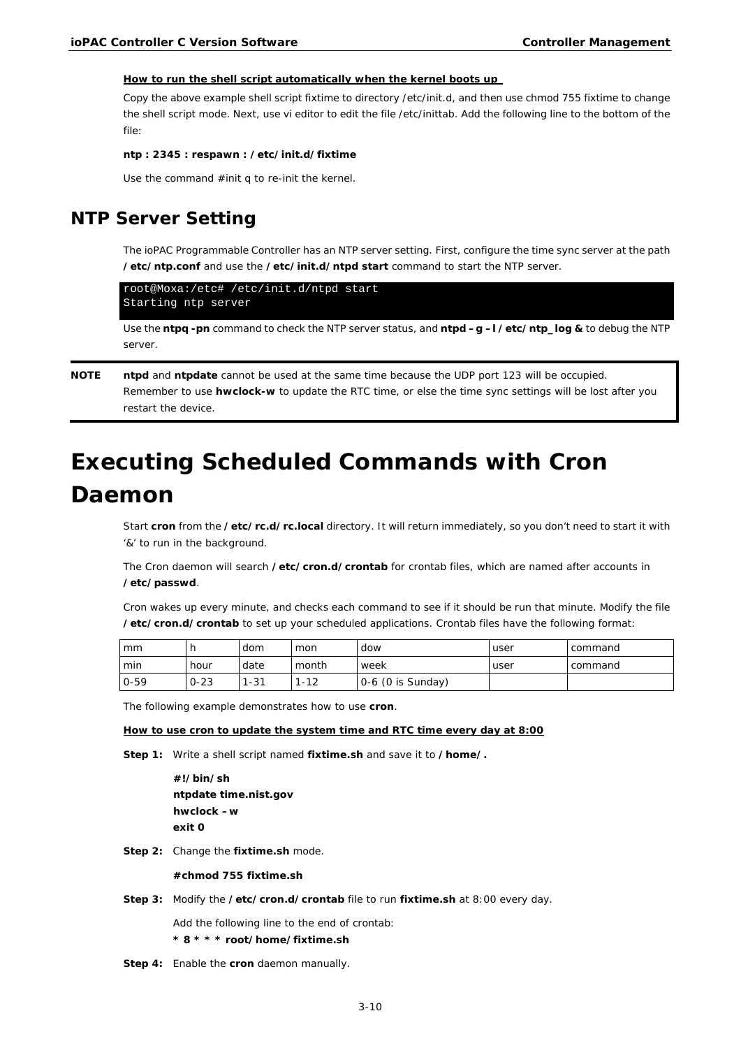**How to run the shell script automatically when the kernel boots up**

Copy the above example shell script fixtime to directory /etc/init.d, and then use chmod 755 fixtime to change the shell script mode. Next, use vi editor to edit the file /etc/inittab. Add the following line to the bottom of the file:

**ntp : 2345 : respawn : /etc/init.d/fixtime**

Use the command #init q to re-init the kernel.

## NTP Server Setting

The ioPAC Programmable Controller has an NTP server setting. First, configure the time sync server at the path **/etc/ntp.conf** and use the **/etc/init.d/ntpd start** command to start the NTP server.

```
root@Moxa:/etc# /etc/init.d/ntpd start
Starting ntp server
```

Use the **ntpq -pn** command to check the NTP server status, and **ntpd –g –l /etc/ntp_log &** to debug the NTP server.

**NOTE** **ntpd** and **ntpdate** cannot be used at the same time because the UDP port 123 will be occupied. Remember to use **hwclock-w** to update the RTC time, or else the time sync settings will be lost after you restart the device.

# Executing Scheduled Commands with Cron Daemon

Start **cron** from the **/etc/rc.d/rc.local** directory. It will return immediately, so you don't need to start it with '&' to run in the background.

The Cron daemon will search **/etc/cron.d/crontab** for crontab files, which are named after accounts in **/etc/passwd**.

Cron wakes up every minute, and checks each command to see if it should be run that minute. Modify the file **/etc/cron.d/crontab** to set up your scheduled applications. Crontab files have the following format:

| mm | h | dom | mon | dow | user | command |
|---|---|---|---|---|---|---|
| min | hour | date | month | week | user | command |
| 0-59 | 0-23 | 1-31 | 1-12 | 0-6 (0 is Sunday) | | |

The following example demonstrates how to use **cron**.

**How to use cron to update the system time and RTC time every day at 8:00**

**Step 1:** Write a shell script named **fixtime.sh** and save it to **/home/.**

```
#!/bin/sh
ntpdate time.nist.gov
hwclock –w
exit 0
```

**Step 2:** Change the **fixtime.sh** mode.

**#chmod 755 fixtime.sh**

**Step 3:** Modify the **/etc/cron.d/crontab** file to run **fixtime.sh** at 8:00 every day.

Add the following line to the end of crontab:

**\* 8 \* \* \* root/home/fixtime.sh**

**Step 4:** Enable the **cron** daemon manually.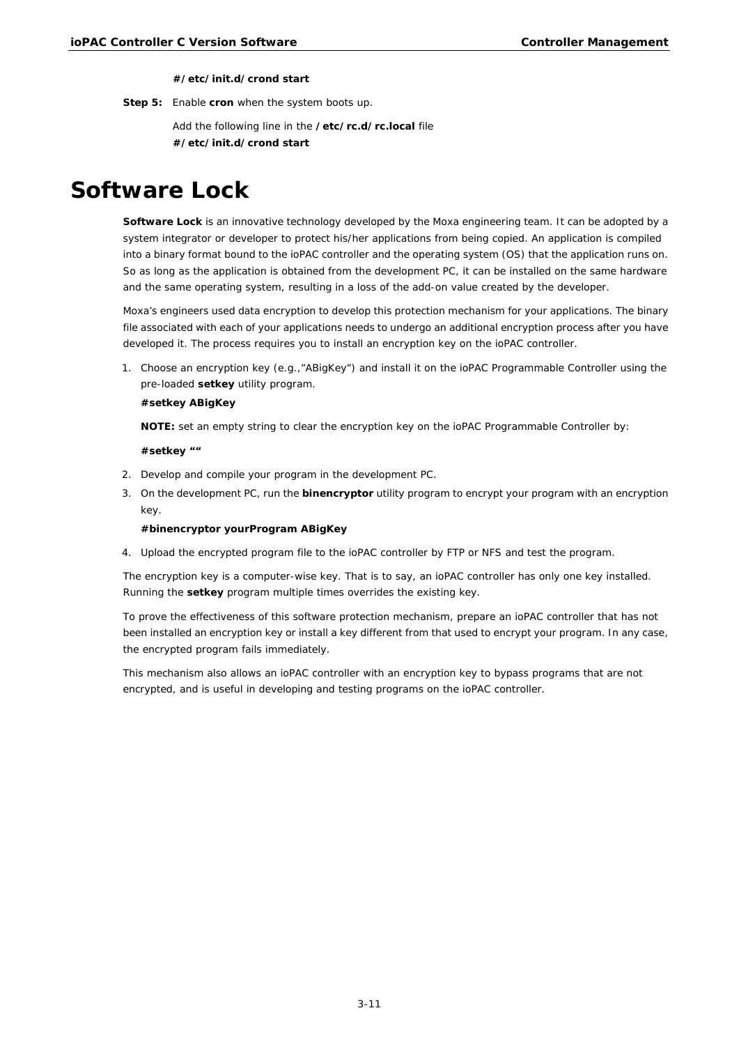**#/etc/init.d/crond start**

**Step 5:** Enable **cron** when the system boots up.

Add the following line in the **/etc/rc.d/rc.local** file
**#/etc/init.d/crond start**

# Software Lock

**Software Lock** is an innovative technology developed by the Moxa engineering team. It can be adopted by a system integrator or developer to protect his/her applications from being copied. An application is compiled into a binary format bound to the ioPAC controller and the operating system (OS) that the application runs on. So as long as the application is obtained from the development PC, it can be installed on the same hardware and the same operating system, resulting in a loss of the add-on value created by the developer.

Moxa's engineers used data encryption to develop this protection mechanism for your applications. The binary file associated with each of your applications needs to undergo an additional encryption process after you have developed it. The process requires you to install an encryption key on the ioPAC controller.

1. Choose an encryption key (e.g.,"ABigKey") and install it on the ioPAC Programmable Controller using the pre-loaded **setkey** utility program.

   **#setkey ABigKey**

   **NOTE:** set an empty string to clear the encryption key on the ioPAC Programmable Controller by:

   **#setkey ""**

2. Develop and compile your program in the development PC.
3. On the development PC, run the **binencryptor** utility program to encrypt your program with an encryption key.

   **#binencryptor yourProgram ABigKey**

4. Upload the encrypted program file to the ioPAC controller by FTP or NFS and test the program.

The encryption key is a computer-wise key. That is to say, an ioPAC controller has only one key installed. Running the **setkey** program multiple times overrides the existing key.

To prove the effectiveness of this software protection mechanism, prepare an ioPAC controller that has not been installed an encryption key or install a key different from that used to encrypt your program. In any case, the encrypted program fails immediately.

This mechanism also allows an ioPAC controller with an encryption key to bypass programs that are not encrypted, and is useful in developing and testing programs on the ioPAC controller.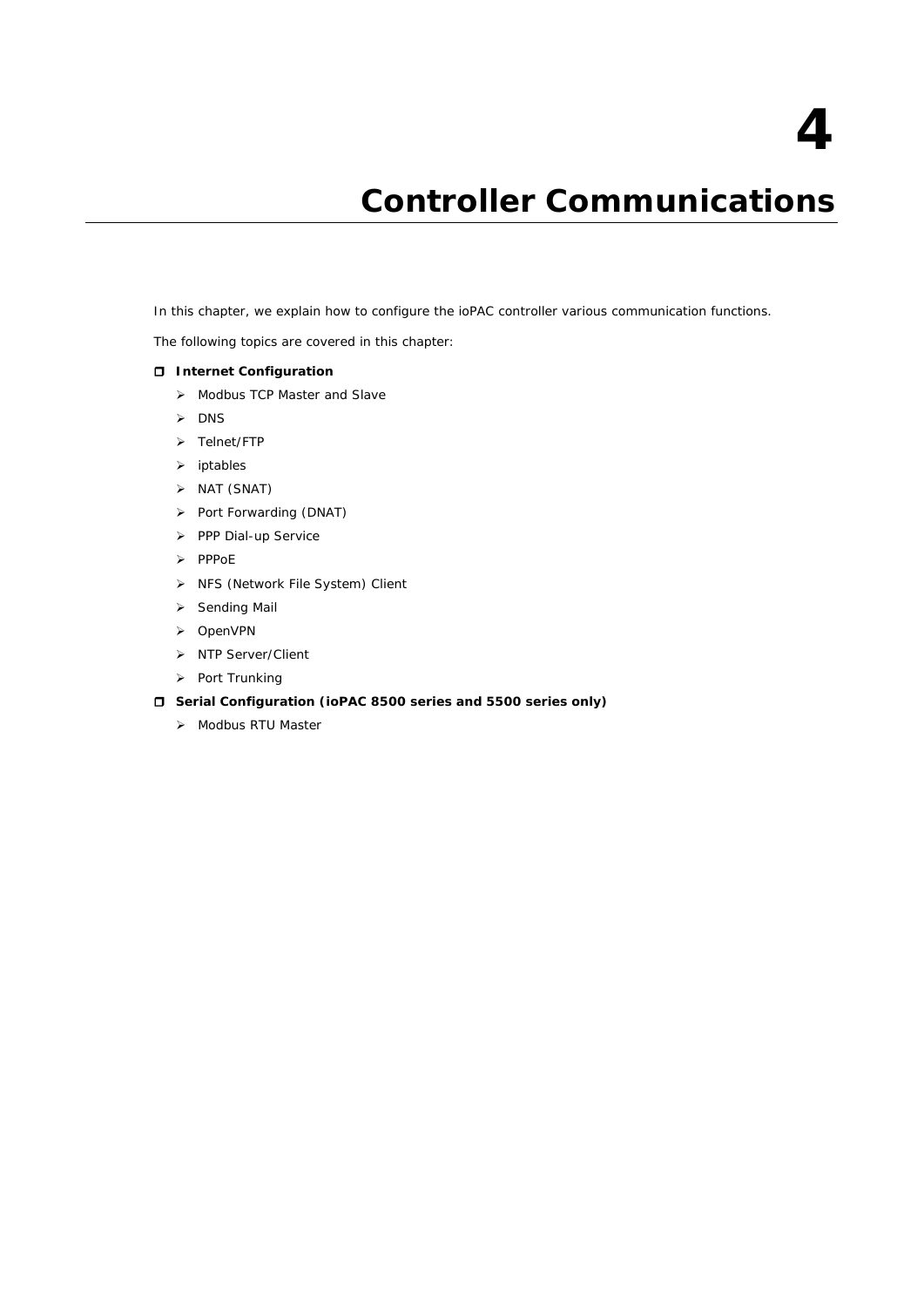# 4

# Controller Communications

In this chapter, we explain how to configure the ioPAC controller various communication functions.

The following topics are covered in this chapter:

- **Internet Configuration**
  - Modbus TCP Master and Slave
  - DNS
  - Telnet/FTP
  - iptables
  - NAT (SNAT)
  - Port Forwarding (DNAT)
  - PPP Dial-up Service
  - PPPoE
  - NFS (Network File System) Client
  - Sending Mail
  - OpenVPN
  - NTP Server/Client
  - Port Trunking
- **Serial Configuration (ioPAC 8500 series and 5500 series only)**
  - Modbus RTU Master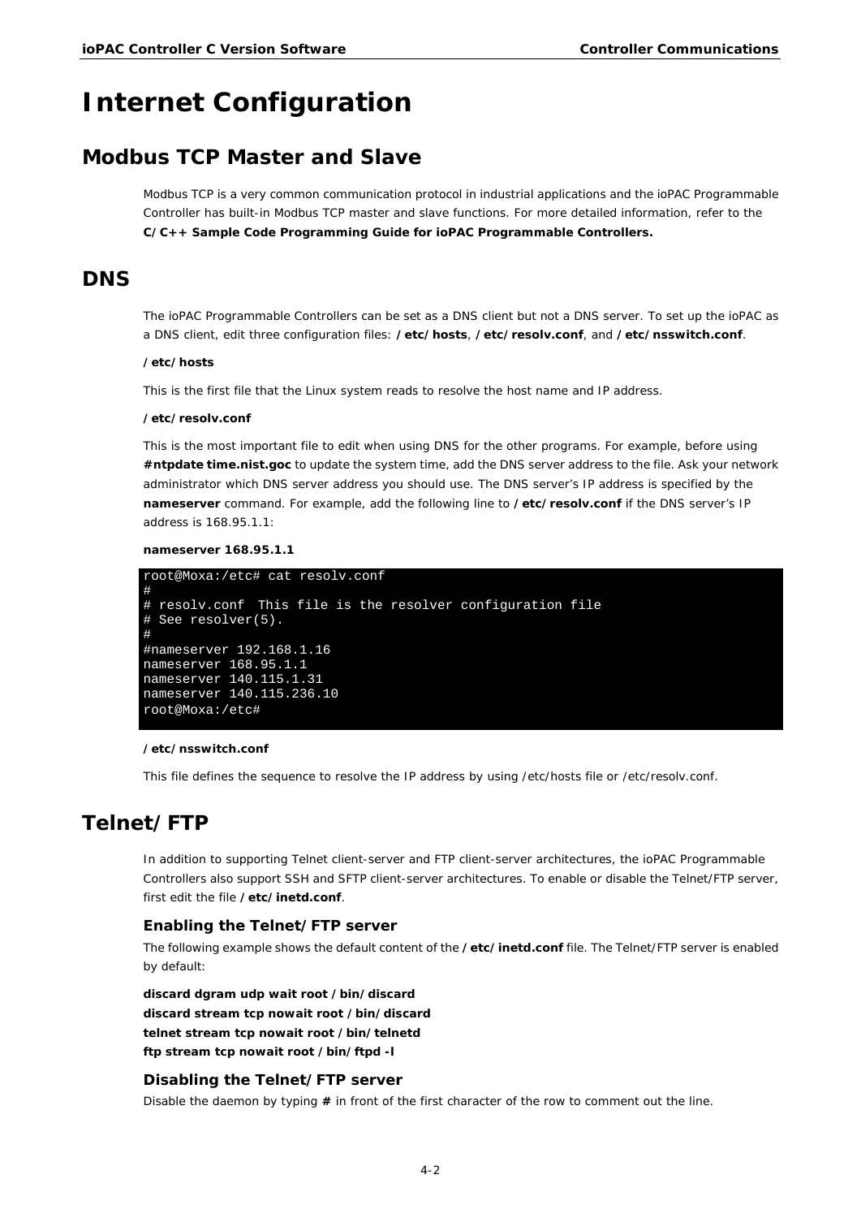# Internet Configuration

## Modbus TCP Master and Slave

Modbus TCP is a very common communication protocol in industrial applications and the ioPAC Programmable Controller has built-in Modbus TCP master and slave functions. For more detailed information, refer to the **C/C++ Sample Code Programming Guide for ioPAC Programmable Controllers.**

## DNS

The ioPAC Programmable Controllers can be set as a DNS client but not a DNS server. To set up the ioPAC as a DNS client, edit three configuration files: **/etc/hosts**, **/etc/resolv.conf**, and **/etc/nsswitch.conf**.

**/etc/hosts**

This is the first file that the Linux system reads to resolve the host name and IP address.

**/etc/resolv.conf**

This is the most important file to edit when using DNS for the other programs. For example, before using **#ntpdate time.nist.goc** to update the system time, add the DNS server address to the file. Ask your network administrator which DNS server address you should use. The DNS server's IP address is specified by the **nameserver** command. For example, add the following line to **/etc/resolv.conf** if the DNS server's IP address is 168.95.1.1:

**nameserver 168.95.1.1**

```
root@Moxa:/etc# cat resolv.conf
#
# resolv.conf  This file is the resolver configuration file
# See resolver(5).
#
#nameserver 192.168.1.16
nameserver 168.95.1.1
nameserver 140.115.1.31
nameserver 140.115.236.10
root@Moxa:/etc#
```

**/etc/nsswitch.conf**

This file defines the sequence to resolve the IP address by using /etc/hosts file or /etc/resolv.conf.

## Telnet/FTP

In addition to supporting Telnet client-server and FTP client-server architectures, the ioPAC Programmable Controllers also support SSH and SFTP client-server architectures. To enable or disable the Telnet/FTP server, first edit the file **/etc/inetd.conf**.

### Enabling the Telnet/FTP server

The following example shows the default content of the **/etc/inetd.conf** file. The Telnet/FTP server is enabled by default:

**discard dgram udp wait root /bin/discard**
**discard stream tcp nowait root /bin/discard**
**telnet stream tcp nowait root /bin/telnetd**
**ftp stream tcp nowait root /bin/ftpd -l**

### Disabling the Telnet/FTP server

Disable the daemon by typing **#** in front of the first character of the row to comment out the line.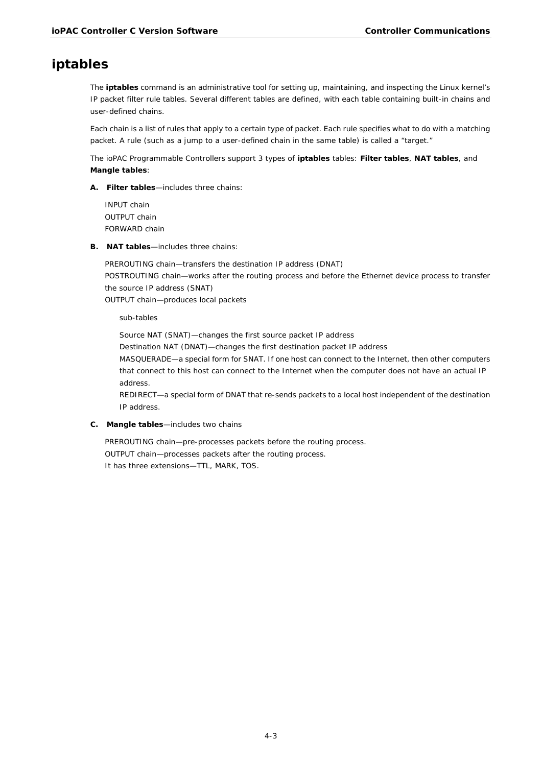# iptables

The **iptables** command is an administrative tool for setting up, maintaining, and inspecting the Linux kernel's IP packet filter rule tables. Several different tables are defined, with each table containing built-in chains and user-defined chains.

Each chain is a list of rules that apply to a certain type of packet. Each rule specifies what to do with a matching packet. A rule (such as a jump to a user-defined chain in the same table) is called a "target."

The ioPAC Programmable Controllers support 3 types of **iptables** tables: **Filter tables**, **NAT tables**, and **Mangle tables**:

**A. Filter tables**—includes three chains:

INPUT chain
OUTPUT chain
FORWARD chain

**B. NAT tables**—includes three chains:

PREROUTING chain—transfers the destination IP address (DNAT)
POSTROUTING chain—works after the routing process and before the Ethernet device process to transfer the source IP address (SNAT)
OUTPUT chain—produces local packets

sub-tables

Source NAT (SNAT)—changes the first source packet IP address
Destination NAT (DNAT)—changes the first destination packet IP address
MASQUERADE—a special form for SNAT. If one host can connect to the Internet, then other computers that connect to this host can connect to the Internet when the computer does not have an actual IP address.
REDIRECT—a special form of DNAT that re-sends packets to a local host independent of the destination IP address.

**C. Mangle tables**—includes two chains

PREROUTING chain—pre-processes packets before the routing process.
OUTPUT chain—processes packets after the routing process.
It has three extensions—TTL, MARK, TOS.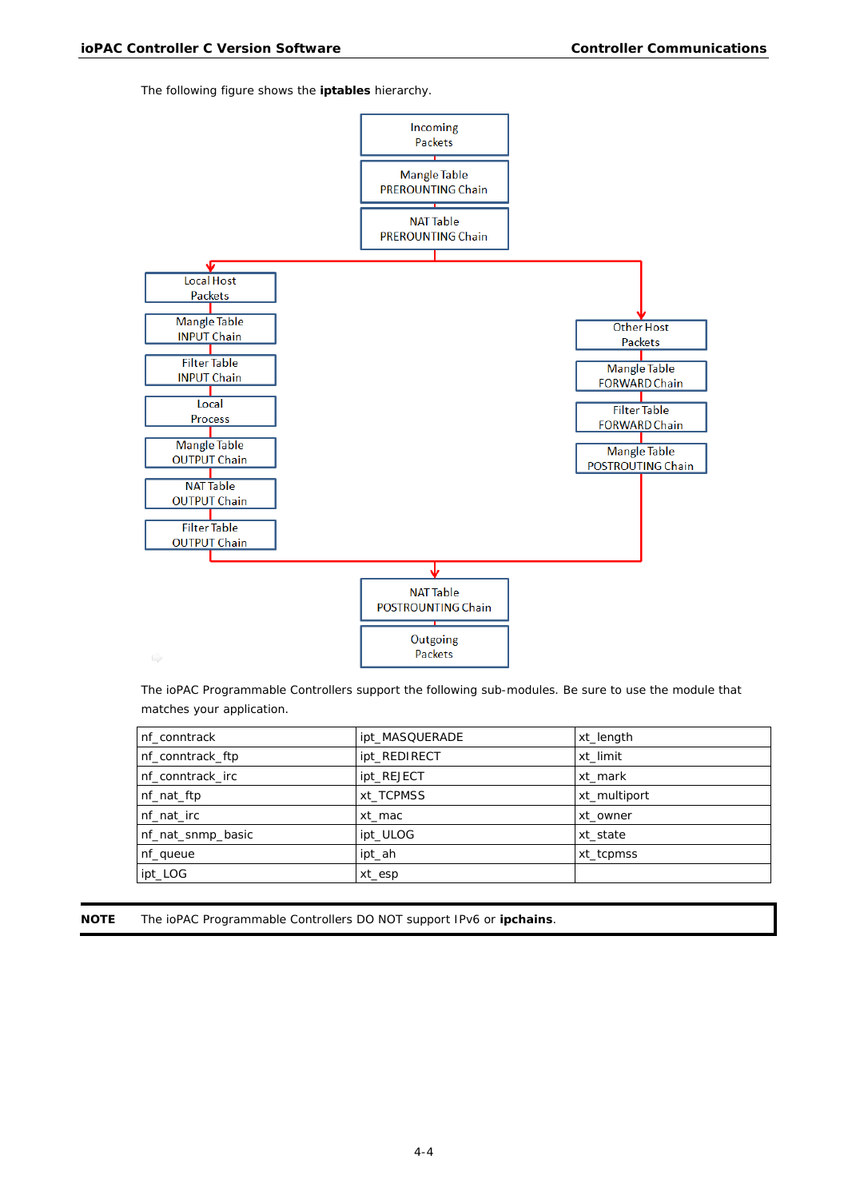The following figure shows the **iptables** hierarchy.

Incoming Packets

Mangle Table PREROUNTING Chain

NAT Table PREROUNTING Chain

Local Host Packets

Mangle Table INPUT Chain

Filter Table INPUT Chain

Local Process

Mangle Table OUTPUT Chain

NAT Table OUTPUT Chain

Filter Table OUTPUT Chain

Other Host Packets

Mangle Table FORWARD Chain

Filter Table FORWARD Chain

Mangle Table POSTROUTING Chain

NAT Table POSTROUNTING Chain

Outgoing Packets

The ioPAC Programmable Controllers support the following sub-modules. Be sure to use the module that matches your application.

| nf_conntrack | ipt_MASQUERADE | xt_length |
|---|---|---|
| nf_conntrack_ftp | ipt_REDIRECT | xt_limit |
| nf_conntrack_irc | ipt_REJECT | xt_mark |
| nf_nat_ftp | xt_TCPMSS | xt_multiport |
| nf_nat_irc | xt_mac | xt_owner |
| nf_nat_snmp_basic | ipt_ULOG | xt_state |
| nf_queue | ipt_ah | xt_tcpmss |
| ipt_LOG | xt_esp | |

**NOTE** The ioPAC Programmable Controllers DO NOT support IPv6 or **ipchains**.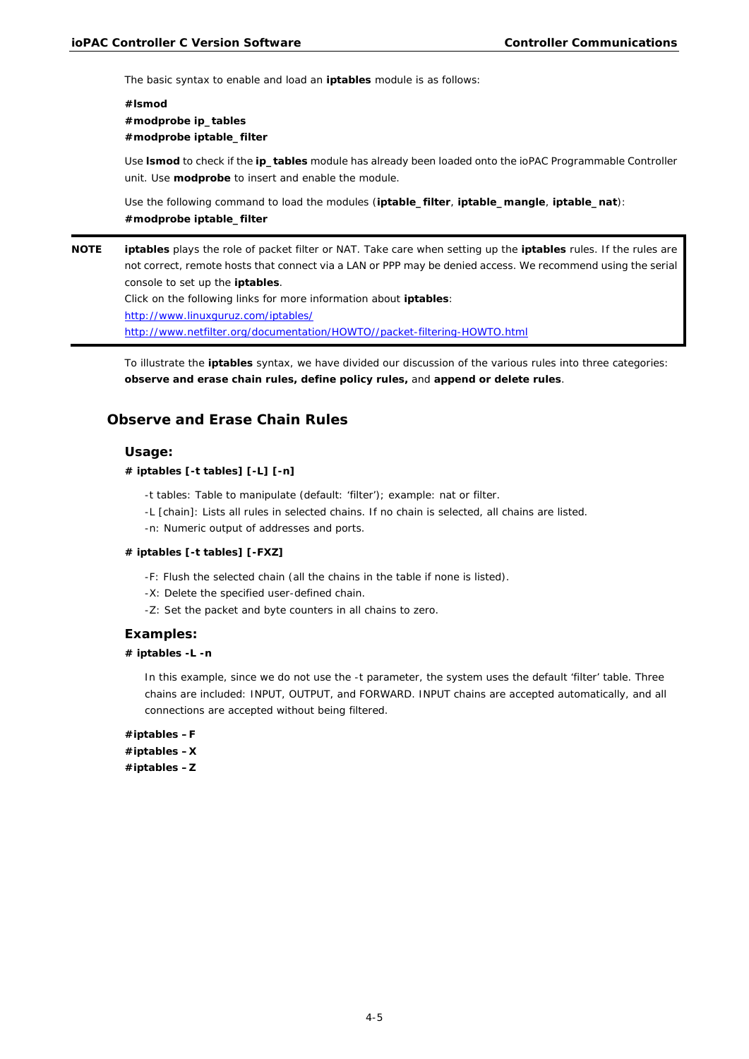The basic syntax to enable and load an **iptables** module is as follows:

**#lsmod**
**#modprobe ip_tables**
**#modprobe iptable_filter**

Use **lsmod** to check if the **ip_tables** module has already been loaded onto the ioPAC Programmable Controller unit. Use **modprobe** to insert and enable the module.

Use the following command to load the modules (**iptable_filter**, **iptable_mangle**, **iptable_nat**):
**#modprobe iptable_filter**

**NOTE** **iptables** plays the role of packet filter or NAT. Take care when setting up the **iptables** rules. If the rules are not correct, remote hosts that connect via a LAN or PPP may be denied access. We recommend using the serial console to set up the **iptables**.
Click on the following links for more information about **iptables**:
http://www.linuxguruz.com/iptables/
http://www.netfilter.org/documentation/HOWTO//packet-filtering-HOWTO.html

To illustrate the **iptables** syntax, we have divided our discussion of the various rules into three categories: **observe and erase chain rules, define policy rules,** and **append or delete rules**.

## Observe and Erase Chain Rules

### Usage:

**# iptables [-t tables] [-L] [-n]**

-t tables: Table to manipulate (default: 'filter'); example: nat or filter.
-L [chain]: Lists all rules in selected chains. If no chain is selected, all chains are listed.
-n: Numeric output of addresses and ports.

**# iptables [-t tables] [-FXZ]**

-F: Flush the selected chain (all the chains in the table if none is listed).
-X: Delete the specified user-defined chain.
-Z: Set the packet and byte counters in all chains to zero.

### Examples:

**# iptables -L -n**

In this example, since we do not use the -t parameter, the system uses the default 'filter' table. Three chains are included: INPUT, OUTPUT, and FORWARD. INPUT chains are accepted automatically, and all connections are accepted without being filtered.

**#iptables –F**
**#iptables –X**
**#iptables –Z**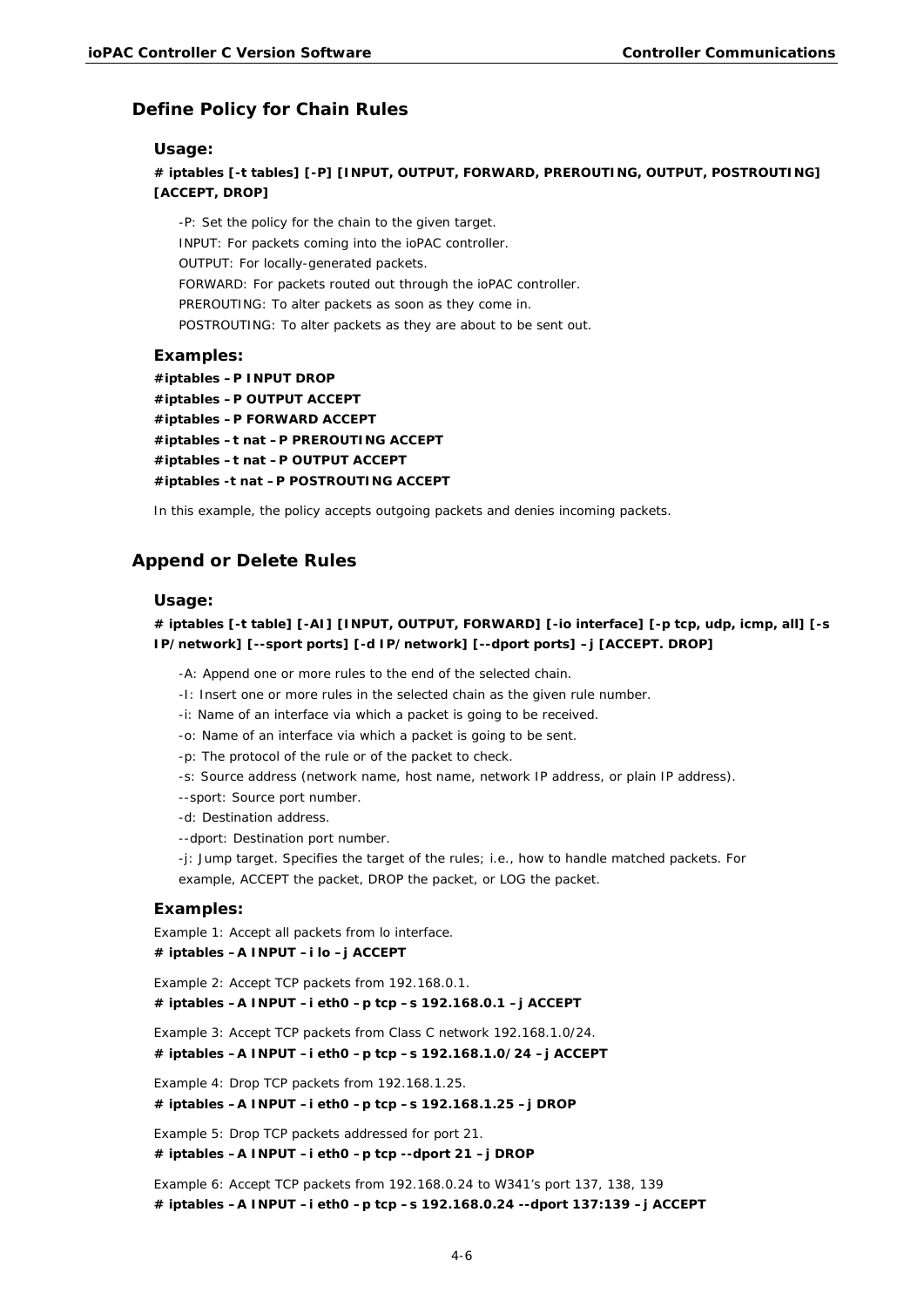## Define Policy for Chain Rules

### Usage:

**# iptables [-t tables] [-P] [INPUT, OUTPUT, FORWARD, PREROUTING, OUTPUT, POSTROUTING] [ACCEPT, DROP]**

-P: Set the policy for the chain to the given target.
INPUT: For packets coming into the ioPAC controller.
OUTPUT: For locally-generated packets.
FORWARD: For packets routed out through the ioPAC controller.
PREROUTING: To alter packets as soon as they come in.
POSTROUTING: To alter packets as they are about to be sent out.

### Examples:

**#iptables –P INPUT DROP**
**#iptables –P OUTPUT ACCEPT**
**#iptables –P FORWARD ACCEPT**
**#iptables –t nat –P PREROUTING ACCEPT**
**#iptables –t nat –P OUTPUT ACCEPT**
**#iptables -t nat –P POSTROUTING ACCEPT**

In this example, the policy accepts outgoing packets and denies incoming packets.

## Append or Delete Rules

### Usage:

**# iptables [-t table] [-AI] [INPUT, OUTPUT, FORWARD] [-io interface] [-p tcp, udp, icmp, all] [-s IP/network] [--sport ports] [-d IP/network] [--dport ports] –j [ACCEPT. DROP]**

-A: Append one or more rules to the end of the selected chain.
-I: Insert one or more rules in the selected chain as the given rule number.
-i: Name of an interface via which a packet is going to be received.
-o: Name of an interface via which a packet is going to be sent.
-p: The protocol of the rule or of the packet to check.
-s: Source address (network name, host name, network IP address, or plain IP address).
--sport: Source port number.
-d: Destination address.
--dport: Destination port number.
-j: Jump target. Specifies the target of the rules; i.e., how to handle matched packets. For example, ACCEPT the packet, DROP the packet, or LOG the packet.

### Examples:

Example 1: Accept all packets from lo interface.
**# iptables –A INPUT –i lo –j ACCEPT**

Example 2: Accept TCP packets from 192.168.0.1.
**# iptables –A INPUT –i eth0 –p tcp –s 192.168.0.1 –j ACCEPT**

Example 3: Accept TCP packets from Class C network 192.168.1.0/24.
**# iptables –A INPUT –i eth0 –p tcp –s 192.168.1.0/24 –j ACCEPT**

Example 4: Drop TCP packets from 192.168.1.25.
**# iptables –A INPUT –i eth0 –p tcp –s 192.168.1.25 –j DROP**

Example 5: Drop TCP packets addressed for port 21.
**# iptables –A INPUT –i eth0 –p tcp --dport 21 –j DROP**

Example 6: Accept TCP packets from 192.168.0.24 to W341's port 137, 138, 139
**# iptables –A INPUT –i eth0 –p tcp –s 192.168.0.24 --dport 137:139 –j ACCEPT**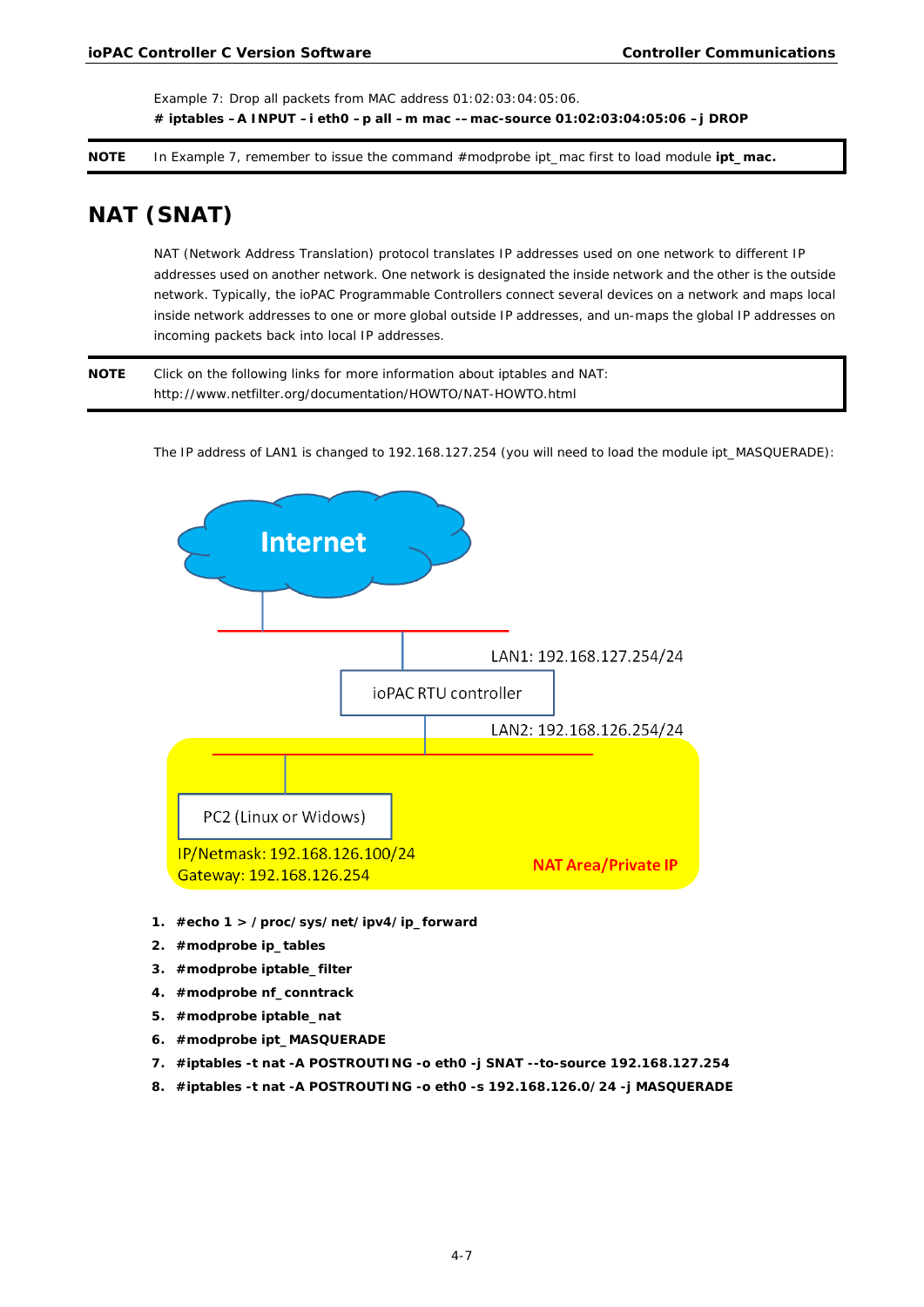Example 7: Drop all packets from MAC address 01:02:03:04:05:06.

**# iptables –A INPUT –i eth0 –p all –m mac --mac-source 01:02:03:04:05:06 –j DROP**

**NOTE** In Example 7, remember to issue the command #modprobe ipt_mac first to load module **ipt_mac.**

## NAT (SNAT)

NAT (Network Address Translation) protocol translates IP addresses used on one network to different IP addresses used on another network. One network is designated the inside network and the other is the outside network. Typically, the ioPAC Programmable Controllers connect several devices on a network and maps local inside network addresses to one or more global outside IP addresses, and un-maps the global IP addresses on incoming packets back into local IP addresses.

**NOTE** Click on the following links for more information about iptables and NAT:
http://www.netfilter.org/documentation/HOWTO/NAT-HOWTO.html

The IP address of LAN1 is changed to 192.168.127.254 (you will need to load the module ipt_MASQUERADE):

Internet

LAN1: 192.168.127.254/24

ioPAC RTU controller

LAN2: 192.168.126.254/24

PC2 (Linux or Widows)

IP/Netmask: 192.168.126.100/24
Gateway: 192.168.126.254

NAT Area/Private IP

1. **#echo 1 > /proc/sys/net/ipv4/ip_forward**
2. **#modprobe ip_tables**
3. **#modprobe iptable_filter**
4. **#modprobe nf_conntrack**
5. **#modprobe iptable_nat**
6. **#modprobe ipt_MASQUERADE**
7. **#iptables -t nat -A POSTROUTING -o eth0 -j SNAT --to-source 192.168.127.254**
8. **#iptables -t nat -A POSTROUTING -o eth0 -s 192.168.126.0/24 -j MASQUERADE**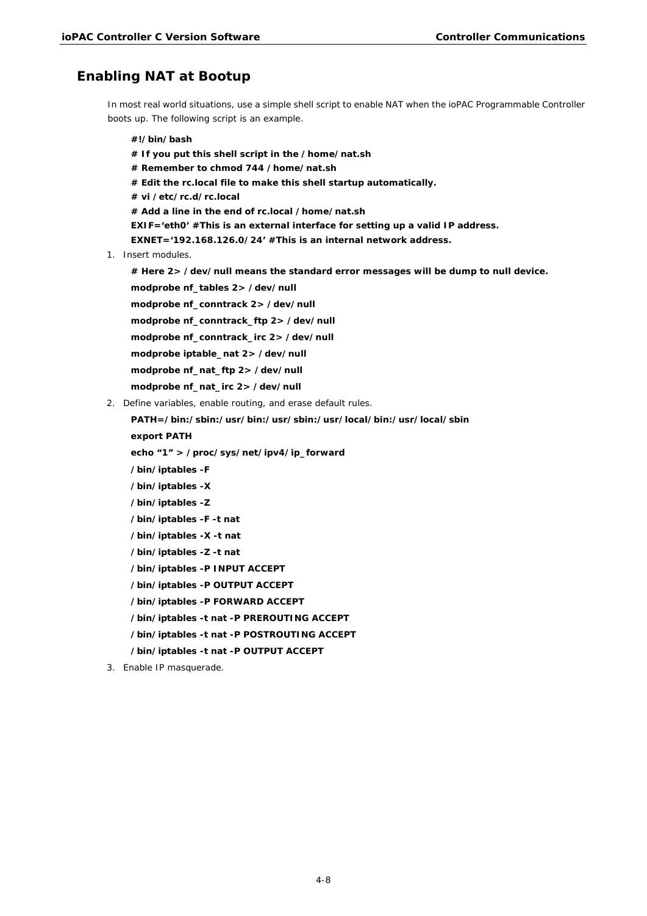## Enabling NAT at Bootup

In most real world situations, use a simple shell script to enable NAT when the ioPAC Programmable Controller boots up. The following script is an example.

```
#!/bin/bash
# If you put this shell script in the /home/nat.sh
# Remember to chmod 744 /home/nat.sh
# Edit the rc.local file to make this shell startup automatically.
# vi /etc/rc.d/rc.local
# Add a line in the end of rc.local /home/nat.sh
EXIF='eth0' #This is an external interface for setting up a valid IP address.
EXNET='192.168.126.0/24' #This is an internal network address.
```

1. Insert modules.

```
# Here 2> /dev/null means the standard error messages will be dump to null device.
modprobe nf_tables 2> /dev/null
modprobe nf_conntrack 2> /dev/null
modprobe nf_conntrack_ftp 2> /dev/null
modprobe nf_conntrack_irc 2> /dev/null
modprobe iptable_nat 2> /dev/null
modprobe nf_nat_ftp 2> /dev/null
modprobe nf_nat_irc 2> /dev/null
```

2. Define variables, enable routing, and erase default rules.

```
PATH=/bin:/sbin:/usr/bin:/usr/sbin:/usr/local/bin:/usr/local/sbin
export PATH
echo "1" > /proc/sys/net/ipv4/ip_forward
/bin/iptables -F
/bin/iptables -X
/bin/iptables -Z
/bin/iptables -F -t nat
/bin/iptables -X -t nat
/bin/iptables -Z -t nat
/bin/iptables -P INPUT ACCEPT
/bin/iptables -P OUTPUT ACCEPT
/bin/iptables -P FORWARD ACCEPT
/bin/iptables -t nat -P PREROUTING ACCEPT
/bin/iptables -t nat -P POSTROUTING ACCEPT
/bin/iptables -t nat -P OUTPUT ACCEPT
```

3. Enable IP masquerade.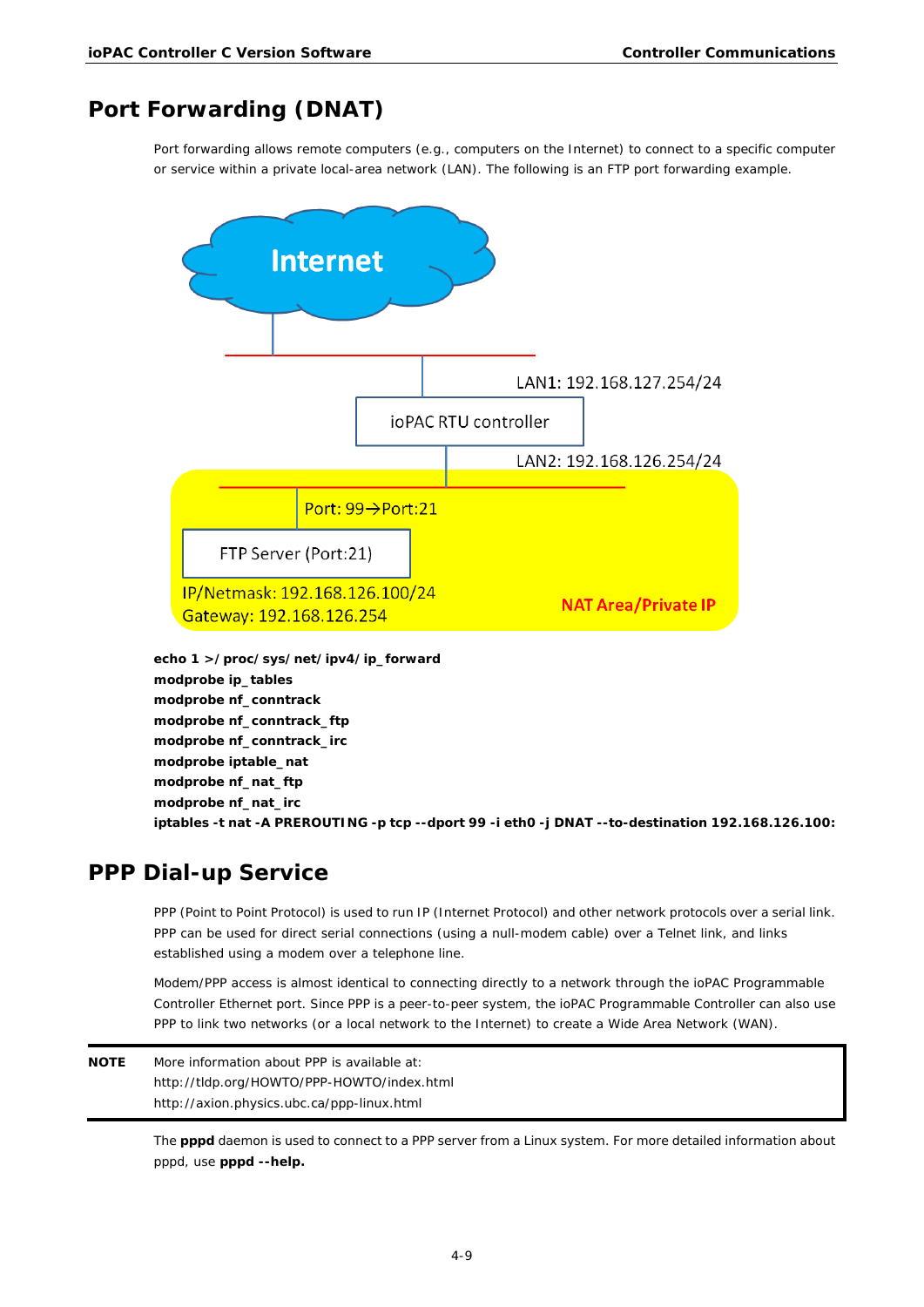## Port Forwarding (DNAT)

Port forwarding allows remote computers (e.g., computers on the Internet) to connect to a specific computer or service within a private local-area network (LAN). The following is an FTP port forwarding example.

Internet

LAN1: 192.168.127.254/24

ioPAC RTU controller

LAN2: 192.168.126.254/24

Port: 99→Port:21

FTP Server (Port:21)

IP/Netmask: 192.168.126.100/24
Gateway: 192.168.126.254

NAT Area/Private IP

```
echo 1 >/proc/sys/net/ipv4/ip_forward
modprobe ip_tables
modprobe nf_conntrack
modprobe nf_conntrack_ftp
modprobe nf_conntrack_irc
modprobe iptable_nat
modprobe nf_nat_ftp
modprobe nf_nat_irc
iptables -t nat -A PREROUTING -p tcp --dport 99 -i eth0 -j DNAT --to-destination 192.168.126.100:
```

## PPP Dial-up Service

PPP (Point to Point Protocol) is used to run IP (Internet Protocol) and other network protocols over a serial link. PPP can be used for direct serial connections (using a null-modem cable) over a Telnet link, and links established using a modem over a telephone line.

Modem/PPP access is almost identical to connecting directly to a network through the ioPAC Programmable Controller Ethernet port. Since PPP is a peer-to-peer system, the ioPAC Programmable Controller can also use PPP to link two networks (or a local network to the Internet) to create a Wide Area Network (WAN).

**NOTE** More information about PPP is available at:
http://tldp.org/HOWTO/PPP-HOWTO/index.html
http://axion.physics.ubc.ca/ppp-linux.html

The **pppd** daemon is used to connect to a PPP server from a Linux system. For more detailed information about pppd, use **pppd --help.**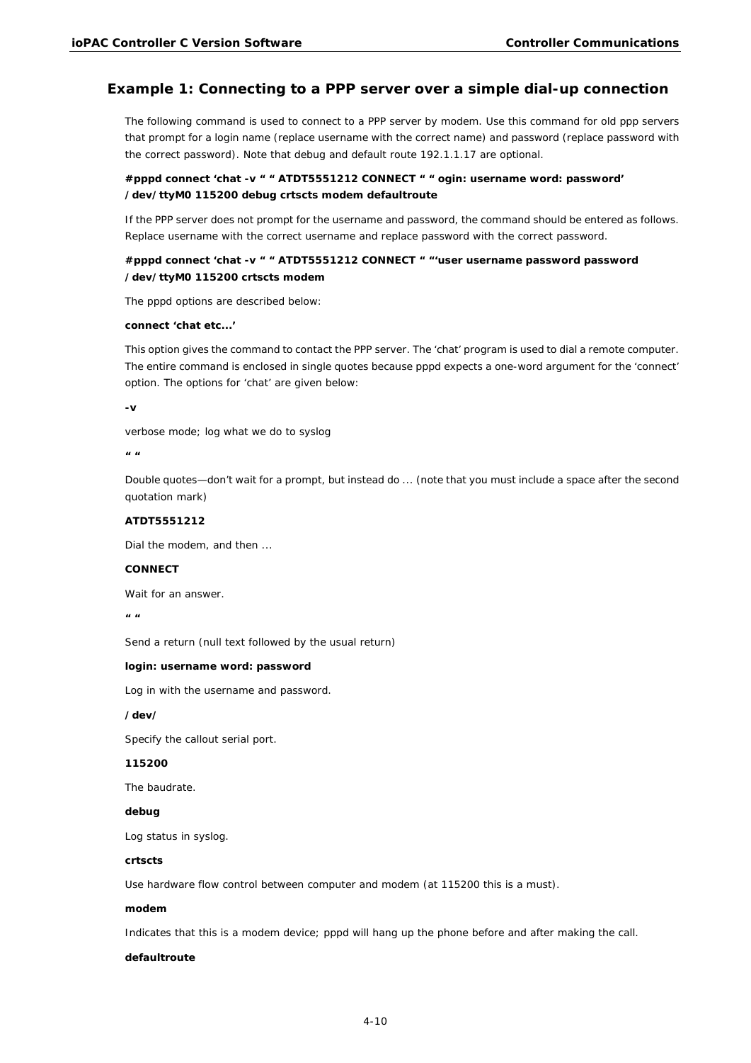## Example 1: Connecting to a PPP server over a simple dial-up connection

The following command is used to connect to a PPP server by modem. Use this command for old ppp servers that prompt for a login name (replace username with the correct name) and password (replace password with the correct password). Note that debug and default route 192.1.1.17 are optional.

**#pppd connect 'chat -v " " ATDT5551212 CONNECT " " ogin: username word: password' /dev/ttyM0 115200 debug crtscts modem defaultroute**

If the PPP server does not prompt for the username and password, the command should be entered as follows. Replace username with the correct username and replace password with the correct password.

**#pppd connect 'chat -v " " ATDT5551212 CONNECT " "'user username password password /dev/ttyM0 115200 crtscts modem**

The pppd options are described below:

**connect 'chat etc...'**

This option gives the command to contact the PPP server. The 'chat' program is used to dial a remote computer. The entire command is enclosed in single quotes because pppd expects a one-word argument for the 'connect' option. The options for 'chat' are given below:

**-v**

verbose mode; log what we do to syslog

**" "**

Double quotes—don't wait for a prompt, but instead do ... (note that you must include a space after the second quotation mark)

**ATDT5551212**

Dial the modem, and then ...

**CONNECT**

Wait for an answer.

**" "**

Send a return (null text followed by the usual return)

**login: username word: password**

Log in with the username and password.

**/dev/**

Specify the callout serial port.

**115200**

The baudrate.

**debug**

Log status in syslog.

**crtscts**

Use hardware flow control between computer and modem (at 115200 this is a must).

**modem**

Indicates that this is a modem device; pppd will hang up the phone before and after making the call.

**defaultroute**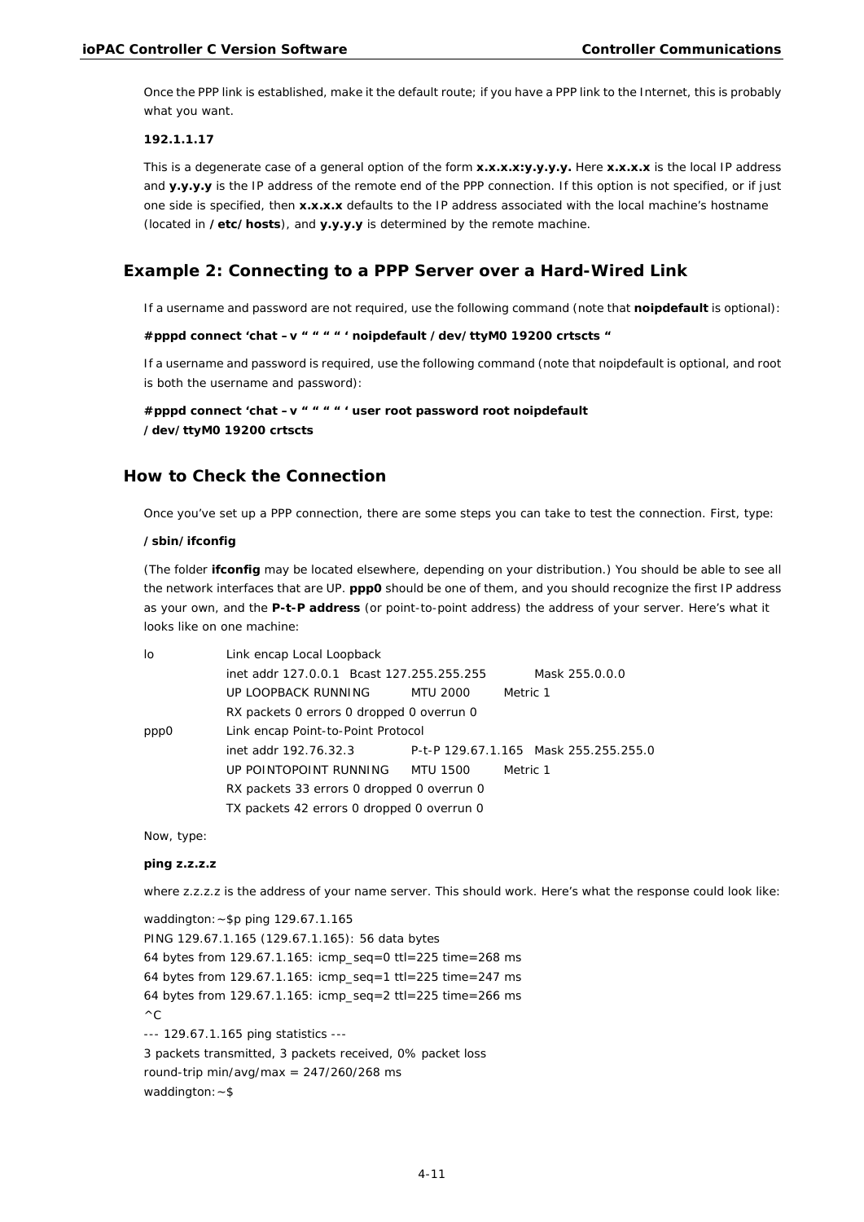Once the PPP link is established, make it the default route; if you have a PPP link to the Internet, this is probably what you want.

**192.1.1.17**

This is a degenerate case of a general option of the form **x.x.x.x:y.y.y.y.** Here **x.x.x.x** is the local IP address and **y.y.y.y** is the IP address of the remote end of the PPP connection. If this option is not specified, or if just one side is specified, then **x.x.x.x** defaults to the IP address associated with the local machine's hostname (located in **/etc/hosts**), and **y.y.y.y** is determined by the remote machine.

## Example 2: Connecting to a PPP Server over a Hard-Wired Link

If a username and password are not required, use the following command (note that **noipdefault** is optional):

**#pppd connect 'chat –v " " " " ' noipdefault /dev/ttyM0 19200 crtscts "**

If a username and password is required, use the following command (note that noipdefault is optional, and root is both the username and password):

**#pppd connect 'chat –v " " " " ' user root password root noipdefault /dev/ttyM0 19200 crtscts**

## How to Check the Connection

Once you've set up a PPP connection, there are some steps you can take to test the connection. First, type:

**/sbin/ifconfig**

(The folder **ifconfig** may be located elsewhere, depending on your distribution.) You should be able to see all the network interfaces that are UP. **ppp0** should be one of them, and you should recognize the first IP address as your own, and the **P-t-P address** (or point-to-point address) the address of your server. Here's what it looks like on one machine:

```
lo      Link encap Local Loopback
        inet addr 127.0.0.1  Bcast 127.255.255.255      Mask 255.0.0.0
        UP LOOPBACK RUNNING        MTU 2000     Metric 1
        RX packets 0 errors 0 dropped 0 overrun 0
ppp0    Link encap Point-to-Point Protocol
        inet addr 192.76.32.3      P-t-P 129.67.1.165  Mask 255.255.255.0
        UP POINTOPOINT RUNNING     MTU 1500     Metric 1
        RX packets 33 errors 0 dropped 0 overrun 0
        TX packets 42 errors 0 dropped 0 overrun 0
```

Now, type:

**ping z.z.z.z**

where z.z.z.z is the address of your name server. This should work. Here's what the response could look like:

```
waddington:~$p ping 129.67.1.165
PING 129.67.1.165 (129.67.1.165): 56 data bytes
64 bytes from 129.67.1.165: icmp_seq=0 ttl=225 time=268 ms
64 bytes from 129.67.1.165: icmp_seq=1 ttl=225 time=247 ms
64 bytes from 129.67.1.165: icmp_seq=2 ttl=225 time=266 ms
^C
--- 129.67.1.165 ping statistics ---
3 packets transmitted, 3 packets received, 0% packet loss
round-trip min/avg/max = 247/260/268 ms
waddington:~$
```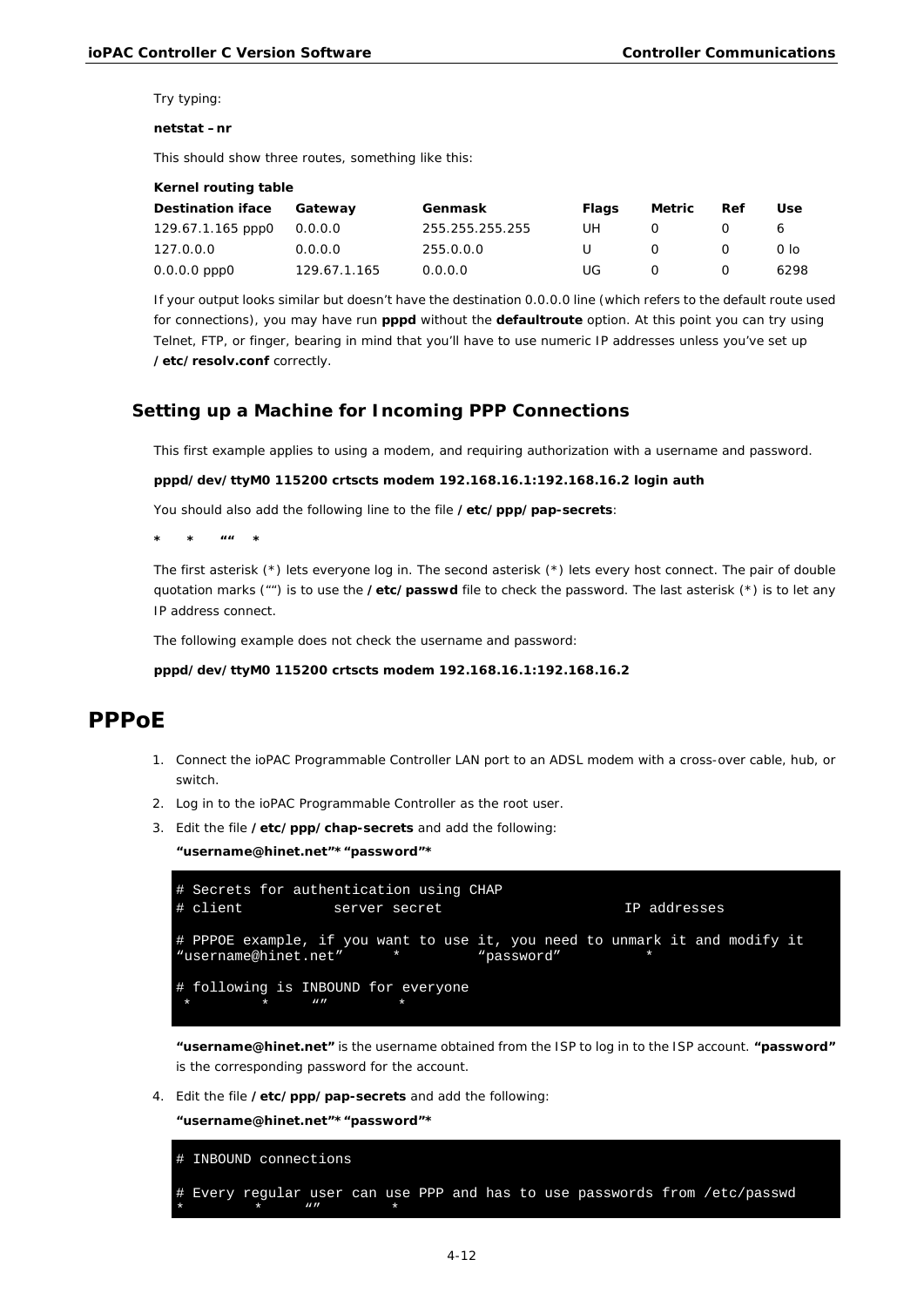Try typing:

**netstat –nr**

This should show three routes, something like this:

**Kernel routing table**

| Destination iface | Gateway | Genmask | Flags | Metric | Ref | Use |
|---|---|---|---|---|---|---|
| 129.67.1.165 ppp0 | 0.0.0.0 | 255.255.255.255 | UH | 0 | 0 | 6 |
| 127.0.0.0 | 0.0.0.0 | 255.0.0.0 | U | 0 | 0 | 0 lo |
| 0.0.0.0 ppp0 | 129.67.1.165 | 0.0.0.0 | UG | 0 | 0 | 6298 |

If your output looks similar but doesn't have the destination 0.0.0.0 line (which refers to the default route used for connections), you may have run **pppd** without the **defaultroute** option. At this point you can try using Telnet, FTP, or finger, bearing in mind that you'll have to use numeric IP addresses unless you've set up **/etc/resolv.conf** correctly.

### Setting up a Machine for Incoming PPP Connections

This first example applies to using a modem, and requiring authorization with a username and password.

**pppd/dev/ttyM0 115200 crtscts modem 192.168.16.1:192.168.16.2 login auth**

You should also add the following line to the file **/etc/ppp/pap-secrets**:

**\*   \*   ""   \***

The first asterisk (*) lets everyone log in. The second asterisk (*) lets every host connect. The pair of double quotation marks ("") is to use the **/etc/passwd** file to check the password. The last asterisk (*) is to let any IP address connect.

The following example does not check the username and password:

**pppd/dev/ttyM0 115200 crtscts modem 192.168.16.1:192.168.16.2**

## PPPoE

1. Connect the ioPAC Programmable Controller LAN port to an ADSL modem with a cross-over cable, hub, or switch.
2. Log in to the ioPAC Programmable Controller as the root user.
3. Edit the file **/etc/ppp/chap-secrets** and add the following:

   **"username@hinet.net"\* "password"\***

   ```
   # Secrets for authentication using CHAP
   # client          server secret                      IP addresses

   # PPPOE example, if you want to use it, you need to unmark it and modify it
   "username@hinet.net"      *          "password"          *

   # following is INBOUND for everyone
    *         *      ""         *
   ```

   **"username@hinet.net"** is the username obtained from the ISP to log in to the ISP account. **"password"** is the corresponding password for the account.

4. Edit the file **/etc/ppp/pap-secrets** and add the following:

   **"username@hinet.net"\* "password"\***

   ```
   # INBOUND connections

   # Every regular user can use PPP and has to use passwords from /etc/passwd
   *         *      ""         *
   ```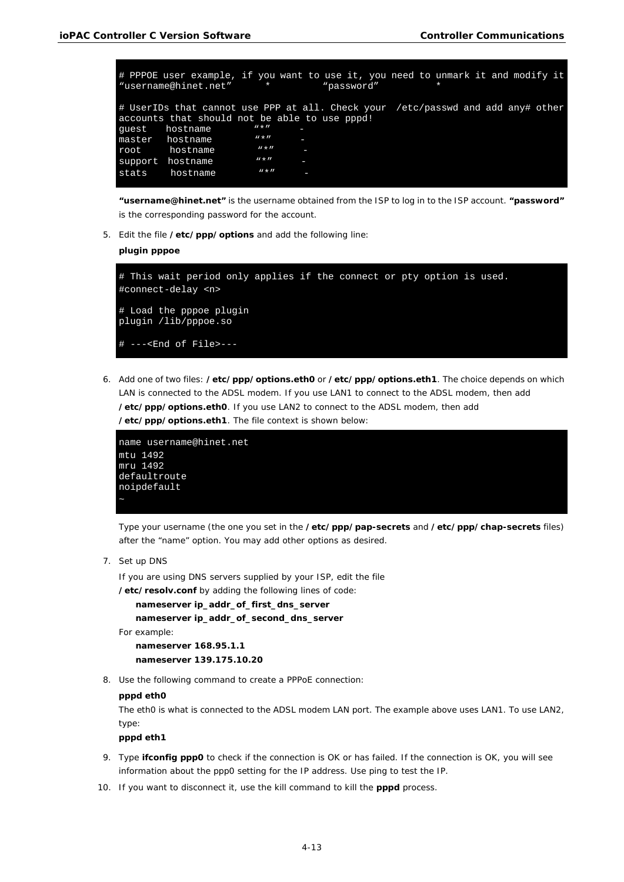```
# PPPOE user example, if you want to use it, you need to unmark it and modify it
"username@hinet.net"      *          "password"          *

# UserIDs that cannot use PPP at all. Check your  /etc/passwd and add any# other
accounts that should not be able to use pppd!
guest    hostname        "*"      -
master   hostname        "*"      -
root     hostname        "*"      -
support  hostname        "*"      -
stats    hostname        "*"      -
```

**"username@hinet.net"** is the username obtained from the ISP to log in to the ISP account. **"password"** is the corresponding password for the account.

5. Edit the file **/etc/ppp/options** and add the following line:

   **plugin pppoe**

```
# This wait period only applies if the connect or pty option is used.
#connect-delay <n>

# Load the pppoe plugin
plugin /lib/pppoe.so

# ---<End of File>---
```

6. Add one of two files: **/etc/ppp/options.eth0** or **/etc/ppp/options.eth1**. The choice depends on which LAN is connected to the ADSL modem. If you use LAN1 to connect to the ADSL modem, then add **/etc/ppp/options.eth0**. If you use LAN2 to connect to the ADSL modem, then add **/etc/ppp/options.eth1**. The file context is shown below:

```
name username@hinet.net
mtu 1492
mru 1492
defaultroute
noipdefault
~
```

   Type your username (the one you set in the **/etc/ppp/pap-secrets** and **/etc/ppp/chap-secrets** files) after the "name" option. You may add other options as desired.

7. Set up DNS

   If you are using DNS servers supplied by your ISP, edit the file **/etc/resolv.conf** by adding the following lines of code:

   **nameserver ip_addr_of_first_dns_server**
   **nameserver ip_addr_of_second_dns_server**

   For example:

   **nameserver 168.95.1.1**
   **nameserver 139.175.10.20**

8. Use the following command to create a PPPoE connection:

   **pppd eth0**

   The eth0 is what is connected to the ADSL modem LAN port. The example above uses LAN1. To use LAN2, type:

   **pppd eth1**

9. Type **ifconfig ppp0** to check if the connection is OK or has failed. If the connection is OK, you will see information about the ppp0 setting for the IP address. Use ping to test the IP.

10. If you want to disconnect it, use the kill command to kill the **pppd** process.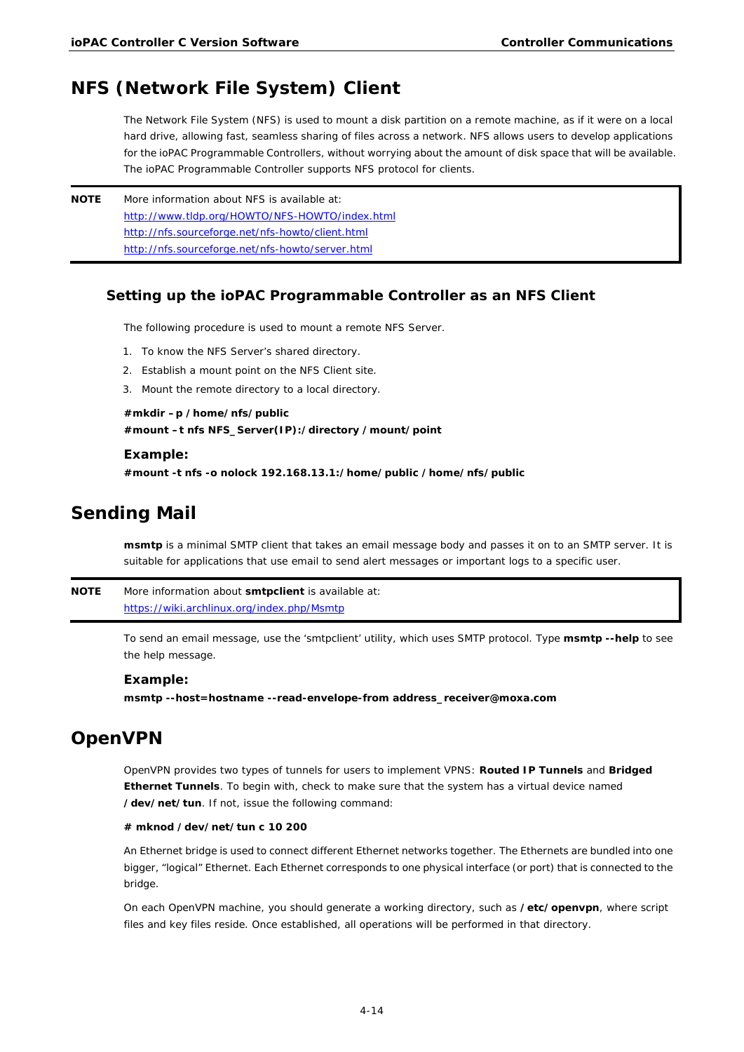# NFS (Network File System) Client

The Network File System (NFS) is used to mount a disk partition on a remote machine, as if it were on a local hard drive, allowing fast, seamless sharing of files across a network. NFS allows users to develop applications for the ioPAC Programmable Controllers, without worrying about the amount of disk space that will be available. The ioPAC Programmable Controller supports NFS protocol for clients.

**NOTE** More information about NFS is available at:
http://www.tldp.org/HOWTO/NFS-HOWTO/index.html
http://nfs.sourceforge.net/nfs-howto/client.html
http://nfs.sourceforge.net/nfs-howto/server.html

## Setting up the ioPAC Programmable Controller as an NFS Client

The following procedure is used to mount a remote NFS Server.

1. To know the NFS Server's shared directory.
2. Establish a mount point on the NFS Client site.
3. Mount the remote directory to a local directory.

```
#mkdir –p /home/nfs/public
#mount –t nfs NFS_Server(IP):/directory /mount/point
```

### Example:

```
#mount -t nfs -o nolock 192.168.13.1:/home/public /home/nfs/public
```

# Sending Mail

**msmtp** is a minimal SMTP client that takes an email message body and passes it on to an SMTP server. It is suitable for applications that use email to send alert messages or important logs to a specific user.

**NOTE** More information about **smtpclient** is available at:
https://wiki.archlinux.org/index.php/Msmtp

To send an email message, use the 'smtpclient' utility, which uses SMTP protocol. Type **msmtp --help** to see the help message.

### Example:

```
msmtp --host=hostname --read-envelope-from address_receiver@moxa.com
```

# OpenVPN

OpenVPN provides two types of tunnels for users to implement VPNS: **Routed IP Tunnels** and **Bridged Ethernet Tunnels**. To begin with, check to make sure that the system has a virtual device named **/dev/net/tun**. If not, issue the following command:

```
# mknod /dev/net/tun c 10 200
```

An Ethernet bridge is used to connect different Ethernet networks together. The Ethernets are bundled into one bigger, "logical" Ethernet. Each Ethernet corresponds to one physical interface (or port) that is connected to the bridge.

On each OpenVPN machine, you should generate a working directory, such as **/etc/openvpn**, where script files and key files reside. Once established, all operations will be performed in that directory.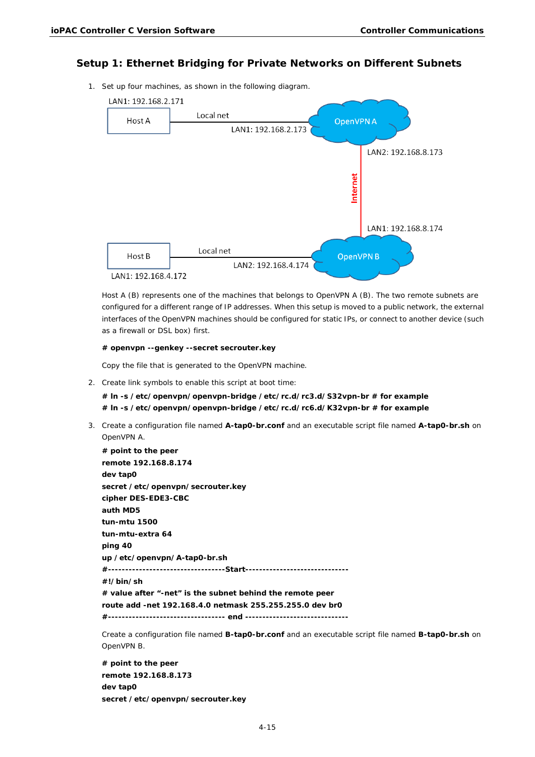## Setup 1: Ethernet Bridging for Private Networks on Different Subnets

1. Set up four machines, as shown in the following diagram.

   LAN1: 192.168.2.171
   Host A — Local net — LAN1: 192.168.2.173 — OpenVPN A
   LAN2: 192.168.8.173
   Internet
   LAN1: 192.168.8.174
   Host B — Local net — LAN2: 192.168.4.174 — OpenVPN B
   LAN1: 192.168.4.172

   Host A (B) represents one of the machines that belongs to OpenVPN A (B). The two remote subnets are configured for a different range of IP addresses. When this setup is moved to a public network, the external interfaces of the OpenVPN machines should be configured for static IPs, or connect to another device (such as a firewall or DSL box) first.

   **# openvpn --genkey --secret secrouter.key**

   Copy the file that is generated to the OpenVPN machine.

2. Create link symbols to enable this script at boot time:

   **# ln -s /etc/openvpn/openvpn-bridge /etc/rc.d/rc3.d/S32vpn-br # for example**
   **# ln -s /etc/openvpn/openvpn-bridge /etc/rc.d/rc6.d/K32vpn-br # for example**

3. Create a configuration file named **A-tap0-br.conf** and an executable script file named **A-tap0-br.sh** on OpenVPN A.

```
# point to the peer
remote 192.168.8.174
dev tap0
secret /etc/openvpn/secrouter.key
cipher DES-EDE3-CBC
auth MD5
tun-mtu 1500
tun-mtu-extra 64
ping 40
up /etc/openvpn/A-tap0-br.sh
#----------------------------------Start-----------------------------
#!/bin/sh
# value after "-net" is the subnet behind the remote peer
route add -net 192.168.4.0 netmask 255.255.255.0 dev br0
#--------------------------------- end -----------------------------
```

   Create a configuration file named **B-tap0-br.conf** and an executable script file named **B-tap0-br.sh** on OpenVPN B.

```
# point to the peer
remote 192.168.8.173
dev tap0
secret /etc/openvpn/secrouter.key
```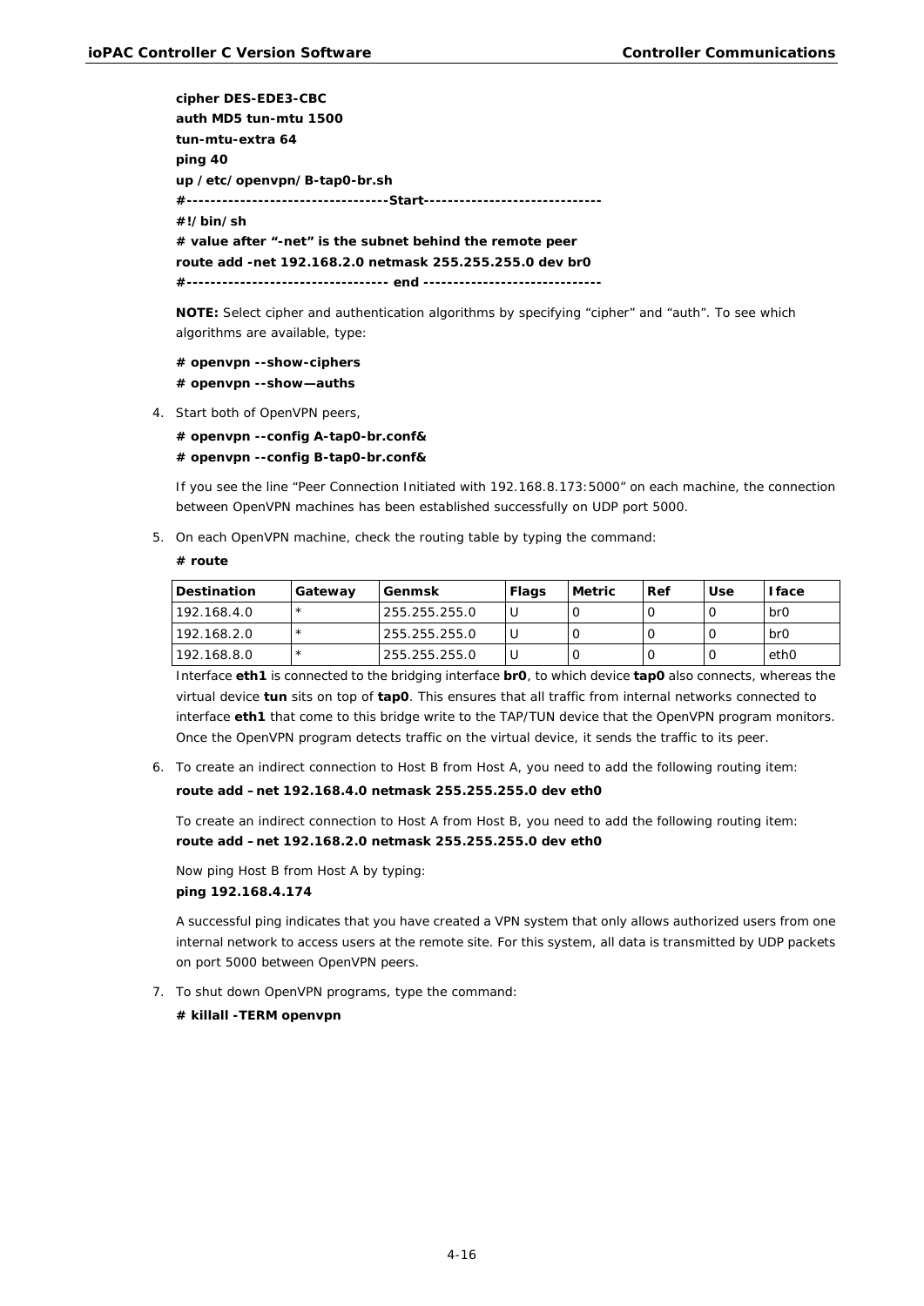```
cipher DES-EDE3-CBC
auth MD5 tun-mtu 1500
tun-mtu-extra 64
ping 40
up /etc/openvpn/B-tap0-br.sh
#---------------------------------Start-----------------------------
#!/bin/sh
# value after "-net" is the subnet behind the remote peer
route add -net 192.168.2.0 netmask 255.255.255.0 dev br0
#--------------------------------- end -----------------------------
```

**NOTE:** Select cipher and authentication algorithms by specifying "cipher" and "auth". To see which algorithms are available, type:

```
# openvpn --show-ciphers
# openvpn --show—auths
```

4. Start both of OpenVPN peers,

```
# openvpn --config A-tap0-br.conf&
# openvpn --config B-tap0-br.conf&
```

If you see the line "Peer Connection Initiated with 192.168.8.173:5000" on each machine, the connection between OpenVPN machines has been established successfully on UDP port 5000.

5. On each OpenVPN machine, check the routing table by typing the command:

```
# route
```

| Destination | Gateway | Genmsk | Flags | Metric | Ref | Use | Iface |
|---|---|---|---|---|---|---|---|
| 192.168.4.0 | * | 255.255.255.0 | U | 0 | 0 | 0 | br0 |
| 192.168.2.0 | * | 255.255.255.0 | U | 0 | 0 | 0 | br0 |
| 192.168.8.0 | * | 255.255.255.0 | U | 0 | 0 | 0 | eth0 |

Interface **eth1** is connected to the bridging interface **br0**, to which device **tap0** also connects, whereas the virtual device **tun** sits on top of **tap0**. This ensures that all traffic from internal networks connected to interface **eth1** that come to this bridge write to the TAP/TUN device that the OpenVPN program monitors. Once the OpenVPN program detects traffic on the virtual device, it sends the traffic to its peer.

6. To create an indirect connection to Host B from Host A, you need to add the following routing item:

```
route add –net 192.168.4.0 netmask 255.255.255.0 dev eth0
```

To create an indirect connection to Host A from Host B, you need to add the following routing item:

```
route add –net 192.168.2.0 netmask 255.255.255.0 dev eth0
```

Now ping Host B from Host A by typing:

```
ping 192.168.4.174
```

A successful ping indicates that you have created a VPN system that only allows authorized users from one internal network to access users at the remote site. For this system, all data is transmitted by UDP packets on port 5000 between OpenVPN peers.

7. To shut down OpenVPN programs, type the command:

```
# killall -TERM openvpn
```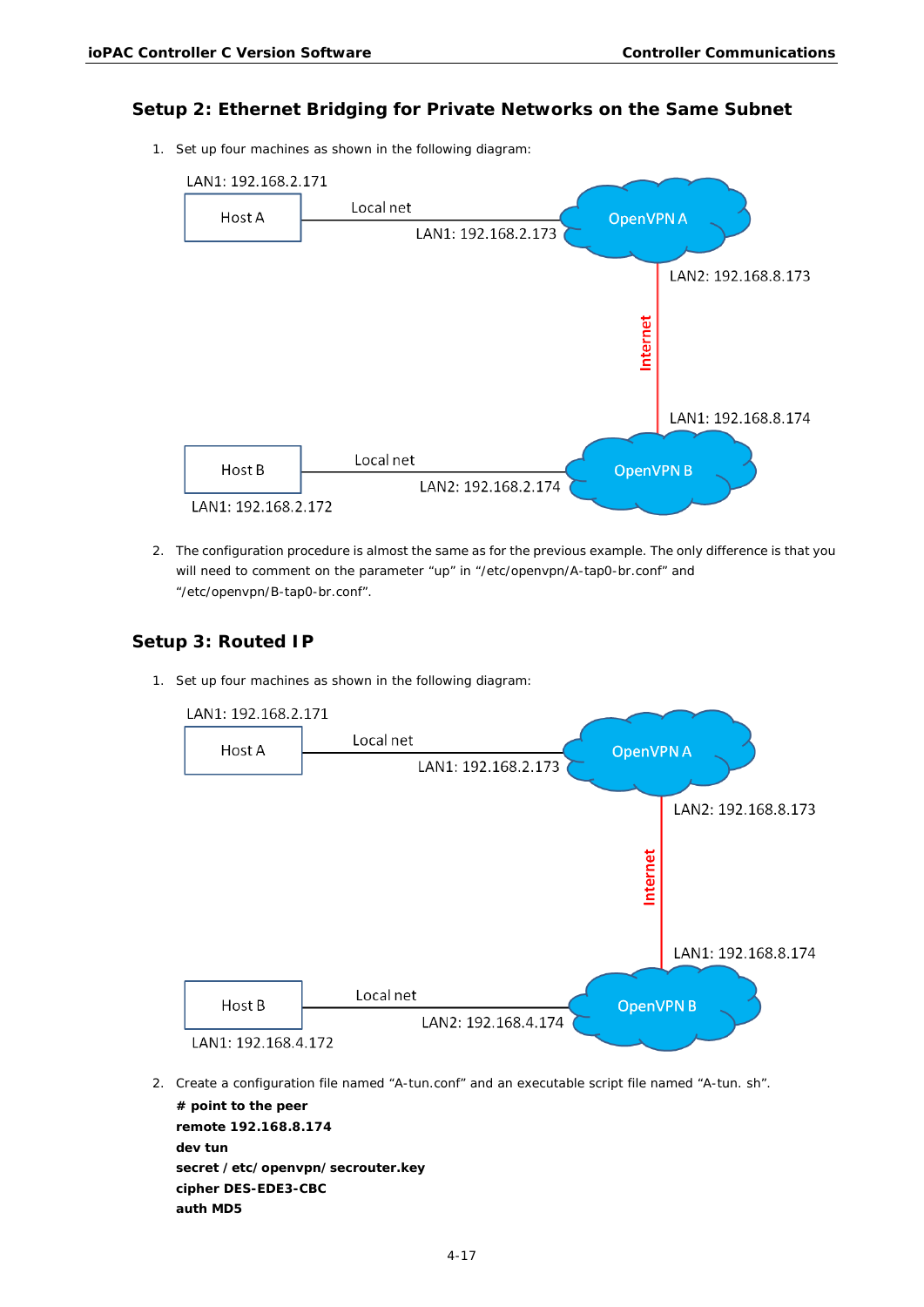### Setup 2: Ethernet Bridging for Private Networks on the Same Subnet

1. Set up four machines as shown in the following diagram:

LAN1: 192.168.2.171

Host A — Local net — LAN1: 192.168.2.173 — OpenVPN A

LAN2: 192.168.8.173

Internet

LAN1: 192.168.8.174

Host B — Local net — LAN2: 192.168.2.174 — OpenVPN B

LAN1: 192.168.2.172

2. The configuration procedure is almost the same as for the previous example. The only difference is that you will need to comment on the parameter "up" in "/etc/openvpn/A-tap0-br.conf" and "/etc/openvpn/B-tap0-br.conf".

### Setup 3: Routed IP

1. Set up four machines as shown in the following diagram:

LAN1: 192.168.2.171

Host A — Local net — LAN1: 192.168.2.173 — OpenVPN A

LAN2: 192.168.8.173

Internet

LAN1: 192.168.8.174

Host B — Local net — LAN2: 192.168.4.174 — OpenVPN B

LAN1: 192.168.4.172

2. Create a configuration file named "A-tun.conf" and an executable script file named "A-tun. sh".

```
# point to the peer
remote 192.168.8.174
dev tun
secret / etc/ openvpn/ secrouter.key
cipher DES-EDE3-CBC
auth MD5
```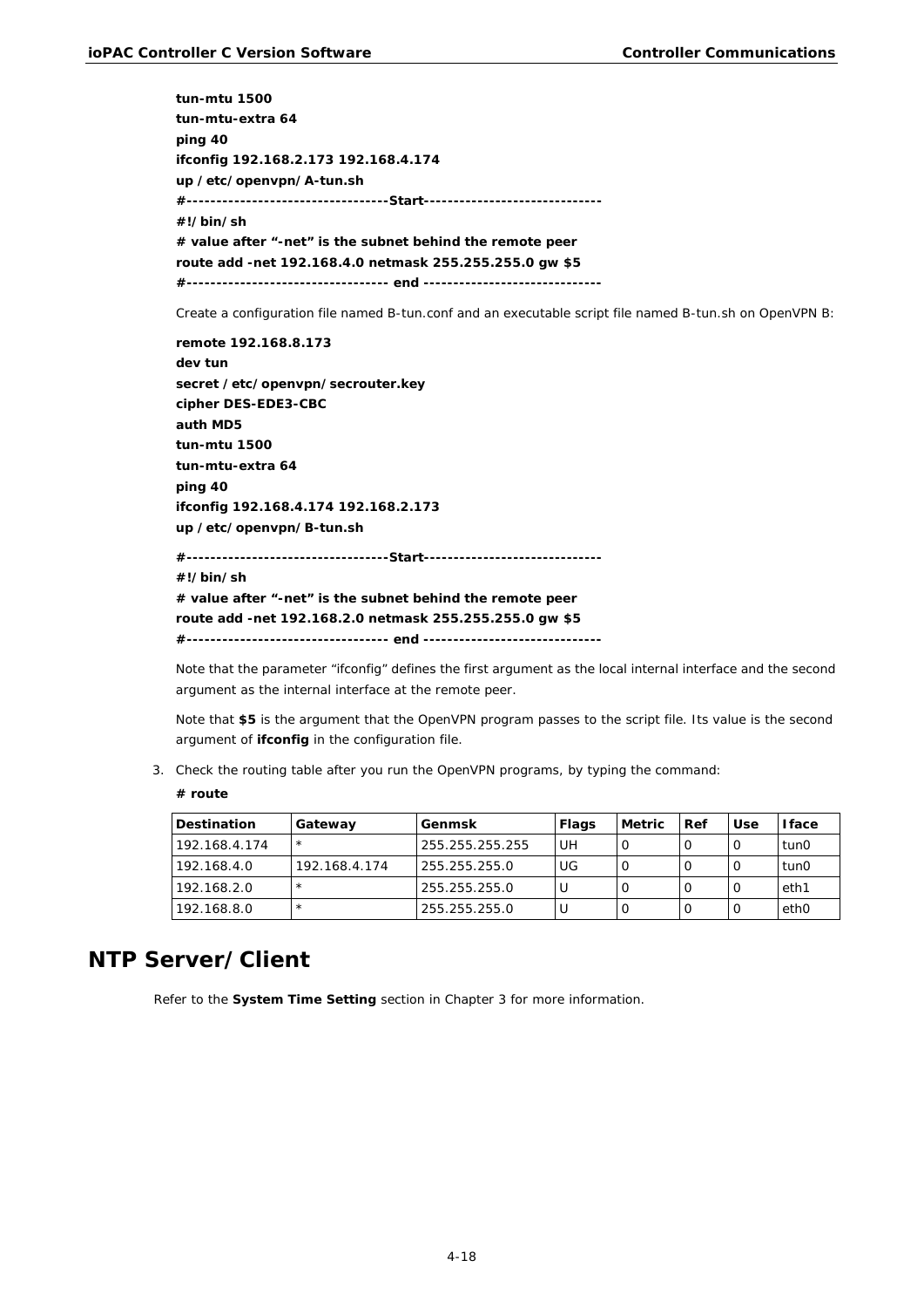**tun-mtu 1500**
**tun-mtu-extra 64**
**ping 40**
**ifconfig 192.168.2.173 192.168.4.174**
**up /etc/openvpn/A-tun.sh**
**#---------------------------------Start-----------------------------**
**#!/bin/sh**
**# value after "-net" is the subnet behind the remote peer**
**route add -net 192.168.4.0 netmask 255.255.255.0 gw $5**
**#--------------------------------- end -----------------------------**

Create a configuration file named B-tun.conf and an executable script file named B-tun.sh on OpenVPN B:

**remote 192.168.8.173**
**dev tun**
**secret /etc/openvpn/secrouter.key**
**cipher DES-EDE3-CBC**
**auth MD5**
**tun-mtu 1500**
**tun-mtu-extra 64**
**ping 40**
**ifconfig 192.168.4.174 192.168.2.173**
**up /etc/openvpn/B-tun.sh**

**#---------------------------------Start-----------------------------**
**#!/bin/sh**
**# value after "-net" is the subnet behind the remote peer**
**route add -net 192.168.2.0 netmask 255.255.255.0 gw $5**
**#--------------------------------- end -----------------------------**

Note that the parameter "ifconfig" defines the first argument as the local internal interface and the second argument as the internal interface at the remote peer.

Note that **$5** is the argument that the OpenVPN program passes to the script file. Its value is the second argument of **ifconfig** in the configuration file.

3. Check the routing table after you run the OpenVPN programs, by typing the command:

   **# route**

| Destination | Gateway | Genmsk | Flags | Metric | Ref | Use | Iface |
|---|---|---|---|---|---|---|---|
| 192.168.4.174 | * | 255.255.255.255 | UH | 0 | 0 | 0 | tun0 |
| 192.168.4.0 | 192.168.4.174 | 255.255.255.0 | UG | 0 | 0 | 0 | tun0 |
| 192.168.2.0 | * | 255.255.255.0 | U | 0 | 0 | 0 | eth1 |
| 192.168.8.0 | * | 255.255.255.0 | U | 0 | 0 | 0 | eth0 |

## NTP Server/Client

Refer to the **System Time Setting** section in Chapter 3 for more information.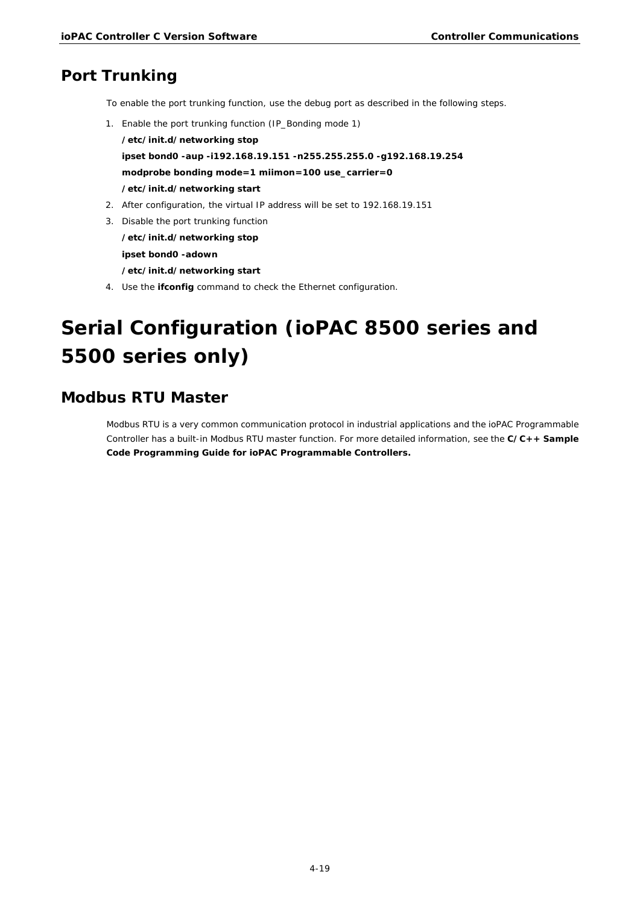## Port Trunking

To enable the port trunking function, use the debug port as described in the following steps.

1. Enable the port trunking function (IP_Bonding mode 1)

   **/etc/init.d/networking stop**

   **ipset bond0 -aup -i192.168.19.151 -n255.255.255.0 -g192.168.19.254**

   **modprobe bonding mode=1 miimon=100 use_carrier=0**

   **/etc/init.d/networking start**

2. After configuration, the virtual IP address will be set to 192.168.19.151
3. Disable the port trunking function

   **/etc/init.d/networking stop**

   **ipset bond0 -adown**

   **/etc/init.d/networking start**

4. Use the **ifconfig** command to check the Ethernet configuration.

# Serial Configuration (ioPAC 8500 series and 5500 series only)

## Modbus RTU Master

Modbus RTU is a very common communication protocol in industrial applications and the ioPAC Programmable Controller has a built-in Modbus RTU master function. For more detailed information, see the **C/C++ Sample Code Programming Guide for ioPAC Programmable Controllers.**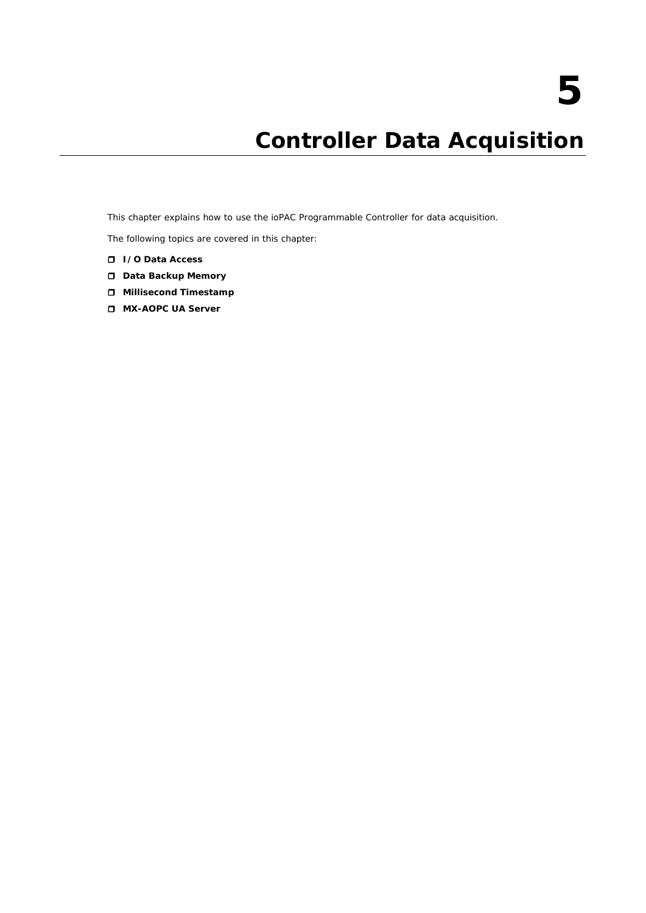# 5

# Controller Data Acquisition

This chapter explains how to use the ioPAC Programmable Controller for data acquisition.

The following topics are covered in this chapter:

- **I/O Data Access**
- **Data Backup Memory**
- **Millisecond Timestamp**
- **MX-AOPC UA Server**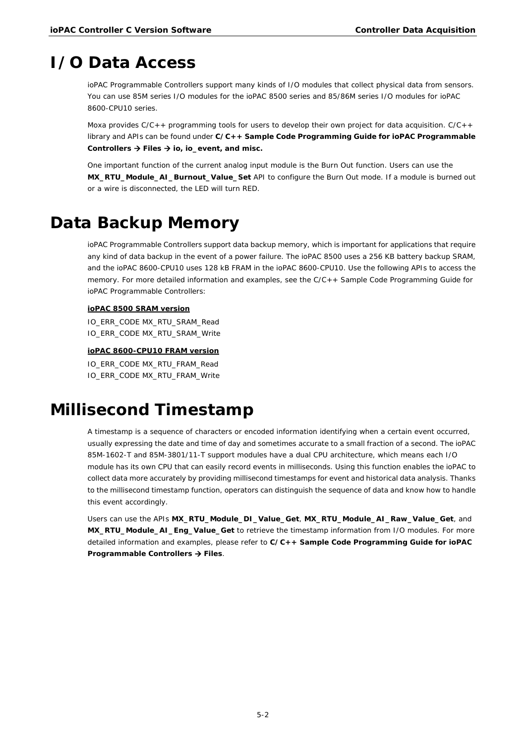# I/O Data Access

ioPAC Programmable Controllers support many kinds of I/O modules that collect physical data from sensors. You can use 85M series I/O modules for the ioPAC 8500 series and 85/86M series I/O modules for ioPAC 8600-CPU10 series.

Moxa provides C/C++ programming tools for users to develop their own project for data acquisition. C/C++ library and APIs can be found under **C/C++ Sample Code Programming Guide for ioPAC Programmable Controllers → Files → io, io_event, and misc.**

One important function of the current analog input module is the Burn Out function. Users can use the **MX_RTU_Module_AI_Burnout_Value_Set** API to configure the Burn Out mode. If a module is burned out or a wire is disconnected, the LED will turn RED.

# Data Backup Memory

ioPAC Programmable Controllers support data backup memory, which is important for applications that require any kind of data backup in the event of a power failure. The ioPAC 8500 uses a 256 KB battery backup SRAM, and the ioPAC 8600-CPU10 uses 128 kB FRAM in the ioPAC 8600-CPU10. Use the following APIs to access the memory. For more detailed information and examples, see the C/C++ Sample Code Programming Guide for ioPAC Programmable Controllers:

**ioPAC 8500 SRAM version**

IO_ERR_CODE MX_RTU_SRAM_Read
IO_ERR_CODE MX_RTU_SRAM_Write

**ioPAC 8600-CPU10 FRAM version**

IO_ERR_CODE MX_RTU_FRAM_Read
IO_ERR_CODE MX_RTU_FRAM_Write

# Millisecond Timestamp

A timestamp is a sequence of characters or encoded information identifying when a certain event occurred, usually expressing the date and time of day and sometimes accurate to a small fraction of a second. The ioPAC 85M-1602-T and 85M-3801/11-T support modules have a dual CPU architecture, which means each I/O module has its own CPU that can easily record events in milliseconds. Using this function enables the ioPAC to collect data more accurately by providing millisecond timestamps for event and historical data analysis. Thanks to the millisecond timestamp function, operators can distinguish the sequence of data and know how to handle this event accordingly.

Users can use the APIs **MX_RTU_Module_DI_Value_Get**, **MX_RTU_Module_AI_Raw_Value_Get**, and **MX_RTU_Module_AI_Eng_Value_Get** to retrieve the timestamp information from I/O modules. For more detailed information and examples, please refer to **C/C++ Sample Code Programming Guide for ioPAC Programmable Controllers → Files**.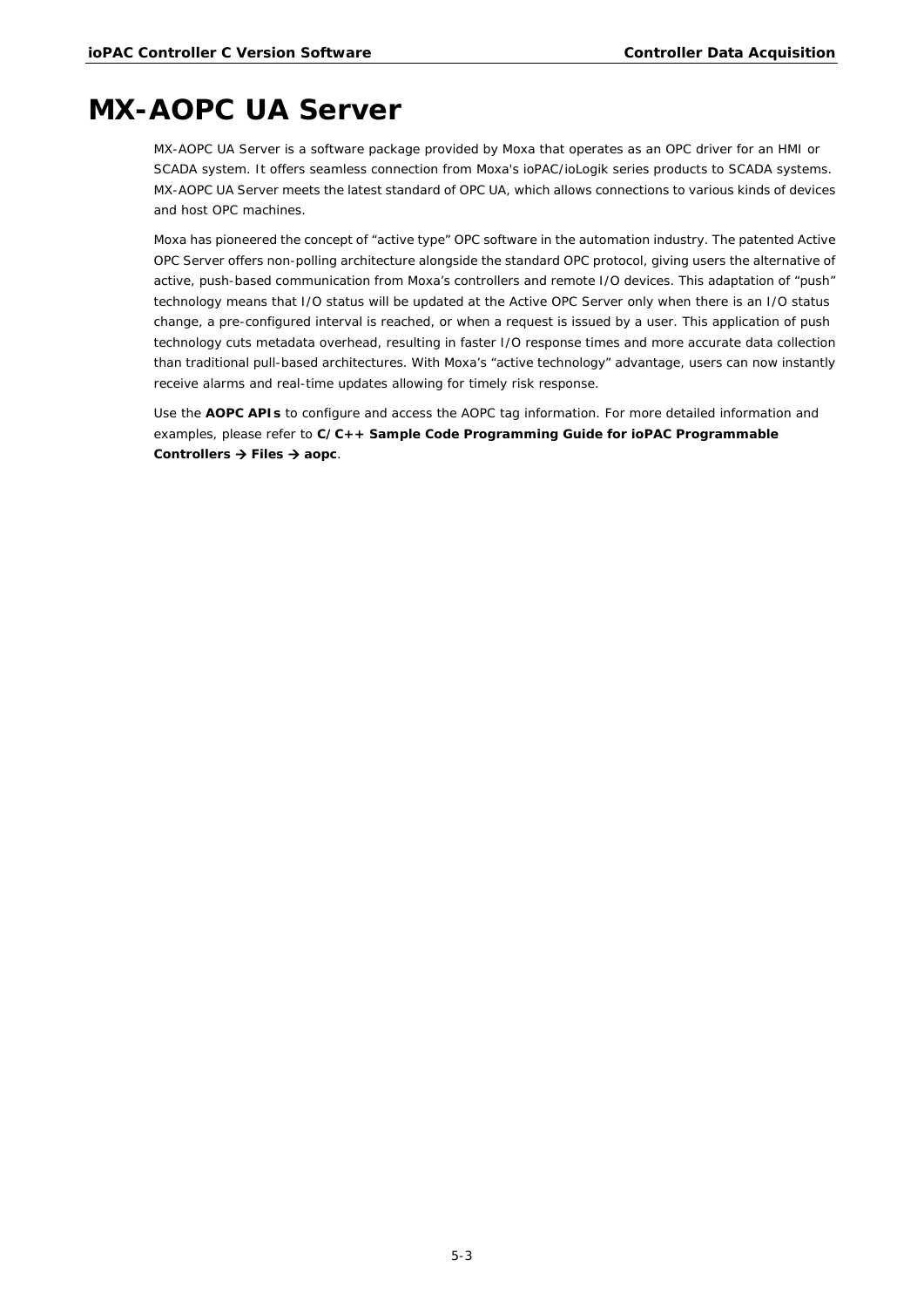# MX-AOPC UA Server

MX-AOPC UA Server is a software package provided by Moxa that operates as an OPC driver for an HMI or SCADA system. It offers seamless connection from Moxa's ioPAC/ioLogik series products to SCADA systems. MX-AOPC UA Server meets the latest standard of OPC UA, which allows connections to various kinds of devices and host OPC machines.

Moxa has pioneered the concept of "active type" OPC software in the automation industry. The patented Active OPC Server offers non-polling architecture alongside the standard OPC protocol, giving users the alternative of active, push-based communication from Moxa's controllers and remote I/O devices. This adaptation of "push" technology means that I/O status will be updated at the Active OPC Server only when there is an I/O status change, a pre-configured interval is reached, or when a request is issued by a user. This application of push technology cuts metadata overhead, resulting in faster I/O response times and more accurate data collection than traditional pull-based architectures. With Moxa's "active technology" advantage, users can now instantly receive alarms and real-time updates allowing for timely risk response.

Use the **AOPC APIs** to configure and access the AOPC tag information. For more detailed information and examples, please refer to **C/C++ Sample Code Programming Guide for ioPAC Programmable Controllers → Files → aopc**.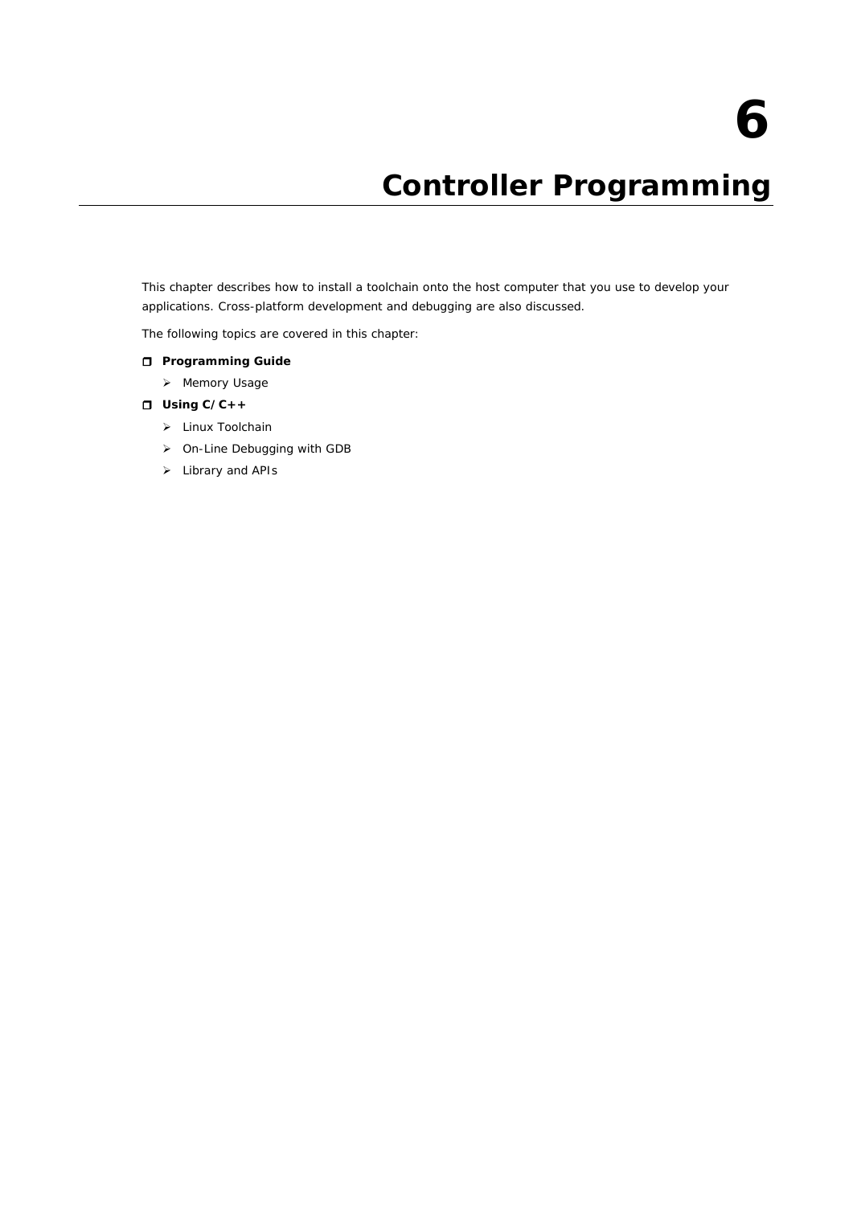# 6

# Controller Programming

This chapter describes how to install a toolchain onto the host computer that you use to develop your applications. Cross-platform development and debugging are also discussed.

The following topics are covered in this chapter:

- **Programming Guide**
  - Memory Usage
- **Using C/C++**
  - Linux Toolchain
  - On-Line Debugging with GDB
  - Library and APIs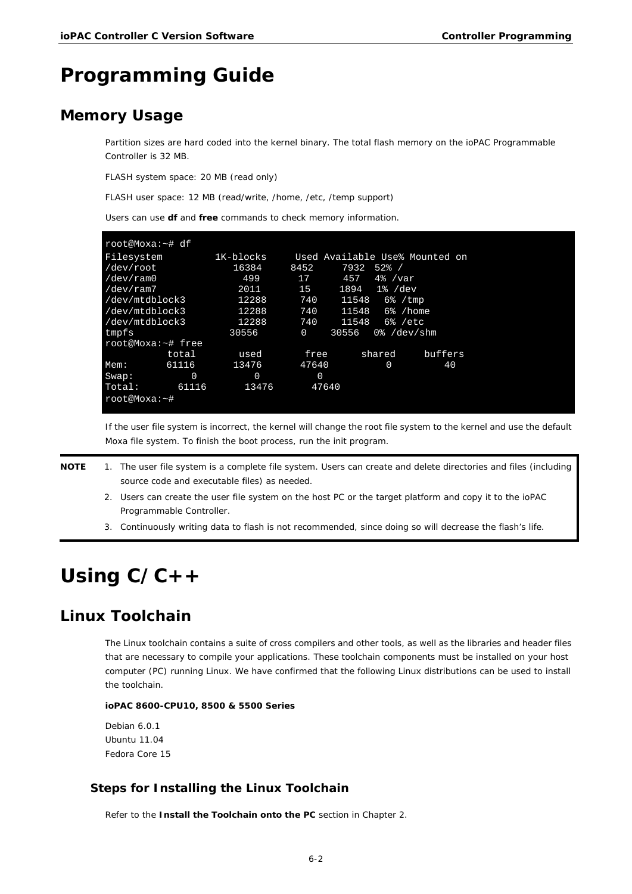# Programming Guide

## Memory Usage

Partition sizes are hard coded into the kernel binary. The total flash memory on the ioPAC Programmable Controller is 32 MB.

FLASH system space: 20 MB (read only)

FLASH user space: 12 MB (read/write, /home, /etc, /temp support)

Users can use **df** and **free** commands to check memory information.

```
root@Moxa:~# df
Filesystem         1K-blocks     Used Available Use% Mounted on
/dev/root              16384     8452      7932  52% /
/dev/ram0                499       17       457   4% /var
/dev/ram7               2011       15      1894   1% /dev
/dev/mtdblock3         12288      740     11548   6% /tmp
/dev/mtdblock3         12288      740     11548   6% /home
/dev/mtdblock3         12288      740     11548   6% /etc
tmpfs                  30556        0     30556   0% /dev/shm
root@Moxa:~# free
          total       used       free      shared     buffers
Mem:      61116      13476      47640          0          40
Swap:         0          0          0
Total:    61116      13476      47640
root@Moxa:~#
```

If the user file system is incorrect, the kernel will change the root file system to the kernel and use the default Moxa file system. To finish the boot process, run the init program.

**NOTE**

1. The user file system is a complete file system. Users can create and delete directories and files (including source code and executable files) as needed.
2. Users can create the user file system on the host PC or the target platform and copy it to the ioPAC Programmable Controller.
3. Continuously writing data to flash is not recommended, since doing so will decrease the flash's life.

# Using C/C++

## Linux Toolchain

The Linux toolchain contains a suite of cross compilers and other tools, as well as the libraries and header files that are necessary to compile your applications. These toolchain components must be installed on your host computer (PC) running Linux. We have confirmed that the following Linux distributions can be used to install the toolchain.

**ioPAC 8600-CPU10, 8500 & 5500 Series**

Debian 6.0.1
Ubuntu 11.04
Fedora Core 15

### Steps for Installing the Linux Toolchain

Refer to the **Install the Toolchain onto the PC** section in Chapter 2.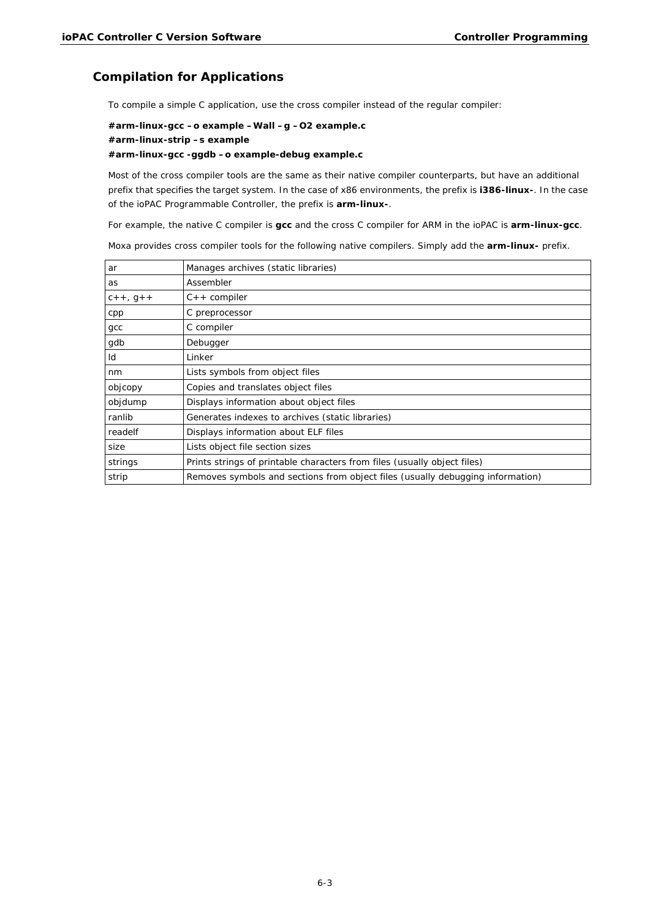## Compilation for Applications

To compile a simple C application, use the cross compiler instead of the regular compiler:

**#arm-linux-gcc –o example –Wall –g –O2 example.c**
**#arm-linux-strip –s example**
**#arm-linux-gcc -ggdb –o example-debug example.c**

Most of the cross compiler tools are the same as their native compiler counterparts, but have an additional prefix that specifies the target system. In the case of x86 environments, the prefix is **i386-linux-**. In the case of the ioPAC Programmable Controller, the prefix is **arm-linux-**.

For example, the native C compiler is **gcc** and the cross C compiler for ARM in the ioPAC is **arm-linux-gcc**.

Moxa provides cross compiler tools for the following native compilers. Simply add the **arm-linux-** prefix.

| | |
|---|---|
| ar | Manages archives (static libraries) |
| as | Assembler |
| c++, g++ | C++ compiler |
| cpp | C preprocessor |
| gcc | C compiler |
| gdb | Debugger |
| ld | Linker |
| nm | Lists symbols from object files |
| objcopy | Copies and translates object files |
| objdump | Displays information about object files |
| ranlib | Generates indexes to archives (static libraries) |
| readelf | Displays information about ELF files |
| size | Lists object file section sizes |
| strings | Prints strings of printable characters from files (usually object files) |
| strip | Removes symbols and sections from object files (usually debugging information) |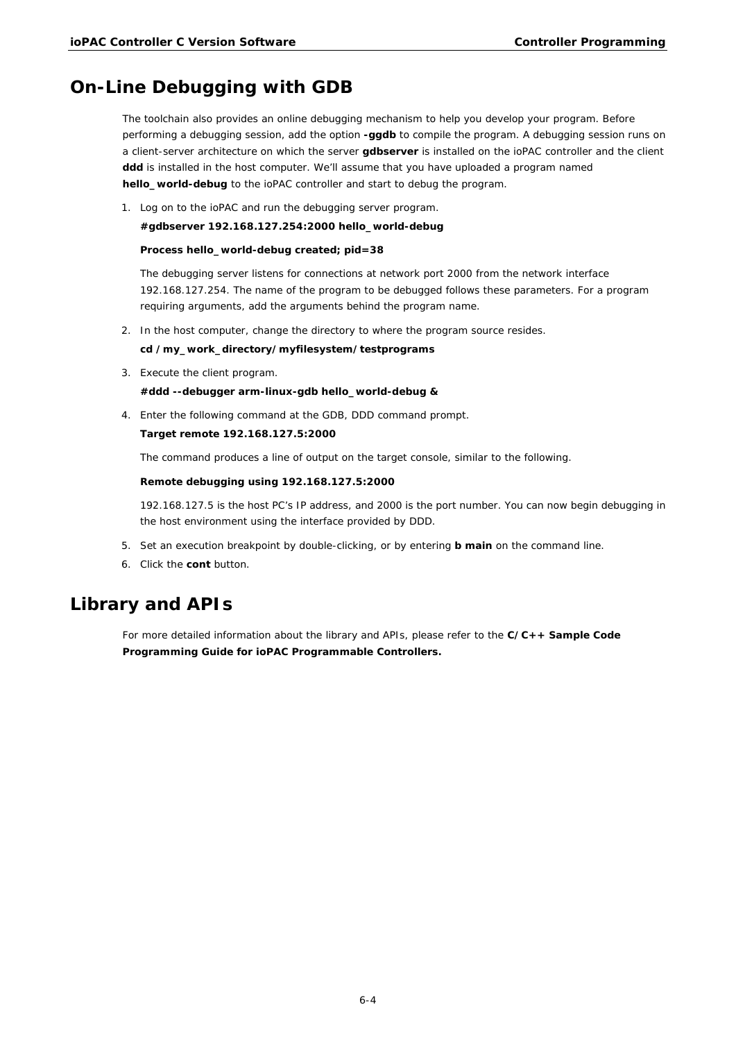# On-Line Debugging with GDB

The toolchain also provides an online debugging mechanism to help you develop your program. Before performing a debugging session, add the option **-ggdb** to compile the program. A debugging session runs on a client-server architecture on which the server **gdbserver** is installed on the ioPAC controller and the client **ddd** is installed in the host computer. We'll assume that you have uploaded a program named **hello_world-debug** to the ioPAC controller and start to debug the program.

1. Log on to the ioPAC and run the debugging server program.

   **#gdbserver 192.168.127.254:2000 hello_world-debug**

   **Process hello_world-debug created; pid=38**

   The debugging server listens for connections at network port 2000 from the network interface 192.168.127.254. The name of the program to be debugged follows these parameters. For a program requiring arguments, add the arguments behind the program name.

2. In the host computer, change the directory to where the program source resides.

   **cd /my_work_directory/myfilesystem/testprograms**

3. Execute the client program.

   **#ddd --debugger arm-linux-gdb hello_world-debug &**

4. Enter the following command at the GDB, DDD command prompt.

   **Target remote 192.168.127.5:2000**

   The command produces a line of output on the target console, similar to the following.

   **Remote debugging using 192.168.127.5:2000**

   192.168.127.5 is the host PC's IP address, and 2000 is the port number. You can now begin debugging in the host environment using the interface provided by DDD.

5. Set an execution breakpoint by double-clicking, or by entering **b main** on the command line.
6. Click the **cont** button.

# Library and APIs

For more detailed information about the library and APIs, please refer to the **C/C++ Sample Code Programming Guide for ioPAC Programmable Controllers.**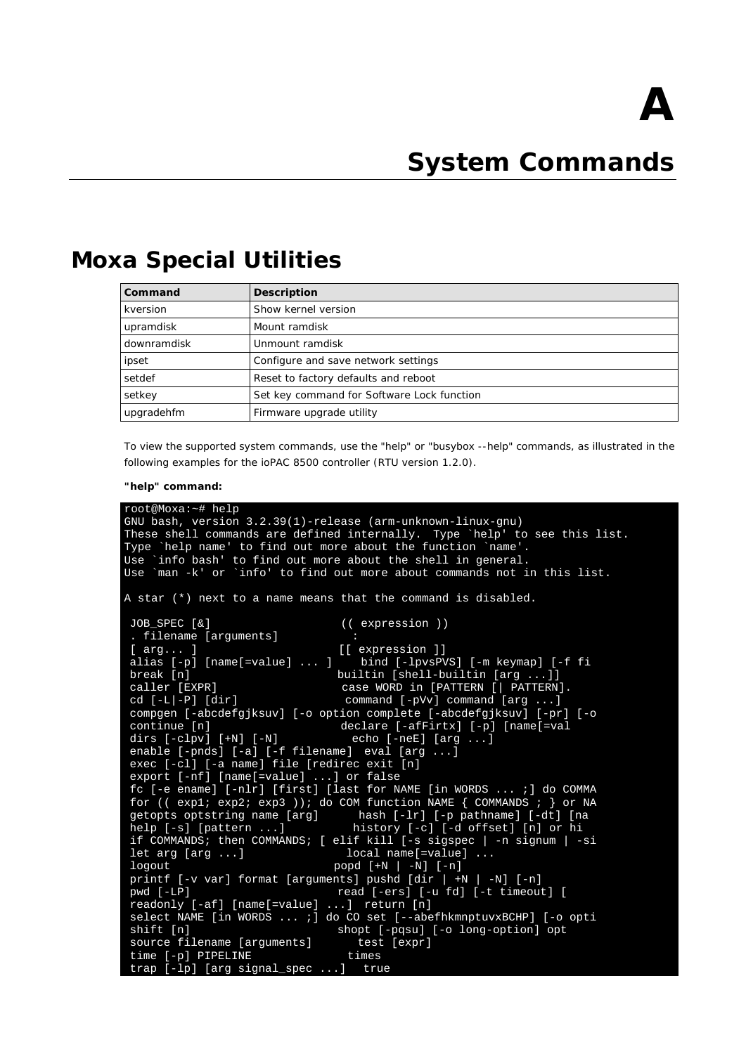# A

# System Commands

## Moxa Special Utilities

| Command | Description |
| --- | --- |
| kversion | Show kernel version |
| upramdisk | Mount ramdisk |
| downramdisk | Unmount ramdisk |
| ipset | Configure and save network settings |
| setdef | Reset to factory defaults and reboot |
| setkey | Set key command for Software Lock function |
| upgradehfm | Firmware upgrade utility |

To view the supported system commands, use the "help" or "busybox --help" commands, as illustrated in the following examples for the ioPAC 8500 controller (RTU version 1.2.0).

**"help" command:**

```
root@Moxa:~# help
GNU bash, version 3.2.39(1)-release (arm-unknown-linux-gnu)
These shell commands are defined internally.  Type `help' to see this list.
Type `help name' to find out more about the function `name'.
Use `info bash' to find out more about the shell in general.
Use `man -k' or `info' to find out more about commands not in this list.

A star (*) next to a name means that the command is disabled.

 JOB_SPEC [&]                      (( expression ))
 . filename [arguments]              :
 [ arg... ]                        [[ expression ]]
 alias [-p] [name[=value] ... ]     bind [-lpvsPVS] [-m keymap] [-f fi
 break [n]                         builtin [shell-builtin [arg ...]]
 caller [EXPR]                      case WORD in [PATTERN [| PATTERN].
 cd [-L|-P] [dir]                   command [-pVv] command [arg ...]
 compgen [-abcdefgjksuv] [-o option complete [-abcdefgjksuv] [-pr] [-o
 continue [n]                      declare [-afFirtx] [-p] [name[=val
 dirs [-clpv] [+N] [-N]              echo [-neE] [arg ...]
 enable [-pnds] [-a] [-f filename]  eval [arg ...]
 exec [-cl] [-a name] file [redirec exit [n]
 export [-nf] [name[=value] ...] or false
 fc [-e ename] [-nlr] [first] [last for NAME [in WORDS ... ;] do COMMA
 for (( exp1; exp2; exp3 )); do COM function NAME { COMMANDS ; } or NA
 getopts optstring name [arg]      hash [-lr] [-p pathname] [-dt] [na
 help [-s] [pattern ...]            history [-c] [-d offset] [n] or hi
 if COMMANDS; then COMMANDS; [ elif kill [-s sigspec | -n signum | -si
 let arg [arg ...]                  local name[=value] ...
 logout                           popd [+N | -N] [-n]
 printf [-v var] format [arguments] pushd [dir | +N | -N] [-n]
 pwd [-LP]                         read [-ers] [-u fd] [-t timeout] [
 readonly [-af] [name[=value] ...]  return [n]
 select NAME [in WORDS ... ;] do CO set [--abefhkmnptuvxBCHP] [-o opti
 shift [n]                         shopt [-pqsu] [-o long-option] opt
 source filename [arguments]        test [expr]
 time [-p] PIPELINE                 times
 trap [-lp] [arg signal_spec ...]   true
```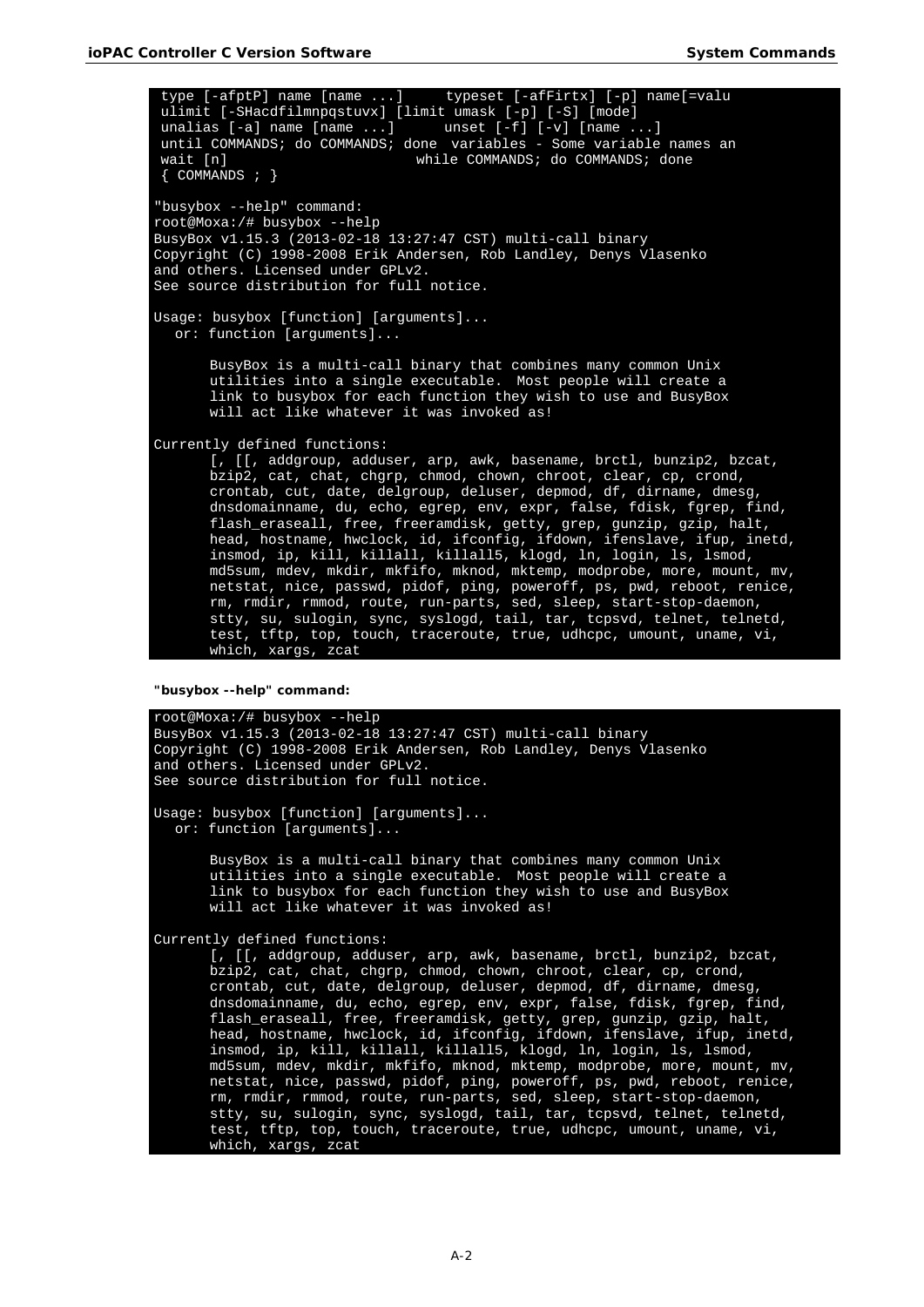```
 type [-afptP] name [name ...]      typeset [-afFirtx] [-p] name[=valu
 ulimit [-SHacdfilmnpqstuvx] [limit umask [-p] [-S] [mode]
 unalias [-a] name [name ...]       unset [-f] [-v] [name ...]
 until COMMANDS; do COMMANDS; done  variables - Some variable names an
 wait [n]                           while COMMANDS; do COMMANDS; done
 { COMMANDS ; }

"busybox --help" command:
root@Moxa:/# busybox --help
BusyBox v1.15.3 (2013-02-18 13:27:47 CST) multi-call binary
Copyright (C) 1998-2008 Erik Andersen, Rob Landley, Denys Vlasenko
and others. Licensed under GPLv2.
See source distribution for full notice.

Usage: busybox [function] [arguments]...
   or: function [arguments]...

        BusyBox is a multi-call binary that combines many common Unix
        utilities into a single executable.  Most people will create a
        link to busybox for each function they wish to use and BusyBox
        will act like whatever it was invoked as!

Currently defined functions:
        [, [[, addgroup, adduser, arp, awk, basename, brctl, bunzip2, bzcat,
        bzip2, cat, chat, chgrp, chmod, chown, chroot, clear, cp, crond,
        crontab, cut, date, delgroup, deluser, depmod, df, dirname, dmesg,
        dnsdomainname, du, echo, egrep, env, expr, false, fdisk, fgrep, find,
        flash_eraseall, free, freeramdisk, getty, grep, gunzip, gzip, halt,
        head, hostname, hwclock, id, ifconfig, ifdown, ifenslave, ifup, inetd,
        insmod, ip, kill, killall, killall5, klogd, ln, login, ls, lsmod,
        md5sum, mdev, mkdir, mkfifo, mknod, mktemp, modprobe, more, mount, mv,
        netstat, nice, passwd, pidof, ping, poweroff, ps, pwd, reboot, renice,
        rm, rmdir, rmmod, route, run-parts, sed, sleep, start-stop-daemon,
        stty, su, sulogin, sync, syslogd, tail, tar, tcpsvd, telnet, telnetd,
        test, tftp, top, touch, traceroute, true, udhcpc, umount, uname, vi,
        which, xargs, zcat
```

**"busybox --help" command:**

```
root@Moxa:/# busybox --help
BusyBox v1.15.3 (2013-02-18 13:27:47 CST) multi-call binary
Copyright (C) 1998-2008 Erik Andersen, Rob Landley, Denys Vlasenko
and others. Licensed under GPLv2.
See source distribution for full notice.

Usage: busybox [function] [arguments]...
   or: function [arguments]...

        BusyBox is a multi-call binary that combines many common Unix
        utilities into a single executable.  Most people will create a
        link to busybox for each function they wish to use and BusyBox
        will act like whatever it was invoked as!

Currently defined functions:
        [, [[, addgroup, adduser, arp, awk, basename, brctl, bunzip2, bzcat,
        bzip2, cat, chat, chgrp, chmod, chown, chroot, clear, cp, crond,
        crontab, cut, date, delgroup, deluser, depmod, df, dirname, dmesg,
        dnsdomainname, du, echo, egrep, env, expr, false, fdisk, fgrep, find,
        flash_eraseall, free, freeramdisk, getty, grep, gunzip, gzip, halt,
        head, hostname, hwclock, id, ifconfig, ifdown, ifenslave, ifup, inetd,
        insmod, ip, kill, killall, killall5, klogd, ln, login, ls, lsmod,
        md5sum, mdev, mkdir, mkfifo, mknod, mktemp, modprobe, more, mount, mv,
        netstat, nice, passwd, pidof, ping, poweroff, ps, pwd, reboot, renice,
        rm, rmdir, rmmod, route, run-parts, sed, sleep, start-stop-daemon,
        stty, su, sulogin, sync, syslogd, tail, tar, tcpsvd, telnet, telnetd,
        test, tftp, top, touch, traceroute, true, udhcpc, umount, uname, vi,
        which, xargs, zcat
```